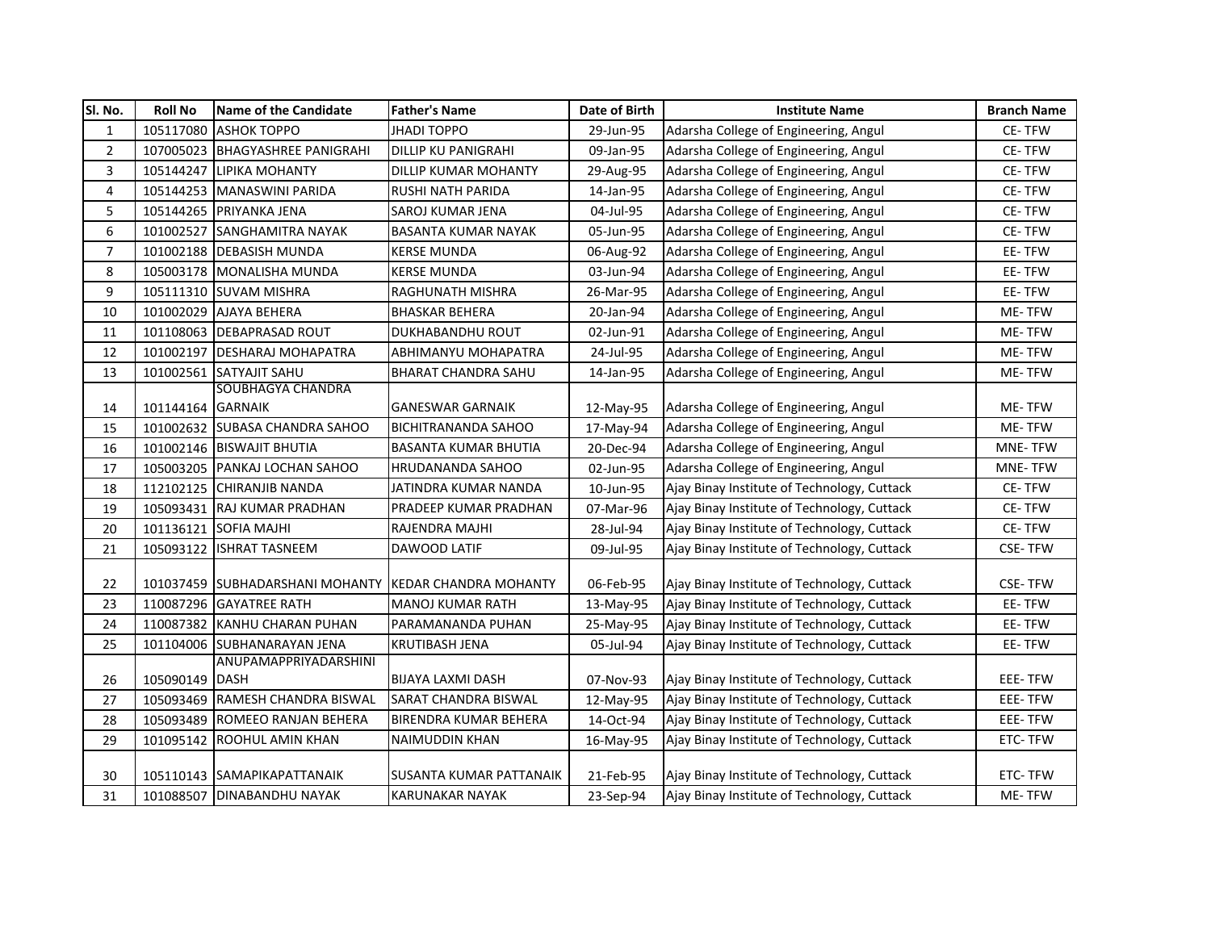| Sl. No. | Roll No | Name of the Candidate | Father's Name | Date of Birth | Institute Name | Branch Name |
|---|---|---|---|---|---|---|
| 1 | 105117080 | ASHOK TOPPO | JHADI TOPPO | 29-Jun-95 | Adarsha College of Engineering, Angul | CE- TFW |
| 2 | 107005023 | BHAGYASHREE PANIGRAHI | DILLIP KU PANIGRAHI | 09-Jan-95 | Adarsha College of Engineering, Angul | CE- TFW |
| 3 | 105144247 | LIPIKA MOHANTY | DILLIP KUMAR MOHANTY | 29-Aug-95 | Adarsha College of Engineering, Angul | CE- TFW |
| 4 | 105144253 | MANASWINI PARIDA | RUSHI NATH PARIDA | 14-Jan-95 | Adarsha College of Engineering, Angul | CE- TFW |
| 5 | 105144265 | PRIYANKA JENA | SAROJ KUMAR JENA | 04-Jul-95 | Adarsha College of Engineering, Angul | CE- TFW |
| 6 | 101002527 | SANGHAMITRA NAYAK | BASANTA KUMAR NAYAK | 05-Jun-95 | Adarsha College of Engineering, Angul | CE- TFW |
| 7 | 101002188 | DEBASISH MUNDA | KERSE MUNDA | 06-Aug-92 | Adarsha College of Engineering, Angul | EE- TFW |
| 8 | 105003178 | MONALISHA MUNDA | KERSE MUNDA | 03-Jun-94 | Adarsha College of Engineering, Angul | EE- TFW |
| 9 | 105111310 | SUVAM MISHRA | RAGHUNATH MISHRA | 26-Mar-95 | Adarsha College of Engineering, Angul | EE- TFW |
| 10 | 101002029 | AJAYA BEHERA | BHASKAR BEHERA | 20-Jan-94 | Adarsha College of Engineering, Angul | ME- TFW |
| 11 | 101108063 | DEBAPRASAD ROUT | DUKHABANDHU ROUT | 02-Jun-91 | Adarsha College of Engineering, Angul | ME- TFW |
| 12 | 101002197 | DESHARAJ MOHAPATRA | ABHIMANYU MOHAPATRA | 24-Jul-95 | Adarsha College of Engineering, Angul | ME- TFW |
| 13 | 101002561 | SATYAJIT SAHU | BHARAT CHANDRA SAHU | 14-Jan-95 | Adarsha College of Engineering, Angul | ME- TFW |
| 14 | 101144164 | SOUBHAGYA CHANDRA GARNAIK | GANESWAR GARNAIK | 12-May-95 | Adarsha College of Engineering, Angul | ME- TFW |
| 15 | 101002632 | SUBASA CHANDRA SAHOO | BICHITRANANDA SAHOO | 17-May-94 | Adarsha College of Engineering, Angul | ME- TFW |
| 16 | 101002146 | BISWAJIT BHUTIA | BASANTA KUMAR BHUTIA | 20-Dec-94 | Adarsha College of Engineering, Angul | MNE- TFW |
| 17 | 105003205 | PANKAJ LOCHAN SAHOO | HRUDANANDA SAHOO | 02-Jun-95 | Adarsha College of Engineering, Angul | MNE- TFW |
| 18 | 112102125 | CHIRANJIB NANDA | JATINDRA KUMAR NANDA | 10-Jun-95 | Ajay Binay Institute of Technology, Cuttack | CE- TFW |
| 19 | 105093431 | RAJ KUMAR PRADHAN | PRADEEP KUMAR PRADHAN | 07-Mar-96 | Ajay Binay Institute of Technology, Cuttack | CE- TFW |
| 20 | 101136121 | SOFIA MAJHI | RAJENDRA MAJHI | 28-Jul-94 | Ajay Binay Institute of Technology, Cuttack | CE- TFW |
| 21 | 105093122 | ISHRAT TASNEEM | DAWOOD LATIF | 09-Jul-95 | Ajay Binay Institute of Technology, Cuttack | CSE- TFW |
| 22 | 101037459 | SUBHADARSHANI MOHANTY | KEDAR CHANDRA MOHANTY | 06-Feb-95 | Ajay Binay Institute of Technology, Cuttack | CSE- TFW |
| 23 | 110087296 | GAYATREE RATH | MANOJ KUMAR RATH | 13-May-95 | Ajay Binay Institute of Technology, Cuttack | EE- TFW |
| 24 | 110087382 | KANHU CHARAN PUHAN | PARAMANANDA PUHAN | 25-May-95 | Ajay Binay Institute of Technology, Cuttack | EE- TFW |
| 25 | 101104006 | SUBHANARAYAN JENA | KRUTIBASH JENA | 05-Jul-94 | Ajay Binay Institute of Technology, Cuttack | EE- TFW |
| 26 | 105090149 | ANUPAMAPPRIYADARSHINI DASH | BIJAYA LAXMI DASH | 07-Nov-93 | Ajay Binay Institute of Technology, Cuttack | EEE- TFW |
| 27 | 105093469 | RAMESH CHANDRA BISWAL | SARAT CHANDRA BISWAL | 12-May-95 | Ajay Binay Institute of Technology, Cuttack | EEE- TFW |
| 28 | 105093489 | ROMEEO RANJAN BEHERA | BIRENDRA KUMAR BEHERA | 14-Oct-94 | Ajay Binay Institute of Technology, Cuttack | EEE- TFW |
| 29 | 101095142 | ROOHUL AMIN KHAN | NAIMUDDIN KHAN | 16-May-95 | Ajay Binay Institute of Technology, Cuttack | ETC- TFW |
| 30 | 105110143 | SAMAPIKAPATTANAIK | SUSANTA KUMAR PATTANAIK | 21-Feb-95 | Ajay Binay Institute of Technology, Cuttack | ETC- TFW |
| 31 | 101088507 | DINABANDHU NAYAK | KARUNAKAR NAYAK | 23-Sep-94 | Ajay Binay Institute of Technology, Cuttack | ME- TFW |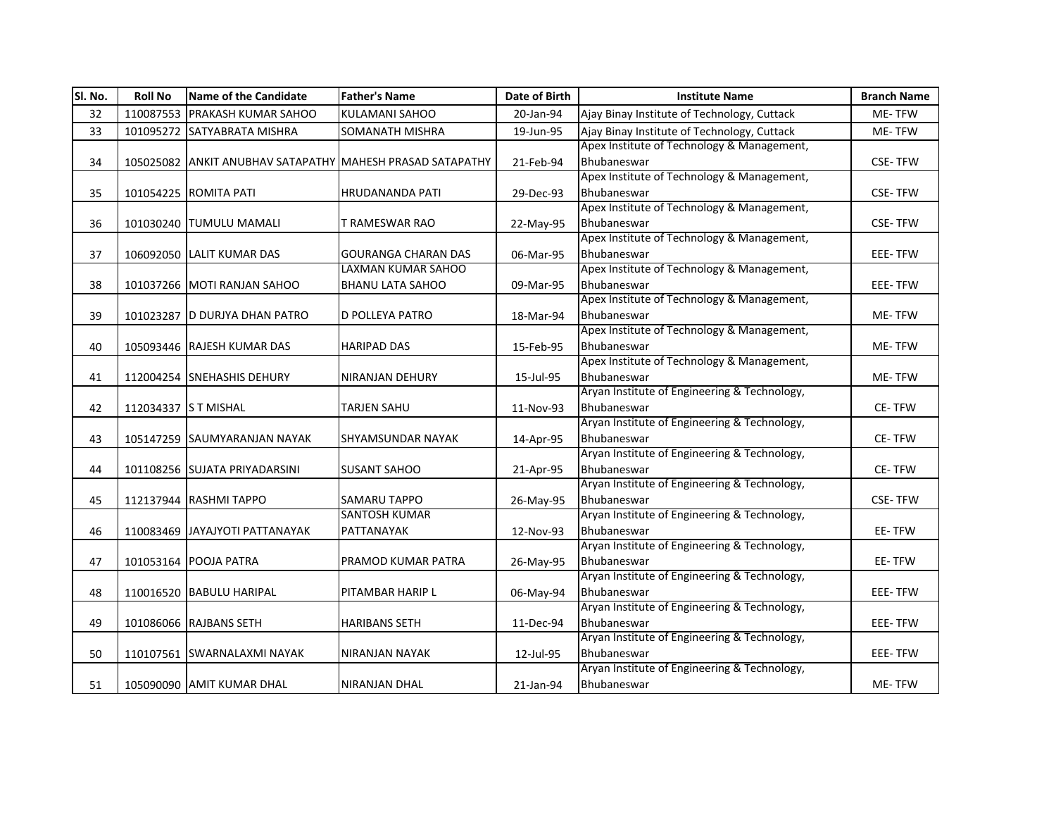| Sl. No. | Roll No | Name of the Candidate | Father's Name | Date of Birth | Institute Name | Branch Name |
|---|---|---|---|---|---|---|
| 32 | 110087553 | PRAKASH KUMAR SAHOO | KULAMANI SAHOO | 20-Jan-94 | Ajay Binay Institute of Technology, Cuttack | ME- TFW |
| 33 | 101095272 | SATYABRATA MISHRA | SOMANATH MISHRA | 19-Jun-95 | Ajay Binay Institute of Technology, Cuttack | ME- TFW |
| 34 | 105025082 | ANKIT ANUBHAV SATAPATHY | MAHESH PRASAD SATAPATHY | 21-Feb-94 | Apex Institute of Technology & Management, Bhubaneswar | CSE- TFW |
| 35 | 101054225 | ROMITA PATI | HRUDANANDA PATI | 29-Dec-93 | Apex Institute of Technology & Management, Bhubaneswar | CSE- TFW |
| 36 | 101030240 | TUMULU MAMALI | T RAMESWAR RAO | 22-May-95 | Apex Institute of Technology & Management, Bhubaneswar | CSE- TFW |
| 37 | 106092050 | LALIT KUMAR DAS | GOURANGA CHARAN DAS | 06-Mar-95 | Apex Institute of Technology & Management, Bhubaneswar | EEE- TFW |
| 38 | 101037266 | MOTI RANJAN SAHOO | LAXMAN KUMAR SAHOO BHANU LATA SAHOO | 09-Mar-95 | Apex Institute of Technology & Management, Bhubaneswar | EEE- TFW |
| 39 | 101023287 | D DURJYA DHAN PATRO | D POLLEYA PATRO | 18-Mar-94 | Apex Institute of Technology & Management, Bhubaneswar | ME- TFW |
| 40 | 105093446 | RAJESH KUMAR DAS | HARIPAD DAS | 15-Feb-95 | Apex Institute of Technology & Management, Bhubaneswar | ME- TFW |
| 41 | 112004254 | SNEHASHIS DEHURY | NIRANJAN DEHURY | 15-Jul-95 | Apex Institute of Technology & Management, Bhubaneswar | ME- TFW |
| 42 | 112034337 | S T MISHAL | TARJEN SAHU | 11-Nov-93 | Aryan Institute of Engineering & Technology, Bhubaneswar | CE- TFW |
| 43 | 105147259 | SAUMYARANJAN NAYAK | SHYAMSUNDAR NAYAK | 14-Apr-95 | Aryan Institute of Engineering & Technology, Bhubaneswar | CE- TFW |
| 44 | 101108256 | SUJATA PRIYADARSINI | SUSANT SAHOO | 21-Apr-95 | Aryan Institute of Engineering & Technology, Bhubaneswar | CE- TFW |
| 45 | 112137944 | RASHMI TAPPO | SAMARU TAPPO | 26-May-95 | Aryan Institute of Engineering & Technology, Bhubaneswar | CSE- TFW |
| 46 | 110083469 | JAYAJYOTI PATTANAYAK | SANTOSH KUMAR PATTANAYAK | 12-Nov-93 | Aryan Institute of Engineering & Technology, Bhubaneswar | EE- TFW |
| 47 | 101053164 | POOJA PATRA | PRAMOD KUMAR PATRA | 26-May-95 | Aryan Institute of Engineering & Technology, Bhubaneswar | EE- TFW |
| 48 | 110016520 | BABULU HARIPAL | PITAMBAR HARIP L | 06-May-94 | Aryan Institute of Engineering & Technology, Bhubaneswar | EEE- TFW |
| 49 | 101086066 | RAJBANS SETH | HARIBANS SETH | 11-Dec-94 | Aryan Institute of Engineering & Technology, Bhubaneswar | EEE- TFW |
| 50 | 110107561 | SWARNALAXMI NAYAK | NIRANJAN NAYAK | 12-Jul-95 | Aryan Institute of Engineering & Technology, Bhubaneswar | EEE- TFW |
| 51 | 105090090 | AMIT KUMAR DHAL | NIRANJAN DHAL | 21-Jan-94 | Aryan Institute of Engineering & Technology, Bhubaneswar | ME- TFW |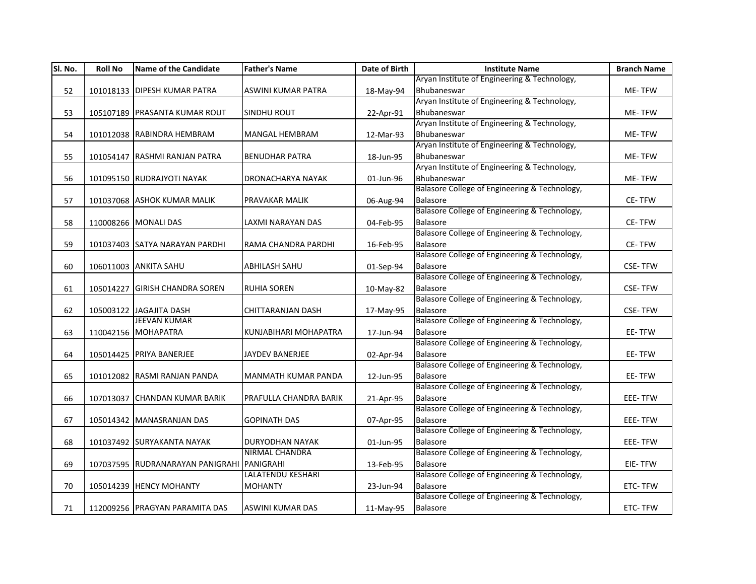| Sl. No. | Roll No | Name of the Candidate | Father's Name | Date of Birth | Institute Name | Branch Name |
|---|---|---|---|---|---|---|
| 52 | 101018133 | DIPESH KUMAR PATRA | ASWINI KUMAR PATRA | 18-May-94 | Aryan Institute of Engineering & Technology, Bhubaneswar | ME- TFW |
| 53 | 105107189 | PRASANTA KUMAR ROUT | SINDHU ROUT | 22-Apr-91 | Aryan Institute of Engineering & Technology, Bhubaneswar | ME- TFW |
| 54 | 101012038 | RABINDRA HEMBRAM | MANGAL HEMBRAM | 12-Mar-93 | Aryan Institute of Engineering & Technology, Bhubaneswar | ME- TFW |
| 55 | 101054147 | RASHMI RANJAN PATRA | BENUDHAR PATRA | 18-Jun-95 | Aryan Institute of Engineering & Technology, Bhubaneswar | ME- TFW |
| 56 | 101095150 | RUDRAJYOTI NAYAK | DRONACHARYA NAYAK | 01-Jun-96 | Aryan Institute of Engineering & Technology, Bhubaneswar | ME- TFW |
| 57 | 101037068 | ASHOK KUMAR MALIK | PRAVAKAR MALIK | 06-Aug-94 | Balasore College of Engineering & Technology, Balasore | CE- TFW |
| 58 | 110008266 | MONALI DAS | LAXMI NARAYAN DAS | 04-Feb-95 | Balasore College of Engineering & Technology, Balasore | CE- TFW |
| 59 | 101037403 | SATYA NARAYAN PARDHI | RAMA CHANDRA PARDHI | 16-Feb-95 | Balasore College of Engineering & Technology, Balasore | CE- TFW |
| 60 | 106011003 | ANKITA SAHU | ABHILASH SAHU | 01-Sep-94 | Balasore College of Engineering & Technology, Balasore | CSE- TFW |
| 61 | 105014227 | GIRISH CHANDRA SOREN | RUHIA SOREN | 10-May-82 | Balasore College of Engineering & Technology, Balasore | CSE- TFW |
| 62 | 105003122 | JAGAJITA DASH | CHITTARANJAN DASH | 17-May-95 | Balasore College of Engineering & Technology, Balasore | CSE- TFW |
| 63 | 110042156 | JEEVAN KUMAR MOHAPATRA | KUNJABIHARI MOHAPATRA | 17-Jun-94 | Balasore College of Engineering & Technology, Balasore | EE- TFW |
| 64 | 105014425 | PRIYA BANERJEE | JAYDEV BANERJEE | 02-Apr-94 | Balasore College of Engineering & Technology, Balasore | EE- TFW |
| 65 | 101012082 | RASMI RANJAN PANDA | MANMATH KUMAR PANDA | 12-Jun-95 | Balasore College of Engineering & Technology, Balasore | EE- TFW |
| 66 | 107013037 | CHANDAN KUMAR BARIK | PRAFULLA CHANDRA BARIK | 21-Apr-95 | Balasore College of Engineering & Technology, Balasore | EEE- TFW |
| 67 | 105014342 | MANASRANJAN DAS | GOPINATH DAS | 07-Apr-95 | Balasore College of Engineering & Technology, Balasore | EEE- TFW |
| 68 | 101037492 | SURYAKANTA NAYAK | DURYODHAN NAYAK | 01-Jun-95 | Balasore College of Engineering & Technology, Balasore | EEE- TFW |
| 69 | 107037595 | RUDRANARAYAN PANIGRAHI | NIRMAL CHANDRA PANIGRAHI | 13-Feb-95 | Balasore College of Engineering & Technology, Balasore | EIE- TFW |
| 70 | 105014239 | HENCY MOHANTY | LALATENDU KESHARI MOHANTY | 23-Jun-94 | Balasore College of Engineering & Technology, Balasore | ETC- TFW |
| 71 | 112009256 | PRAGYAN PARAMITA DAS | ASWINI KUMAR DAS | 11-May-95 | Balasore College of Engineering & Technology, Balasore | ETC- TFW |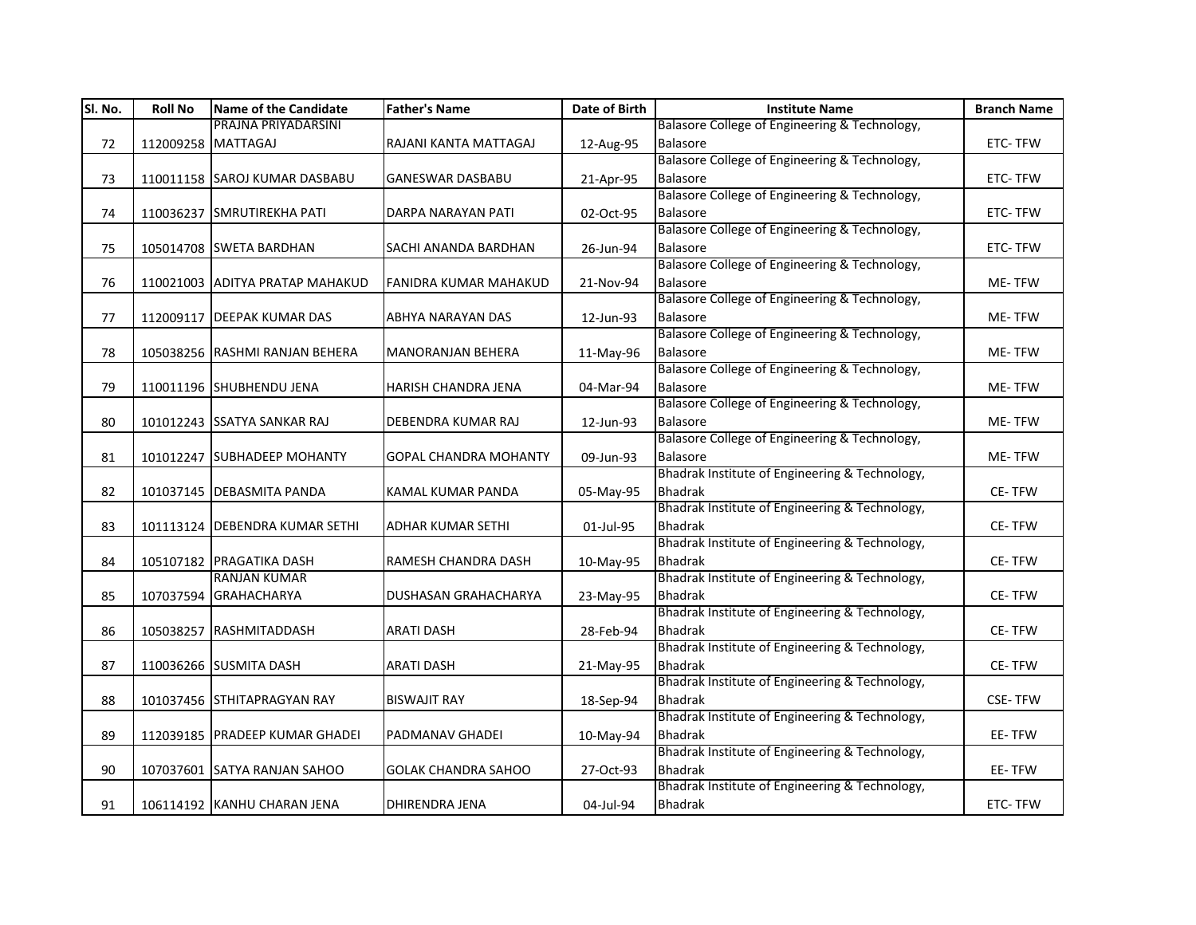| Sl. No. | Roll No | Name of the Candidate | Father's Name | Date of Birth | Institute Name | Branch Name |
|---|---|---|---|---|---|---|
| 72 | 112009258 | PRAJNA PRIYADARSINI MATTAGAJ | RAJANI KANTA MATTAGAJ | 12-Aug-95 | Balasore College of Engineering & Technology, Balasore | ETC- TFW |
| 73 | 110011158 | SAROJ KUMAR DASBABU | GANESWAR DASBABU | 21-Apr-95 | Balasore College of Engineering & Technology, Balasore | ETC- TFW |
| 74 | 110036237 | SMRUTIREKHA PATI | DARPA NARAYAN PATI | 02-Oct-95 | Balasore College of Engineering & Technology, Balasore | ETC- TFW |
| 75 | 105014708 | SWETA BARDHAN | SACHI ANANDA BARDHAN | 26-Jun-94 | Balasore College of Engineering & Technology, Balasore | ETC- TFW |
| 76 | 110021003 | ADITYA PRATAP MAHAKUD | FANIDRA KUMAR MAHAKUD | 21-Nov-94 | Balasore College of Engineering & Technology, Balasore | ME- TFW |
| 77 | 112009117 | DEEPAK KUMAR DAS | ABHYA NARAYAN DAS | 12-Jun-93 | Balasore College of Engineering & Technology, Balasore | ME- TFW |
| 78 | 105038256 | RASHMI RANJAN BEHERA | MANORANJAN BEHERA | 11-May-96 | Balasore College of Engineering & Technology, Balasore | ME- TFW |
| 79 | 110011196 | SHUBHENDU JENA | HARISH CHANDRA JENA | 04-Mar-94 | Balasore College of Engineering & Technology, Balasore | ME- TFW |
| 80 | 101012243 | SSATYA SANKAR RAJ | DEBENDRA KUMAR RAJ | 12-Jun-93 | Balasore College of Engineering & Technology, Balasore | ME- TFW |
| 81 | 101012247 | SUBHADEEP MOHANTY | GOPAL CHANDRA MOHANTY | 09-Jun-93 | Balasore College of Engineering & Technology, Balasore | ME- TFW |
| 82 | 101037145 | DEBASMITA PANDA | KAMAL KUMAR PANDA | 05-May-95 | Bhadrak Institute of Engineering & Technology, Bhadrak | CE- TFW |
| 83 | 101113124 | DEBENDRA KUMAR SETHI | ADHAR KUMAR SETHI | 01-Jul-95 | Bhadrak Institute of Engineering & Technology, Bhadrak | CE- TFW |
| 84 | 105107182 | PRAGATIKA DASH | RAMESH CHANDRA DASH | 10-May-95 | Bhadrak Institute of Engineering & Technology, Bhadrak | CE- TFW |
| 85 | 107037594 | RANJAN KUMAR GRAHACHARYA | DUSHASAN GRAHACHARYA | 23-May-95 | Bhadrak Institute of Engineering & Technology, Bhadrak | CE- TFW |
| 86 | 105038257 | RASHMITADDASH | ARATI DASH | 28-Feb-94 | Bhadrak Institute of Engineering & Technology, Bhadrak | CE- TFW |
| 87 | 110036266 | SUSMITA DASH | ARATI DASH | 21-May-95 | Bhadrak Institute of Engineering & Technology, Bhadrak | CE- TFW |
| 88 | 101037456 | STHITAPRAGYAN RAY | BISWAJIT RAY | 18-Sep-94 | Bhadrak Institute of Engineering & Technology, Bhadrak | CSE- TFW |
| 89 | 112039185 | PRADEEP KUMAR GHADEI | PADMANAV GHADEI | 10-May-94 | Bhadrak Institute of Engineering & Technology, Bhadrak | EE- TFW |
| 90 | 107037601 | SATYA RANJAN SAHOO | GOLAK CHANDRA SAHOO | 27-Oct-93 | Bhadrak Institute of Engineering & Technology, Bhadrak | EE- TFW |
| 91 | 106114192 | KANHU CHARAN JENA | DHIRENDRA JENA | 04-Jul-94 | Bhadrak Institute of Engineering & Technology, Bhadrak | ETC- TFW |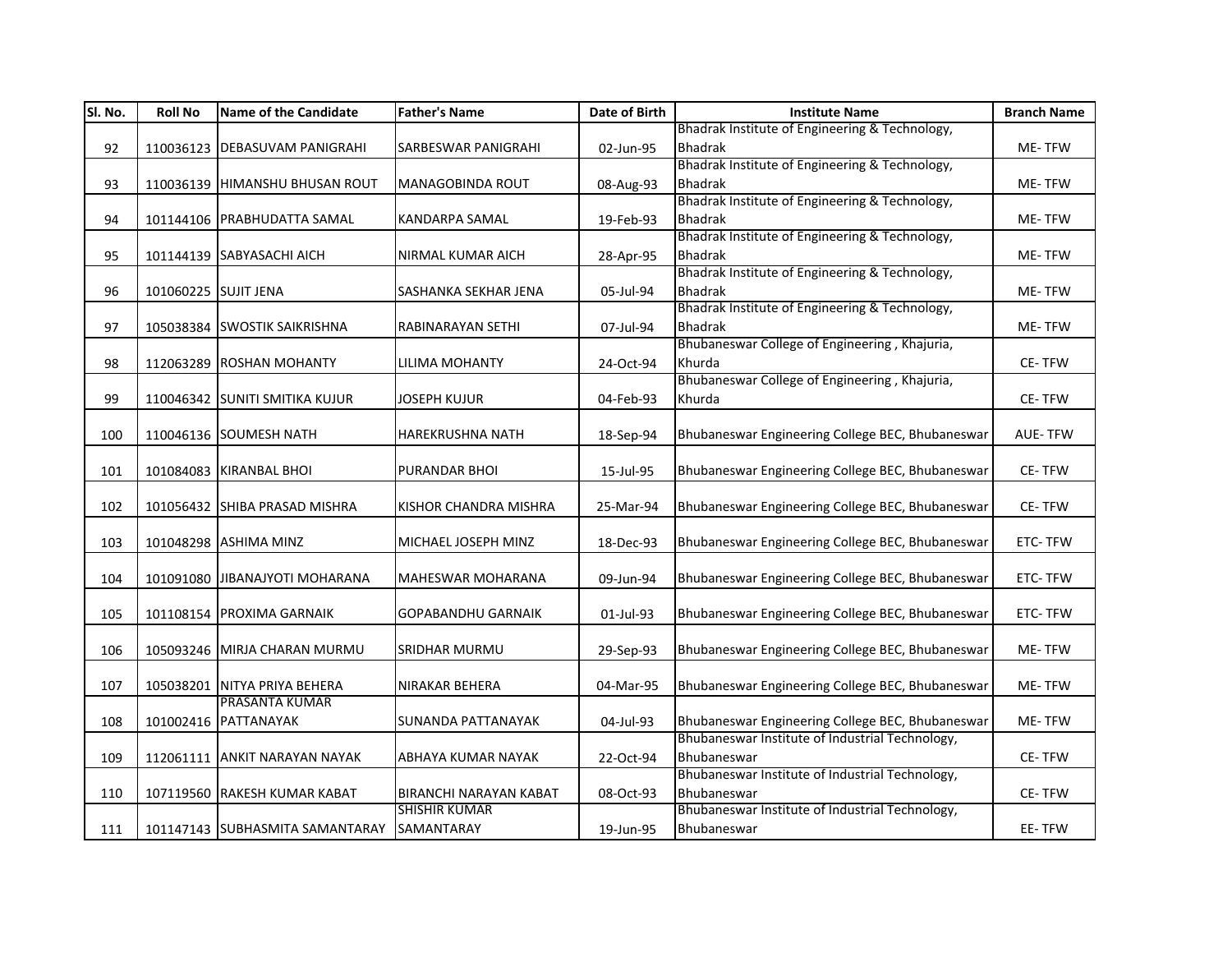| Sl. No. | Roll No | Name of the Candidate | Father's Name | Date of Birth | Institute Name | Branch Name |
|---|---|---|---|---|---|---|
| 92 | 110036123 | DEBASUVAM PANIGRAHI | SARBESWAR PANIGRAHI | 02-Jun-95 | Bhadrak Institute of Engineering & Technology, Bhadrak | ME- TFW |
| 93 | 110036139 | HIMANSHU BHUSAN ROUT | MANAGOBINDA ROUT | 08-Aug-93 | Bhadrak Institute of Engineering & Technology, Bhadrak | ME- TFW |
| 94 | 101144106 | PRABHUDATTA SAMAL | KANDARPA SAMAL | 19-Feb-93 | Bhadrak Institute of Engineering & Technology, Bhadrak | ME- TFW |
| 95 | 101144139 | SABYASACHI AICH | NIRMAL KUMAR AICH | 28-Apr-95 | Bhadrak Institute of Engineering & Technology, Bhadrak | ME- TFW |
| 96 | 101060225 | SUJIT JENA | SASHANKA SEKHAR JENA | 05-Jul-94 | Bhadrak Institute of Engineering & Technology, Bhadrak | ME- TFW |
| 97 | 105038384 | SWOSTIK SAIKRISHNA | RABINARAYAN SETHI | 07-Jul-94 | Bhadrak Institute of Engineering & Technology, Bhadrak | ME- TFW |
| 98 | 112063289 | ROSHAN MOHANTY | LILIMA MOHANTY | 24-Oct-94 | Bhubaneswar College of Engineering , Khajuria, Khurda | CE- TFW |
| 99 | 110046342 | SUNITI SMITIKA KUJUR | JOSEPH KUJUR | 04-Feb-93 | Bhubaneswar College of Engineering , Khajuria, Khurda | CE- TFW |
| 100 | 110046136 | SOUMESH NATH | HAREKRUSHNA NATH | 18-Sep-94 | Bhubaneswar Engineering College BEC, Bhubaneswar | AUE- TFW |
| 101 | 101084083 | KIRANBAL BHOI | PURANDAR BHOI | 15-Jul-95 | Bhubaneswar Engineering College BEC, Bhubaneswar | CE- TFW |
| 102 | 101056432 | SHIBA PRASAD MISHRA | KISHOR CHANDRA MISHRA | 25-Mar-94 | Bhubaneswar Engineering College BEC, Bhubaneswar | CE- TFW |
| 103 | 101048298 | ASHIMA MINZ | MICHAEL JOSEPH MINZ | 18-Dec-93 | Bhubaneswar Engineering College BEC, Bhubaneswar | ETC- TFW |
| 104 | 101091080 | JIBANAJYOTI MOHARANA | MAHESWAR MOHARANA | 09-Jun-94 | Bhubaneswar Engineering College BEC, Bhubaneswar | ETC- TFW |
| 105 | 101108154 | PROXIMA GARNAIK | GOPABANDHU GARNAIK | 01-Jul-93 | Bhubaneswar Engineering College BEC, Bhubaneswar | ETC- TFW |
| 106 | 105093246 | MIRJA CHARAN MURMU | SRIDHAR MURMU | 29-Sep-93 | Bhubaneswar Engineering College BEC, Bhubaneswar | ME- TFW |
| 107 | 105038201 | NITYA PRIYA BEHERA | NIRAKAR BEHERA | 04-Mar-95 | Bhubaneswar Engineering College BEC, Bhubaneswar | ME- TFW |
| 108 | 101002416 | PRASANTA KUMAR PATTANAYAK | SUNANDA PATTANAYAK | 04-Jul-93 | Bhubaneswar Engineering College BEC, Bhubaneswar | ME- TFW |
| 109 | 112061111 | ANKIT NARAYAN NAYAK | ABHAYA KUMAR NAYAK | 22-Oct-94 | Bhubaneswar Institute of Industrial Technology, Bhubaneswar | CE- TFW |
| 110 | 107119560 | RAKESH KUMAR KABAT | BIRANCHI NARAYAN KABAT | 08-Oct-93 | Bhubaneswar Institute of Industrial Technology, Bhubaneswar | CE- TFW |
| 111 | 101147143 | SUBHASMITA SAMANTARAY | SHISHIR KUMAR SAMANTARAY | 19-Jun-95 | Bhubaneswar Institute of Industrial Technology, Bhubaneswar | EE- TFW |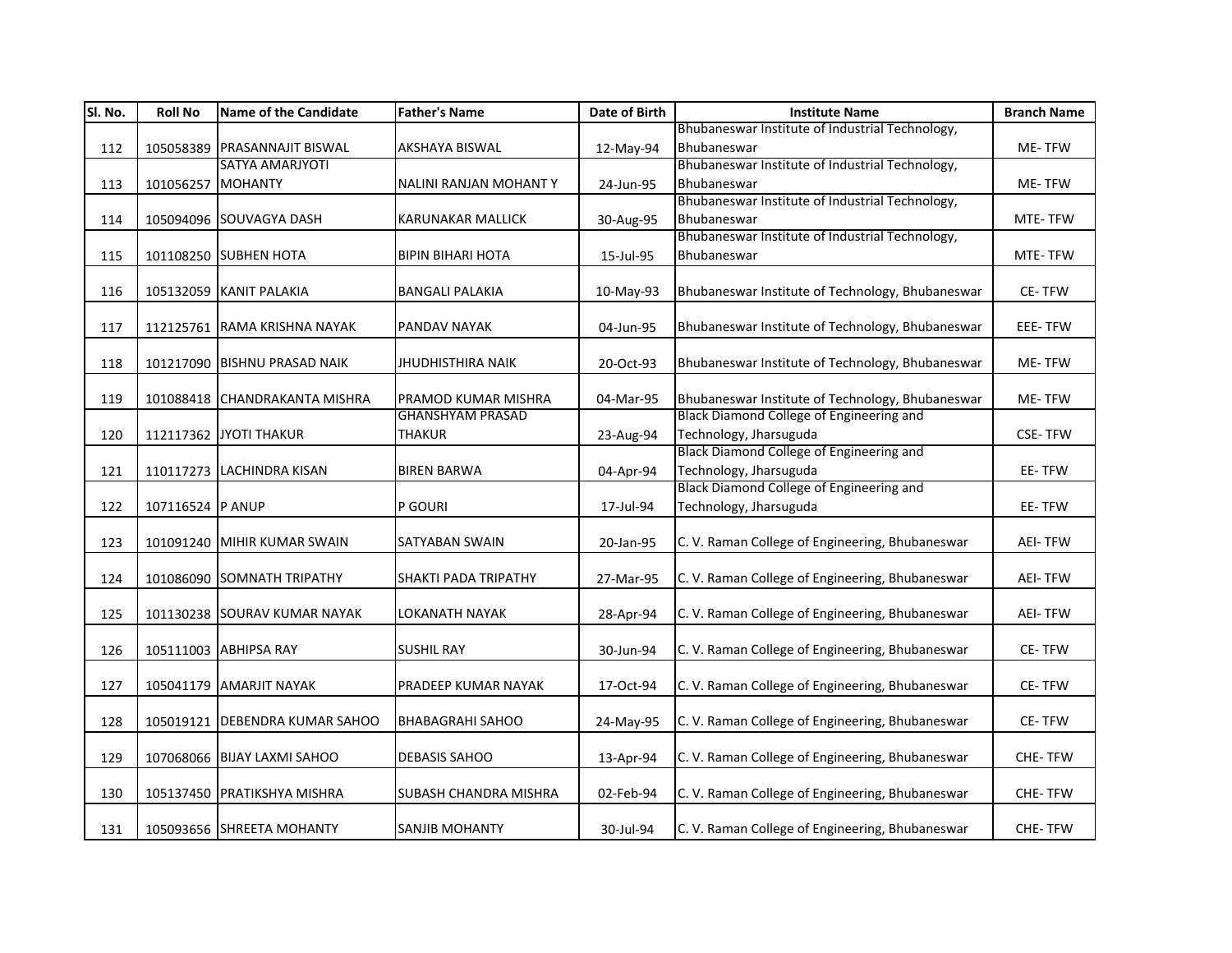| Sl. No. | Roll No | Name of the Candidate | Father's Name | Date of Birth | Institute Name | Branch Name |
|---|---|---|---|---|---|---|
| 112 | 105058389 | PRASANNAJIT BISWAL | AKSHAYA BISWAL | 12-May-94 | Bhubaneswar Institute of Industrial Technology, Bhubaneswar | ME- TFW |
| 113 | 101056257 | SATYA AMARJYOTI MOHANTY | NALINI RANJAN MOHANT Y | 24-Jun-95 | Bhubaneswar Institute of Industrial Technology, Bhubaneswar | ME- TFW |
| 114 | 105094096 | SOUVAGYA DASH | KARUNAKAR MALLICK | 30-Aug-95 | Bhubaneswar Institute of Industrial Technology, Bhubaneswar | MTE- TFW |
| 115 | 101108250 | SUBHEN HOTA | BIPIN BIHARI HOTA | 15-Jul-95 | Bhubaneswar Institute of Industrial Technology, Bhubaneswar | MTE- TFW |
| 116 | 105132059 | KANIT PALAKIA | BANGALI PALAKIA | 10-May-93 | Bhubaneswar Institute of Technology, Bhubaneswar | CE- TFW |
| 117 | 112125761 | RAMA KRISHNA NAYAK | PANDAV NAYAK | 04-Jun-95 | Bhubaneswar Institute of Technology, Bhubaneswar | EEE- TFW |
| 118 | 101217090 | BISHNU PRASAD NAIK | JHUDHISTHIRA NAIK | 20-Oct-93 | Bhubaneswar Institute of Technology, Bhubaneswar | ME- TFW |
| 119 | 101088418 | CHANDRAKANTA MISHRA | PRAMOD KUMAR MISHRA | 04-Mar-95 | Bhubaneswar Institute of Technology, Bhubaneswar | ME- TFW |
| 120 | 112117362 | JYOTI THAKUR | GHANSHYAM PRASAD THAKUR | 23-Aug-94 | Black Diamond College of Engineering and Technology, Jharsuguda | CSE- TFW |
| 121 | 110117273 | LACHINDRA KISAN | BIREN BARWA | 04-Apr-94 | Black Diamond College of Engineering and Technology, Jharsuguda | EE- TFW |
| 122 | 107116524 | P ANUP | P GOURI | 17-Jul-94 | Black Diamond College of Engineering and Technology, Jharsuguda | EE- TFW |
| 123 | 101091240 | MIHIR KUMAR SWAIN | SATYABAN SWAIN | 20-Jan-95 | C. V. Raman College of Engineering, Bhubaneswar | AEI- TFW |
| 124 | 101086090 | SOMNATH TRIPATHY | SHAKTI PADA TRIPATHY | 27-Mar-95 | C. V. Raman College of Engineering, Bhubaneswar | AEI- TFW |
| 125 | 101130238 | SOURAV KUMAR NAYAK | LOKANATH NAYAK | 28-Apr-94 | C. V. Raman College of Engineering, Bhubaneswar | AEI- TFW |
| 126 | 105111003 | ABHIPSA RAY | SUSHIL RAY | 30-Jun-94 | C. V. Raman College of Engineering, Bhubaneswar | CE- TFW |
| 127 | 105041179 | AMARJIT NAYAK | PRADEEP KUMAR NAYAK | 17-Oct-94 | C. V. Raman College of Engineering, Bhubaneswar | CE- TFW |
| 128 | 105019121 | DEBENDRA KUMAR SAHOO | BHABAGRAHI SAHOO | 24-May-95 | C. V. Raman College of Engineering, Bhubaneswar | CE- TFW |
| 129 | 107068066 | BIJAY LAXMI SAHOO | DEBASIS SAHOO | 13-Apr-94 | C. V. Raman College of Engineering, Bhubaneswar | CHE- TFW |
| 130 | 105137450 | PRATIKSHYA MISHRA | SUBASH CHANDRA MISHRA | 02-Feb-94 | C. V. Raman College of Engineering, Bhubaneswar | CHE- TFW |
| 131 | 105093656 | SHREETA MOHANTY | SANJIB MOHANTY | 30-Jul-94 | C. V. Raman College of Engineering, Bhubaneswar | CHE- TFW |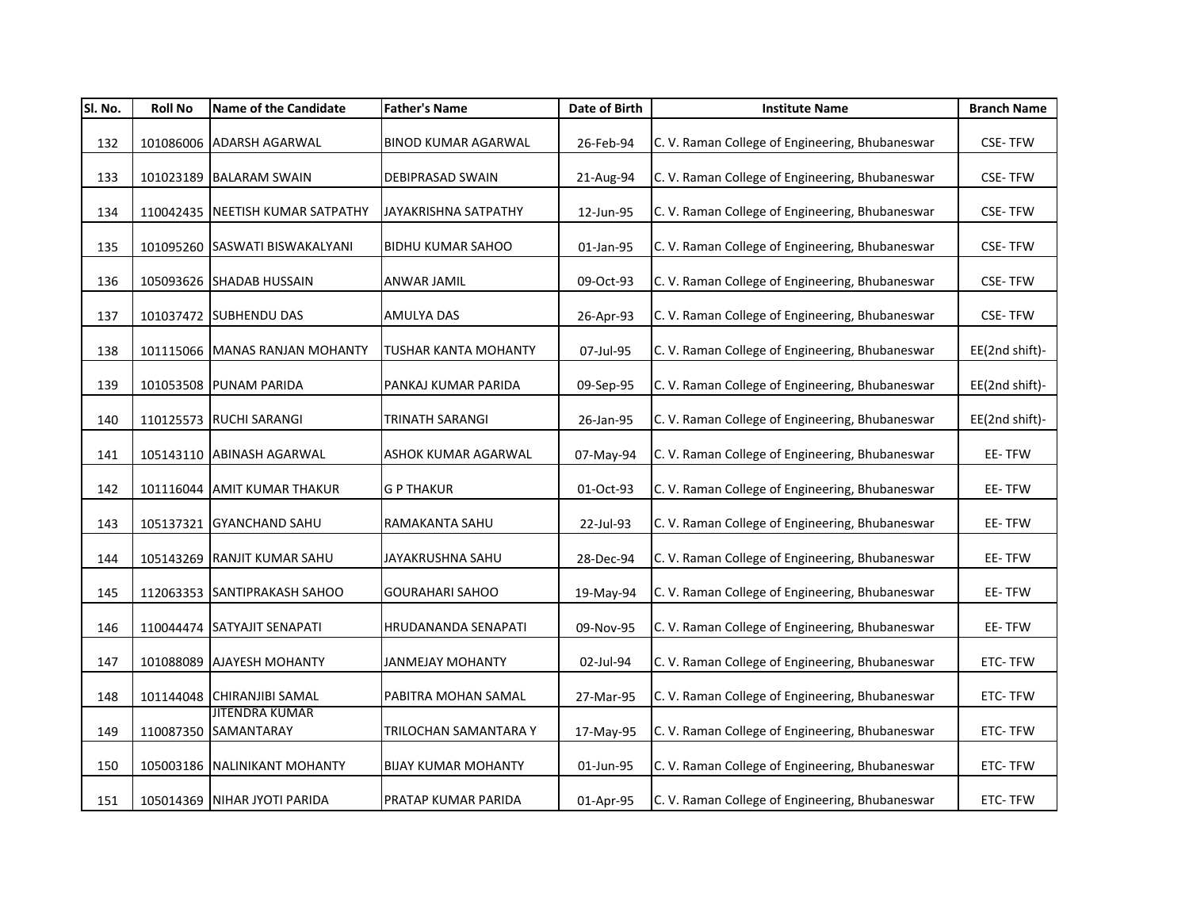| Sl. No. | Roll No | Name of the Candidate | Father's Name | Date of Birth | Institute Name | Branch Name |
| --- | --- | --- | --- | --- | --- | --- |
| 132 | 101086006 | ADARSH AGARWAL | BINOD KUMAR AGARWAL | 26-Feb-94 | C. V. Raman College of Engineering, Bhubaneswar | CSE- TFW |
| 133 | 101023189 | BALARAM SWAIN | DEBIPRASAD SWAIN | 21-Aug-94 | C. V. Raman College of Engineering, Bhubaneswar | CSE- TFW |
| 134 | 110042435 | NEETISH KUMAR SATPATHY | JAYAKRISHNA SATPATHY | 12-Jun-95 | C. V. Raman College of Engineering, Bhubaneswar | CSE- TFW |
| 135 | 101095260 | SASWATI BISWAKALYANI | BIDHU KUMAR SAHOO | 01-Jan-95 | C. V. Raman College of Engineering, Bhubaneswar | CSE- TFW |
| 136 | 105093626 | SHADAB HUSSAIN | ANWAR JAMIL | 09-Oct-93 | C. V. Raman College of Engineering, Bhubaneswar | CSE- TFW |
| 137 | 101037472 | SUBHENDU DAS | AMULYA DAS | 26-Apr-93 | C. V. Raman College of Engineering, Bhubaneswar | CSE- TFW |
| 138 | 101115066 | MANAS RANJAN MOHANTY | TUSHAR KANTA MOHANTY | 07-Jul-95 | C. V. Raman College of Engineering, Bhubaneswar | EE(2nd shift)- |
| 139 | 101053508 | PUNAM PARIDA | PANKAJ KUMAR PARIDA | 09-Sep-95 | C. V. Raman College of Engineering, Bhubaneswar | EE(2nd shift)- |
| 140 | 110125573 | RUCHI SARANGI | TRINATH SARANGI | 26-Jan-95 | C. V. Raman College of Engineering, Bhubaneswar | EE(2nd shift)- |
| 141 | 105143110 | ABINASH AGARWAL | ASHOK KUMAR AGARWAL | 07-May-94 | C. V. Raman College of Engineering, Bhubaneswar | EE- TFW |
| 142 | 101116044 | AMIT KUMAR THAKUR | G P THAKUR | 01-Oct-93 | C. V. Raman College of Engineering, Bhubaneswar | EE- TFW |
| 143 | 105137321 | GYANCHAND SAHU | RAMAKANTA SAHU | 22-Jul-93 | C. V. Raman College of Engineering, Bhubaneswar | EE- TFW |
| 144 | 105143269 | RANJIT KUMAR SAHU | JAYAKRUSHNA SAHU | 28-Dec-94 | C. V. Raman College of Engineering, Bhubaneswar | EE- TFW |
| 145 | 112063353 | SANTIPRAKASH SAHOO | GOURAHARI SAHOO | 19-May-94 | C. V. Raman College of Engineering, Bhubaneswar | EE- TFW |
| 146 | 110044474 | SATYAJIT SENAPATI | HRUDANANDA SENAPATI | 09-Nov-95 | C. V. Raman College of Engineering, Bhubaneswar | EE- TFW |
| 147 | 101088089 | AJAYESH MOHANTY | JANMEJAY MOHANTY | 02-Jul-94 | C. V. Raman College of Engineering, Bhubaneswar | ETC- TFW |
| 148 | 101144048 | CHIRANJIBI SAMAL | PABITRA MOHAN SAMAL | 27-Mar-95 | C. V. Raman College of Engineering, Bhubaneswar | ETC- TFW |
| 149 | 110087350 | JITENDRA KUMAR SAMANTARAY | TRILOCHAN SAMANTARA Y | 17-May-95 | C. V. Raman College of Engineering, Bhubaneswar | ETC- TFW |
| 150 | 105003186 | NALINIKANT MOHANTY | BIJAY KUMAR MOHANTY | 01-Jun-95 | C. V. Raman College of Engineering, Bhubaneswar | ETC- TFW |
| 151 | 105014369 | NIHAR JYOTI PARIDA | PRATAP KUMAR PARIDA | 01-Apr-95 | C. V. Raman College of Engineering, Bhubaneswar | ETC- TFW |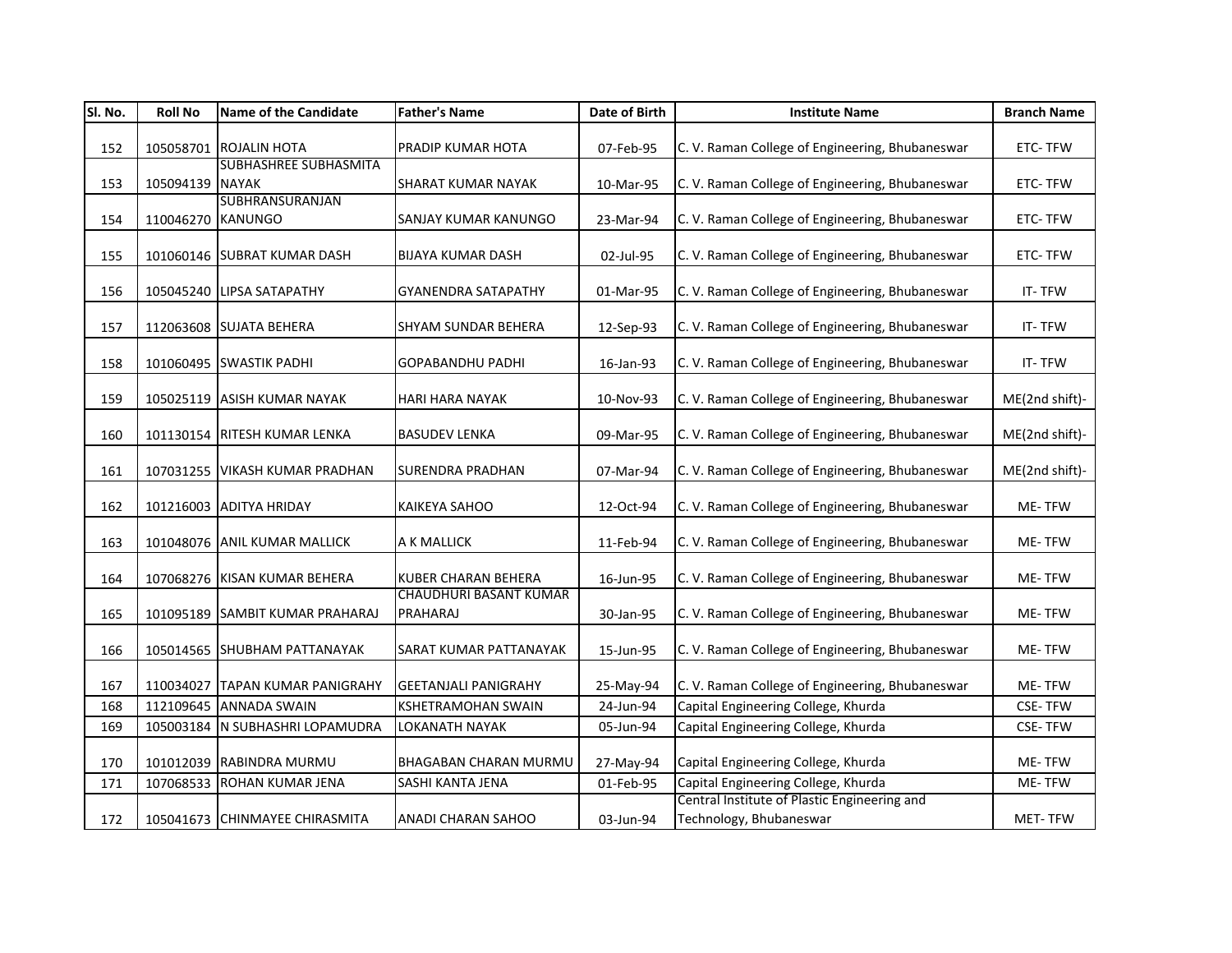| Sl. No. | Roll No | Name of the Candidate | Father's Name | Date of Birth | Institute Name | Branch Name |
|---|---|---|---|---|---|---|
| 152 | 105058701 | ROJALIN HOTA | PRADIP KUMAR HOTA | 07-Feb-95 | C. V. Raman College of Engineering, Bhubaneswar | ETC- TFW |
| 153 | 105094139 | SUBHASHREE SUBHASMITA NAYAK | SHARAT KUMAR NAYAK | 10-Mar-95 | C. V. Raman College of Engineering, Bhubaneswar | ETC- TFW |
| 154 | 110046270 | SUBHRANSURANJAN KANUNGO | SANJAY KUMAR KANUNGO | 23-Mar-94 | C. V. Raman College of Engineering, Bhubaneswar | ETC- TFW |
| 155 | 101060146 | SUBRAT KUMAR DASH | BIJAYA KUMAR DASH | 02-Jul-95 | C. V. Raman College of Engineering, Bhubaneswar | ETC- TFW |
| 156 | 105045240 | LIPSA SATAPATHY | GYANENDRA SATAPATHY | 01-Mar-95 | C. V. Raman College of Engineering, Bhubaneswar | IT- TFW |
| 157 | 112063608 | SUJATA BEHERA | SHYAM SUNDAR BEHERA | 12-Sep-93 | C. V. Raman College of Engineering, Bhubaneswar | IT- TFW |
| 158 | 101060495 | SWASTIK PADHI | GOPABANDHU PADHI | 16-Jan-93 | C. V. Raman College of Engineering, Bhubaneswar | IT- TFW |
| 159 | 105025119 | ASISH KUMAR NAYAK | HARI HARA NAYAK | 10-Nov-93 | C. V. Raman College of Engineering, Bhubaneswar | ME(2nd shift)- |
| 160 | 101130154 | RITESH KUMAR LENKA | BASUDEV LENKA | 09-Mar-95 | C. V. Raman College of Engineering, Bhubaneswar | ME(2nd shift)- |
| 161 | 107031255 | VIKASH KUMAR PRADHAN | SURENDRA PRADHAN | 07-Mar-94 | C. V. Raman College of Engineering, Bhubaneswar | ME(2nd shift)- |
| 162 | 101216003 | ADITYA HRIDAY | KAIKEYA SAHOO | 12-Oct-94 | C. V. Raman College of Engineering, Bhubaneswar | ME- TFW |
| 163 | 101048076 | ANIL KUMAR MALLICK | A K MALLICK | 11-Feb-94 | C. V. Raman College of Engineering, Bhubaneswar | ME- TFW |
| 164 | 107068276 | KISAN KUMAR BEHERA | KUBER CHARAN BEHERA | 16-Jun-95 | C. V. Raman College of Engineering, Bhubaneswar | ME- TFW |
| 165 | 101095189 | SAMBIT KUMAR PRAHARAJ | CHAUDHURI BASANT KUMAR PRAHARAJ | 30-Jan-95 | C. V. Raman College of Engineering, Bhubaneswar | ME- TFW |
| 166 | 105014565 | SHUBHAM PATTANAYAK | SARAT KUMAR PATTANAYAK | 15-Jun-95 | C. V. Raman College of Engineering, Bhubaneswar | ME- TFW |
| 167 | 110034027 | TAPAN KUMAR PANIGRAHY | GEETANJALI PANIGRAHY | 25-May-94 | C. V. Raman College of Engineering, Bhubaneswar | ME- TFW |
| 168 | 112109645 | ANNADA SWAIN | KSHETRAMOHAN SWAIN | 24-Jun-94 | Capital Engineering College, Khurda | CSE- TFW |
| 169 | 105003184 | N SUBHASHRI LOPAMUDRA | LOKANATH NAYAK | 05-Jun-94 | Capital Engineering College, Khurda | CSE- TFW |
| 170 | 101012039 | RABINDRA MURMU | BHAGABAN CHARAN MURMU | 27-May-94 | Capital Engineering College, Khurda | ME- TFW |
| 171 | 107068533 | ROHAN KUMAR JENA | SASHI KANTA JENA | 01-Feb-95 | Capital Engineering College, Khurda | ME- TFW |
| 172 | 105041673 | CHINMAYEE CHIRASMITA | ANADI CHARAN SAHOO | 03-Jun-94 | Central Institute of Plastic Engineering and Technology, Bhubaneswar | MET- TFW |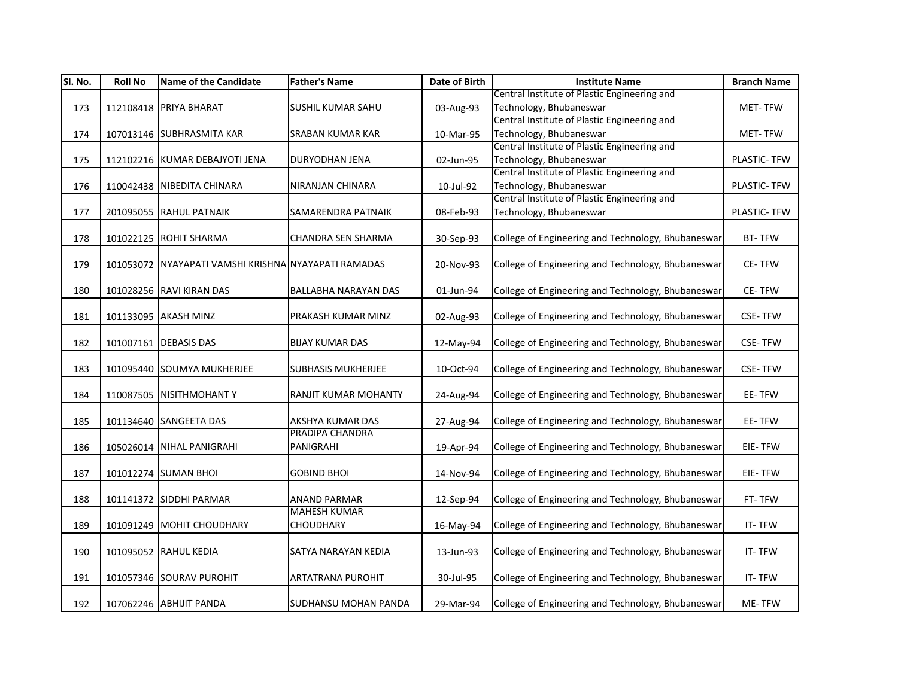| Sl. No. | Roll No | Name of the Candidate | Father's Name | Date of Birth | Institute Name | Branch Name |
|---|---|---|---|---|---|---|
| 173 | 112108418 | PRIYA BHARAT | SUSHIL KUMAR SAHU | 03-Aug-93 | Central Institute of Plastic Engineering and Technology, Bhubaneswar | MET- TFW |
| 174 | 107013146 | SUBHRASMITA KAR | SRABAN KUMAR KAR | 10-Mar-95 | Central Institute of Plastic Engineering and Technology, Bhubaneswar | MET- TFW |
| 175 | 112102216 | KUMAR DEBAJYOTI JENA | DURYODHAN JENA | 02-Jun-95 | Central Institute of Plastic Engineering and Technology, Bhubaneswar | PLASTIC- TFW |
| 176 | 110042438 | NIBEDITA CHINARA | NIRANJAN CHINARA | 10-Jul-92 | Central Institute of Plastic Engineering and Technology, Bhubaneswar | PLASTIC- TFW |
| 177 | 201095055 | RAHUL PATNAIK | SAMARENDRA PATNAIK | 08-Feb-93 | Central Institute of Plastic Engineering and Technology, Bhubaneswar | PLASTIC- TFW |
| 178 | 101022125 | ROHIT SHARMA | CHANDRA SEN SHARMA | 30-Sep-93 | College of Engineering and Technology, Bhubaneswar | BT- TFW |
| 179 | 101053072 | NYAYAPATI VAMSHI KRISHNA | NYAYAPATI RAMADAS | 20-Nov-93 | College of Engineering and Technology, Bhubaneswar | CE- TFW |
| 180 | 101028256 | RAVI KIRAN DAS | BALLABHA NARAYAN DAS | 01-Jun-94 | College of Engineering and Technology, Bhubaneswar | CE- TFW |
| 181 | 101133095 | AKASH MINZ | PRAKASH KUMAR MINZ | 02-Aug-93 | College of Engineering and Technology, Bhubaneswar | CSE- TFW |
| 182 | 101007161 | DEBASIS DAS | BIJAY KUMAR DAS | 12-May-94 | College of Engineering and Technology, Bhubaneswar | CSE- TFW |
| 183 | 101095440 | SOUMYA MUKHERJEE | SUBHASIS MUKHERJEE | 10-Oct-94 | College of Engineering and Technology, Bhubaneswar | CSE- TFW |
| 184 | 110087505 | NISITHMOHANT Y | RANJIT KUMAR MOHANTY | 24-Aug-94 | College of Engineering and Technology, Bhubaneswar | EE- TFW |
| 185 | 101134640 | SANGEETA DAS | AKSHYA KUMAR DAS | 27-Aug-94 | College of Engineering and Technology, Bhubaneswar | EE- TFW |
| 186 | 105026014 | NIHAL PANIGRAHI | PRADIPA CHANDRA PANIGRAHI | 19-Apr-94 | College of Engineering and Technology, Bhubaneswar | EIE- TFW |
| 187 | 101012274 | SUMAN BHOI | GOBIND BHOI | 14-Nov-94 | College of Engineering and Technology, Bhubaneswar | EIE- TFW |
| 188 | 101141372 | SIDDHI PARMAR | ANAND PARMAR | 12-Sep-94 | College of Engineering and Technology, Bhubaneswar | FT- TFW |
| 189 | 101091249 | MOHIT CHOUDHARY | MAHESH KUMAR CHOUDHARY | 16-May-94 | College of Engineering and Technology, Bhubaneswar | IT- TFW |
| 190 | 101095052 | RAHUL KEDIA | SATYA NARAYAN KEDIA | 13-Jun-93 | College of Engineering and Technology, Bhubaneswar | IT- TFW |
| 191 | 101057346 | SOURAV PUROHIT | ARTATRANA PUROHIT | 30-Jul-95 | College of Engineering and Technology, Bhubaneswar | IT- TFW |
| 192 | 107062246 | ABHIJIT PANDA | SUDHANSU MOHAN PANDA | 29-Mar-94 | College of Engineering and Technology, Bhubaneswar | ME- TFW |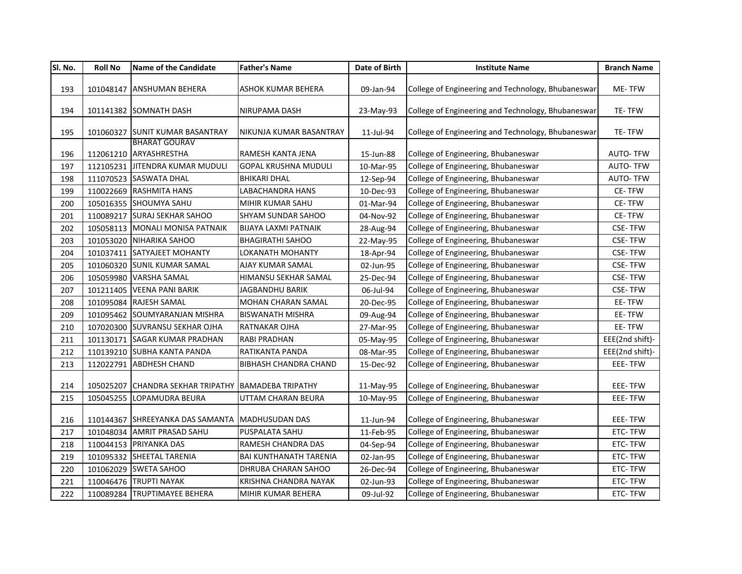| Sl. No. | Roll No | Name of the Candidate | Father's Name | Date of Birth | Institute Name | Branch Name |
|---|---|---|---|---|---|---|
| 193 | 101048147 | ANSHUMAN BEHERA | ASHOK KUMAR BEHERA | 09-Jan-94 | College of Engineering and Technology, Bhubaneswar | ME- TFW |
| 194 | 101141382 | SOMNATH DASH | NIRUPAMA DASH | 23-May-93 | College of Engineering and Technology, Bhubaneswar | TE- TFW |
| 195 | 101060327 | SUNIT KUMAR BASANTRAY | NIKUNJA KUMAR BASANTRAY | 11-Jul-94 | College of Engineering and Technology, Bhubaneswar | TE- TFW |
| 196 | 112061210 | BHARAT GOURAV ARYASHRESTHA | RAMESH KANTA JENA | 15-Jun-88 | College of Engineering, Bhubaneswar | AUTO- TFW |
| 197 | 112105231 | JITENDRA KUMAR MUDULI | GOPAL KRUSHNA MUDULI | 10-Mar-95 | College of Engineering, Bhubaneswar | AUTO- TFW |
| 198 | 111070523 | SASWATA DHAL | BHIKARI DHAL | 12-Sep-94 | College of Engineering, Bhubaneswar | AUTO- TFW |
| 199 | 110022669 | RASHMITA HANS | LABACHANDRA HANS | 10-Dec-93 | College of Engineering, Bhubaneswar | CE- TFW |
| 200 | 105016355 | SHOUMYA SAHU | MIHIR KUMAR SAHU | 01-Mar-94 | College of Engineering, Bhubaneswar | CE- TFW |
| 201 | 110089217 | SURAJ SEKHAR SAHOO | SHYAM SUNDAR SAHOO | 04-Nov-92 | College of Engineering, Bhubaneswar | CE- TFW |
| 202 | 105058113 | MONALI MONISA PATNAIK | BIJAYA LAXMI PATNAIK | 28-Aug-94 | College of Engineering, Bhubaneswar | CSE- TFW |
| 203 | 101053020 | NIHARIKA SAHOO | BHAGIRATHI SAHOO | 22-May-95 | College of Engineering, Bhubaneswar | CSE- TFW |
| 204 | 101037411 | SATYAJEET MOHANTY | LOKANATH MOHANTY | 18-Apr-94 | College of Engineering, Bhubaneswar | CSE- TFW |
| 205 | 101060320 | SUNIL KUMAR SAMAL | AJAY KUMAR SAMAL | 02-Jun-95 | College of Engineering, Bhubaneswar | CSE- TFW |
| 206 | 105059980 | VARSHA SAMAL | HIMANSU SEKHAR SAMAL | 25-Dec-94 | College of Engineering, Bhubaneswar | CSE- TFW |
| 207 | 101211405 | VEENA PANI BARIK | JAGBANDHU BARIK | 06-Jul-94 | College of Engineering, Bhubaneswar | CSE- TFW |
| 208 | 101095084 | RAJESH SAMAL | MOHAN CHARAN SAMAL | 20-Dec-95 | College of Engineering, Bhubaneswar | EE- TFW |
| 209 | 101095462 | SOUMYARANJAN MISHRA | BISWANATH MISHRA | 09-Aug-94 | College of Engineering, Bhubaneswar | EE- TFW |
| 210 | 107020300 | SUVRANSU SEKHAR OJHA | RATNAKAR OJHA | 27-Mar-95 | College of Engineering, Bhubaneswar | EE- TFW |
| 211 | 101130171 | SAGAR KUMAR PRADHAN | RABI PRADHAN | 05-May-95 | College of Engineering, Bhubaneswar | EEE(2nd shift)- |
| 212 | 110139210 | SUBHA KANTA PANDA | RATIKANTA PANDA | 08-Mar-95 | College of Engineering, Bhubaneswar | EEE(2nd shift)- |
| 213 | 112022791 | ABDHESH CHAND | BIBHASH CHANDRA CHAND | 15-Dec-92 | College of Engineering, Bhubaneswar | EEE- TFW |
| 214 | 105025207 | CHANDRA SEKHAR TRIPATHY | BAMADEBA TRIPATHY | 11-May-95 | College of Engineering, Bhubaneswar | EEE- TFW |
| 215 | 105045255 | LOPAMUDRA BEURA | UTTAM CHARAN BEURA | 10-May-95 | College of Engineering, Bhubaneswar | EEE- TFW |
| 216 | 110144367 | SHREEYANKA DAS SAMANTA | MADHUSUDAN DAS | 11-Jun-94 | College of Engineering, Bhubaneswar | EEE- TFW |
| 217 | 101048034 | AMRIT PRASAD SAHU | PUSPALATA SAHU | 11-Feb-95 | College of Engineering, Bhubaneswar | ETC- TFW |
| 218 | 110044153 | PRIYANKA DAS | RAMESH CHANDRA DAS | 04-Sep-94 | College of Engineering, Bhubaneswar | ETC- TFW |
| 219 | 101095332 | SHEETAL TARENIA | BAI KUNTHANATH TARENIA | 02-Jan-95 | College of Engineering, Bhubaneswar | ETC- TFW |
| 220 | 101062029 | SWETA SAHOO | DHRUBA CHARAN SAHOO | 26-Dec-94 | College of Engineering, Bhubaneswar | ETC- TFW |
| 221 | 110046476 | TRUPTI NAYAK | KRISHNA CHANDRA NAYAK | 02-Jun-93 | College of Engineering, Bhubaneswar | ETC- TFW |
| 222 | 110089284 | TRUPTIMAYEE BEHERA | MIHIR KUMAR BEHERA | 09-Jul-92 | College of Engineering, Bhubaneswar | ETC- TFW |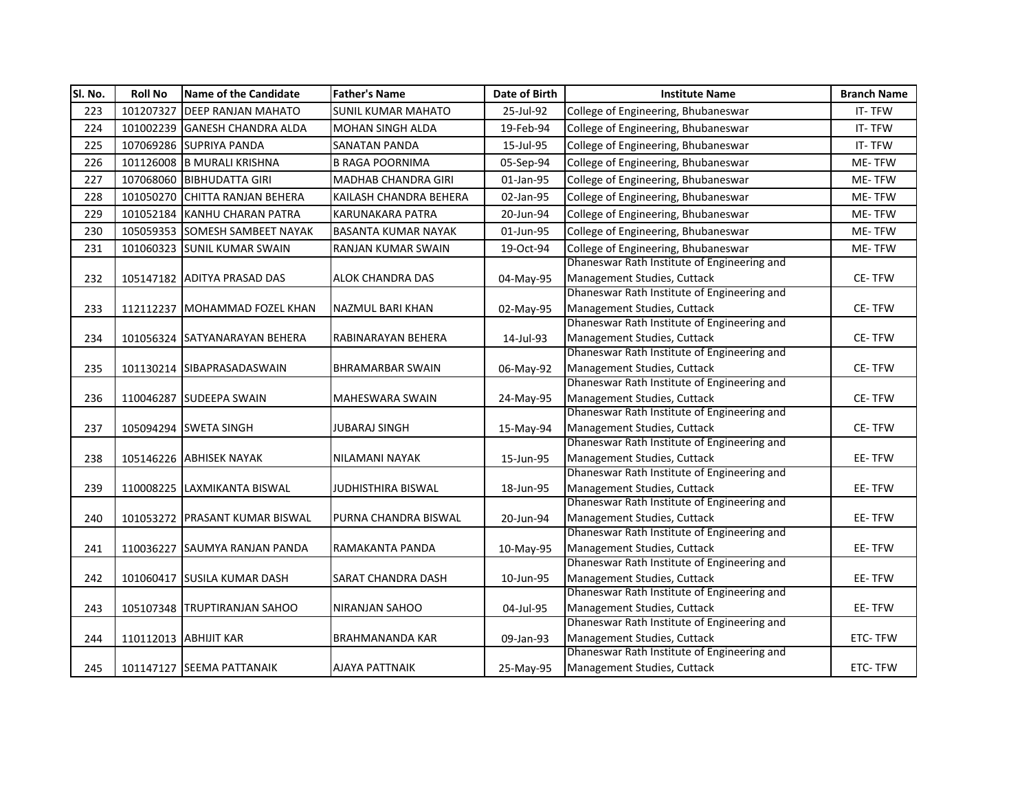| Sl. No. | Roll No | Name of the Candidate | Father's Name | Date of Birth | Institute Name | Branch Name |
|---|---|---|---|---|---|---|
| 223 | 101207327 | DEEP RANJAN MAHATO | SUNIL KUMAR MAHATO | 25-Jul-92 | College of Engineering, Bhubaneswar | IT- TFW |
| 224 | 101002239 | GANESH CHANDRA ALDA | MOHAN SINGH ALDA | 19-Feb-94 | College of Engineering, Bhubaneswar | IT- TFW |
| 225 | 107069286 | SUPRIYA PANDA | SANATAN PANDA | 15-Jul-95 | College of Engineering, Bhubaneswar | IT- TFW |
| 226 | 101126008 | B MURALI KRISHNA | B RAGA POORNIMA | 05-Sep-94 | College of Engineering, Bhubaneswar | ME- TFW |
| 227 | 107068060 | BIBHUDATTA GIRI | MADHAB CHANDRA GIRI | 01-Jan-95 | College of Engineering, Bhubaneswar | ME- TFW |
| 228 | 101050270 | CHITTA RANJAN BEHERA | KAILASH CHANDRA BEHERA | 02-Jan-95 | College of Engineering, Bhubaneswar | ME- TFW |
| 229 | 101052184 | KANHU CHARAN PATRA | KARUNAKARA PATRA | 20-Jun-94 | College of Engineering, Bhubaneswar | ME- TFW |
| 230 | 105059353 | SOMESH SAMBEET NAYAK | BASANTA KUMAR NAYAK | 01-Jun-95 | College of Engineering, Bhubaneswar | ME- TFW |
| 231 | 101060323 | SUNIL KUMAR SWAIN | RANJAN KUMAR SWAIN | 19-Oct-94 | College of Engineering, Bhubaneswar | ME- TFW |
| 232 | 105147182 | ADITYA PRASAD DAS | ALOK CHANDRA DAS | 04-May-95 | Dhaneswar Rath Institute of Engineering and Management Studies, Cuttack | CE- TFW |
| 233 | 112112237 | MOHAMMAD FOZEL KHAN | NAZMUL BARI KHAN | 02-May-95 | Dhaneswar Rath Institute of Engineering and Management Studies, Cuttack | CE- TFW |
| 234 | 101056324 | SATYANARAYAN BEHERA | RABINARAYAN BEHERA | 14-Jul-93 | Dhaneswar Rath Institute of Engineering and Management Studies, Cuttack | CE- TFW |
| 235 | 101130214 | SIBAPRASADASWAIN | BHRAMARBAR SWAIN | 06-May-92 | Dhaneswar Rath Institute of Engineering and Management Studies, Cuttack | CE- TFW |
| 236 | 110046287 | SUDEEPA SWAIN | MAHESWARA SWAIN | 24-May-95 | Dhaneswar Rath Institute of Engineering and Management Studies, Cuttack | CE- TFW |
| 237 | 105094294 | SWETA SINGH | JUBARAJ SINGH | 15-May-94 | Dhaneswar Rath Institute of Engineering and Management Studies, Cuttack | CE- TFW |
| 238 | 105146226 | ABHISEK NAYAK | NILAMANI NAYAK | 15-Jun-95 | Dhaneswar Rath Institute of Engineering and Management Studies, Cuttack | EE- TFW |
| 239 | 110008225 | LAXMIKANTA BISWAL | JUDHISTHIRA BISWAL | 18-Jun-95 | Dhaneswar Rath Institute of Engineering and Management Studies, Cuttack | EE- TFW |
| 240 | 101053272 | PRASANT KUMAR BISWAL | PURNA CHANDRA BISWAL | 20-Jun-94 | Dhaneswar Rath Institute of Engineering and Management Studies, Cuttack | EE- TFW |
| 241 | 110036227 | SAUMYA RANJAN PANDA | RAMAKANTA PANDA | 10-May-95 | Dhaneswar Rath Institute of Engineering and Management Studies, Cuttack | EE- TFW |
| 242 | 101060417 | SUSILA KUMAR DASH | SARAT CHANDRA DASH | 10-Jun-95 | Dhaneswar Rath Institute of Engineering and Management Studies, Cuttack | EE- TFW |
| 243 | 105107348 | TRUPTIRANJAN SAHOO | NIRANJAN SAHOO | 04-Jul-95 | Dhaneswar Rath Institute of Engineering and Management Studies, Cuttack | EE- TFW |
| 244 | 110112013 | ABHIJIT KAR | BRAHMANANDA KAR | 09-Jan-93 | Dhaneswar Rath Institute of Engineering and Management Studies, Cuttack | ETC- TFW |
| 245 | 101147127 | SEEMA PATTANAIK | AJAYA PATTNAIK | 25-May-95 | Dhaneswar Rath Institute of Engineering and Management Studies, Cuttack | ETC- TFW |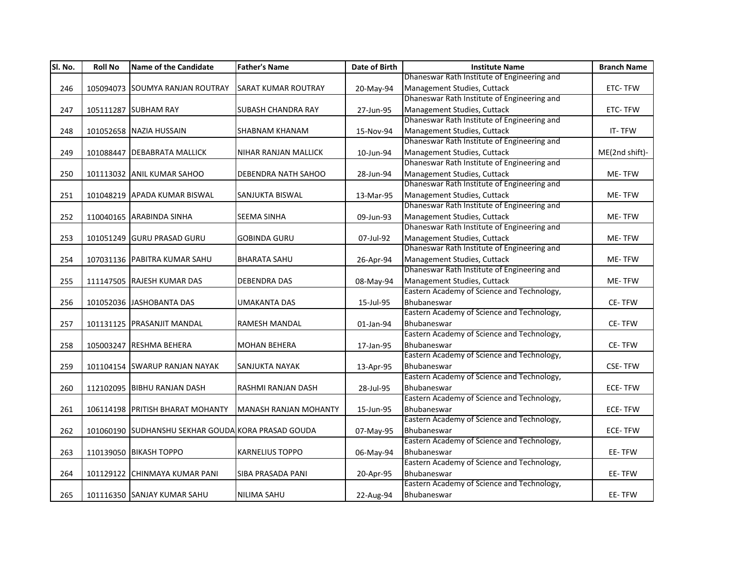| Sl. No. | Roll No | Name of the Candidate | Father's Name | Date of Birth | Institute Name | Branch Name |
|---|---|---|---|---|---|---|
| 246 | 105094073 | SOUMYA RANJAN ROUTRAY | SARAT KUMAR ROUTRAY | 20-May-94 | Dhaneswar Rath Institute of Engineering and Management Studies, Cuttack | ETC- TFW |
| 247 | 105111287 | SUBHAM RAY | SUBASH CHANDRA RAY | 27-Jun-95 | Dhaneswar Rath Institute of Engineering and Management Studies, Cuttack | ETC- TFW |
| 248 | 101052658 | NAZIA HUSSAIN | SHABNAM KHANAM | 15-Nov-94 | Dhaneswar Rath Institute of Engineering and Management Studies, Cuttack | IT- TFW |
| 249 | 101088447 | DEBABRATA MALLICK | NIHAR RANJAN MALLICK | 10-Jun-94 | Dhaneswar Rath Institute of Engineering and Management Studies, Cuttack | ME(2nd shift)- |
| 250 | 101113032 | ANIL KUMAR SAHOO | DEBENDRA NATH SAHOO | 28-Jun-94 | Dhaneswar Rath Institute of Engineering and Management Studies, Cuttack | ME- TFW |
| 251 | 101048219 | APADA KUMAR BISWAL | SANJUKTA BISWAL | 13-Mar-95 | Dhaneswar Rath Institute of Engineering and Management Studies, Cuttack | ME- TFW |
| 252 | 110040165 | ARABINDA SINHA | SEEMA SINHA | 09-Jun-93 | Dhaneswar Rath Institute of Engineering and Management Studies, Cuttack | ME- TFW |
| 253 | 101051249 | GURU PRASAD GURU | GOBINDA GURU | 07-Jul-92 | Dhaneswar Rath Institute of Engineering and Management Studies, Cuttack | ME- TFW |
| 254 | 107031136 | PABITRA KUMAR SAHU | BHARATA SAHU | 26-Apr-94 | Dhaneswar Rath Institute of Engineering and Management Studies, Cuttack | ME- TFW |
| 255 | 111147505 | RAJESH KUMAR DAS | DEBENDRA DAS | 08-May-94 | Dhaneswar Rath Institute of Engineering and Management Studies, Cuttack | ME- TFW |
| 256 | 101052036 | JASHOBANTA DAS | UMAKANTA DAS | 15-Jul-95 | Eastern Academy of Science and Technology, Bhubaneswar | CE- TFW |
| 257 | 101131125 | PRASANJIT MANDAL | RAMESH MANDAL | 01-Jan-94 | Eastern Academy of Science and Technology, Bhubaneswar | CE- TFW |
| 258 | 105003247 | RESHMA BEHERA | MOHAN BEHERA | 17-Jan-95 | Eastern Academy of Science and Technology, Bhubaneswar | CE- TFW |
| 259 | 101104154 | SWARUP RANJAN NAYAK | SANJUKTA NAYAK | 13-Apr-95 | Eastern Academy of Science and Technology, Bhubaneswar | CSE- TFW |
| 260 | 112102095 | BIBHU RANJAN DASH | RASHMI RANJAN DASH | 28-Jul-95 | Eastern Academy of Science and Technology, Bhubaneswar | ECE- TFW |
| 261 | 106114198 | PRITISH BHARAT MOHANTY | MANASH RANJAN MOHANTY | 15-Jun-95 | Eastern Academy of Science and Technology, Bhubaneswar | ECE- TFW |
| 262 | 101060190 | SUDHANSHU SEKHAR GOUDA | KORA PRASAD GOUDA | 07-May-95 | Eastern Academy of Science and Technology, Bhubaneswar | ECE- TFW |
| 263 | 110139050 | BIKASH TOPPO | KARNELIUS TOPPO | 06-May-94 | Eastern Academy of Science and Technology, Bhubaneswar | EE- TFW |
| 264 | 101129122 | CHINMAYA KUMAR PANI | SIBA PRASADA PANI | 20-Apr-95 | Eastern Academy of Science and Technology, Bhubaneswar | EE- TFW |
| 265 | 101116350 | SANJAY KUMAR SAHU | NILIMA SAHU | 22-Aug-94 | Eastern Academy of Science and Technology, Bhubaneswar | EE- TFW |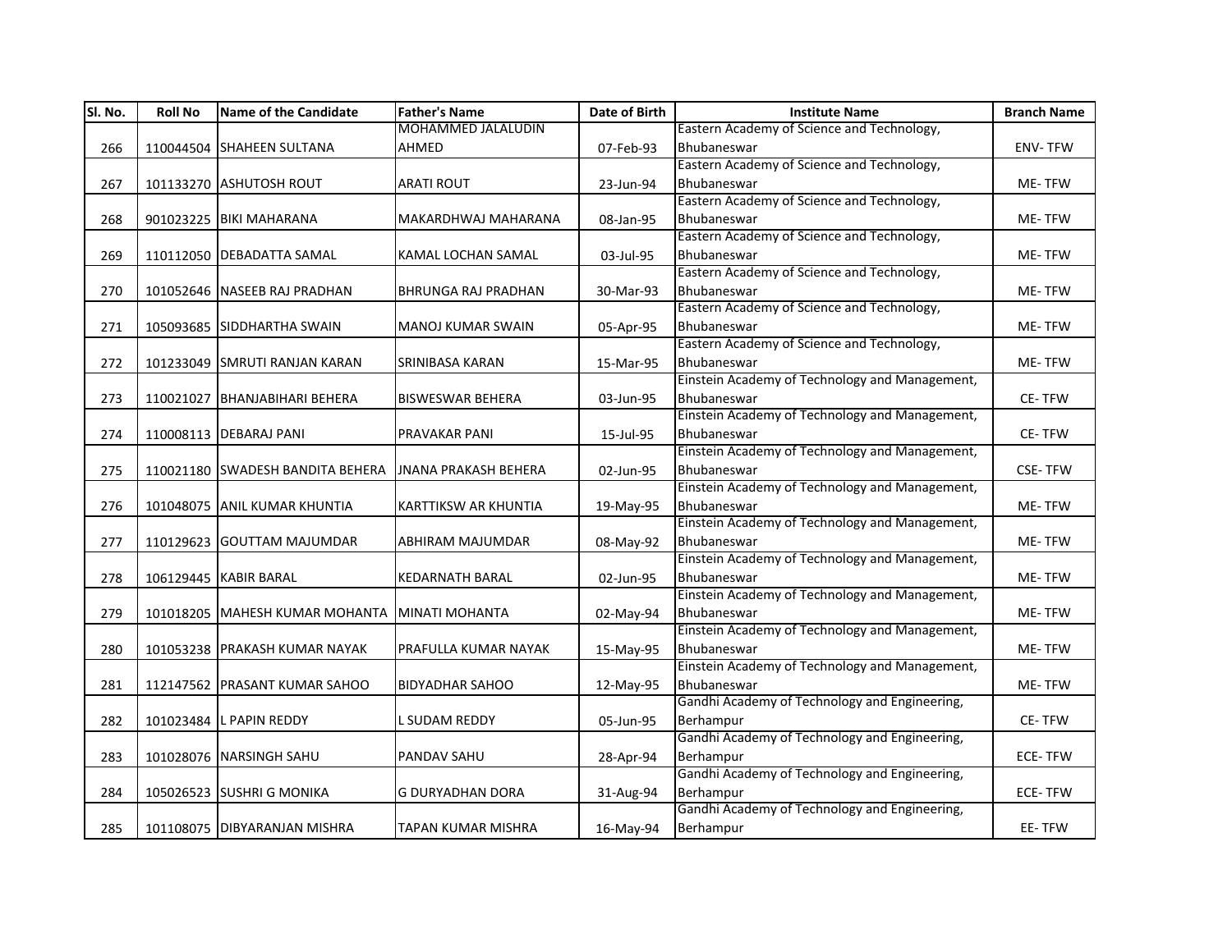| Sl. No. | Roll No | Name of the Candidate | Father's Name | Date of Birth | Institute Name | Branch Name |
|---|---|---|---|---|---|---|
| 266 | 110044504 | SHAHEEN SULTANA | MOHAMMED JALALUDIN AHMED | 07-Feb-93 | Eastern Academy of Science and Technology, Bhubaneswar | ENV- TFW |
| 267 | 101133270 | ASHUTOSH ROUT | ARATI ROUT | 23-Jun-94 | Eastern Academy of Science and Technology, Bhubaneswar | ME- TFW |
| 268 | 901023225 | BIKI MAHARANA | MAKARDHWAJ MAHARANA | 08-Jan-95 | Eastern Academy of Science and Technology, Bhubaneswar | ME- TFW |
| 269 | 110112050 | DEBADATTA SAMAL | KAMAL LOCHAN SAMAL | 03-Jul-95 | Eastern Academy of Science and Technology, Bhubaneswar | ME- TFW |
| 270 | 101052646 | NASEEB RAJ PRADHAN | BHRUNGA RAJ PRADHAN | 30-Mar-93 | Eastern Academy of Science and Technology, Bhubaneswar | ME- TFW |
| 271 | 105093685 | SIDDHARTHA SWAIN | MANOJ KUMAR SWAIN | 05-Apr-95 | Eastern Academy of Science and Technology, Bhubaneswar | ME- TFW |
| 272 | 101233049 | SMRUTI RANJAN KARAN | SRINIBASA KARAN | 15-Mar-95 | Eastern Academy of Science and Technology, Bhubaneswar | ME- TFW |
| 273 | 110021027 | BHANJABIHARI BEHERA | BISWESWAR BEHERA | 03-Jun-95 | Einstein Academy of Technology and Management, Bhubaneswar | CE- TFW |
| 274 | 110008113 | DEBARAJ PANI | PRAVAKAR PANI | 15-Jul-95 | Einstein Academy of Technology and Management, Bhubaneswar | CE- TFW |
| 275 | 110021180 | SWADESH BANDITA BEHERA | JNANA PRAKASH BEHERA | 02-Jun-95 | Einstein Academy of Technology and Management, Bhubaneswar | CSE- TFW |
| 276 | 101048075 | ANIL KUMAR KHUNTIA | KARTTIKSW AR KHUNTIA | 19-May-95 | Einstein Academy of Technology and Management, Bhubaneswar | ME- TFW |
| 277 | 110129623 | GOUTTAM MAJUMDAR | ABHIRAM MAJUMDAR | 08-May-92 | Einstein Academy of Technology and Management, Bhubaneswar | ME- TFW |
| 278 | 106129445 | KABIR BARAL | KEDARNATH BARAL | 02-Jun-95 | Einstein Academy of Technology and Management, Bhubaneswar | ME- TFW |
| 279 | 101018205 | MAHESH KUMAR MOHANTA | MINATI MOHANTA | 02-May-94 | Einstein Academy of Technology and Management, Bhubaneswar | ME- TFW |
| 280 | 101053238 | PRAKASH KUMAR NAYAK | PRAFULLA KUMAR NAYAK | 15-May-95 | Einstein Academy of Technology and Management, Bhubaneswar | ME- TFW |
| 281 | 112147562 | PRASANT KUMAR SAHOO | BIDYADHAR SAHOO | 12-May-95 | Einstein Academy of Technology and Management, Bhubaneswar | ME- TFW |
| 282 | 101023484 | L PAPIN REDDY | L SUDAM REDDY | 05-Jun-95 | Gandhi Academy of Technology and Engineering, Berhampur | CE- TFW |
| 283 | 101028076 | NARSINGH SAHU | PANDAV SAHU | 28-Apr-94 | Gandhi Academy of Technology and Engineering, Berhampur | ECE- TFW |
| 284 | 105026523 | SUSHRI G MONIKA | G DURYADHAN DORA | 31-Aug-94 | Gandhi Academy of Technology and Engineering, Berhampur | ECE- TFW |
| 285 | 101108075 | DIBYARANJAN MISHRA | TAPAN KUMAR MISHRA | 16-May-94 | Gandhi Academy of Technology and Engineering, Berhampur | EE- TFW |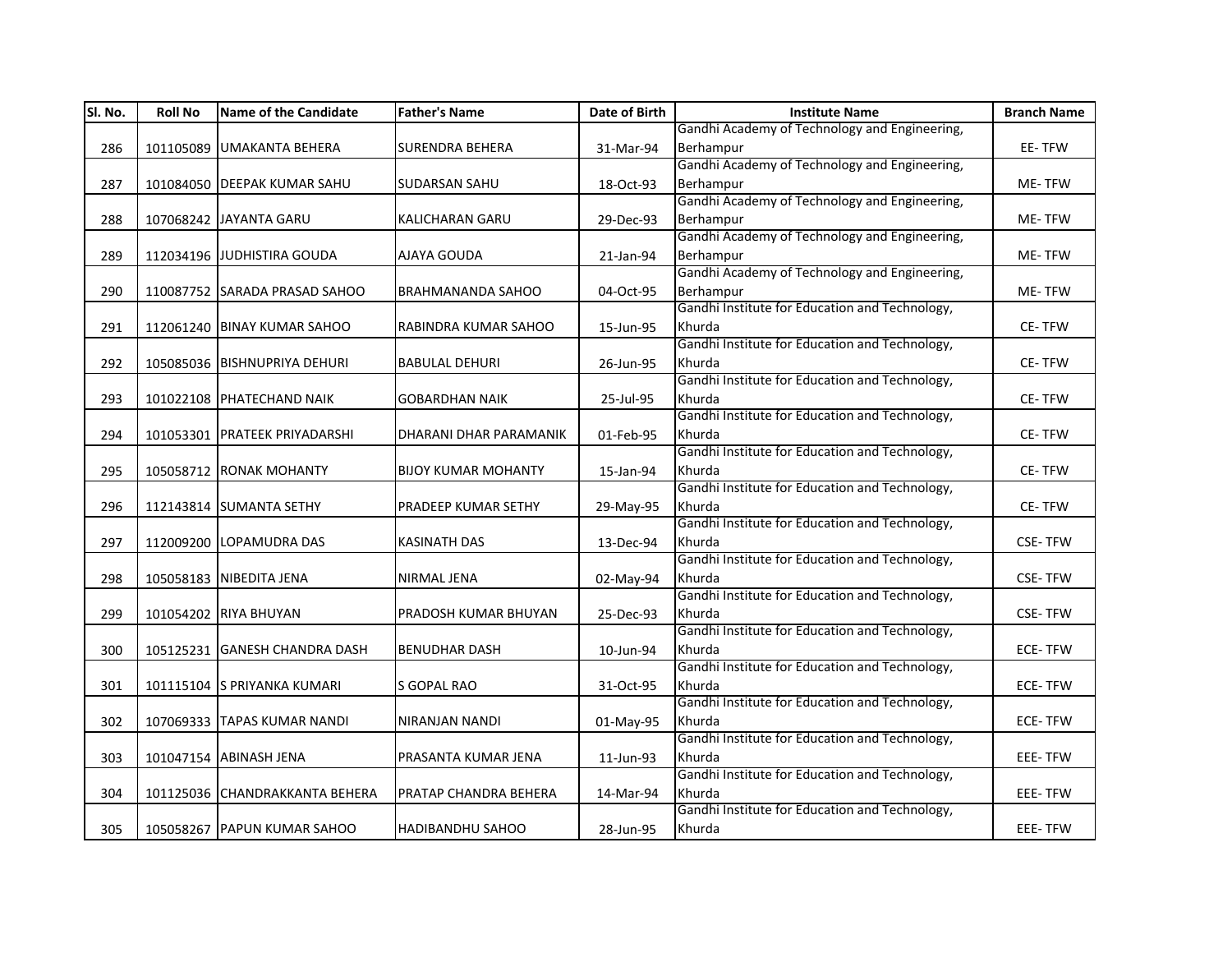| Sl. No. | Roll No | Name of the Candidate | Father's Name | Date of Birth | Institute Name | Branch Name |
|---|---|---|---|---|---|---|
| 286 | 101105089 | UMAKANTA BEHERA | SURENDRA BEHERA | 31-Mar-94 | Gandhi Academy of Technology and Engineering, Berhampur | EE- TFW |
| 287 | 101084050 | DEEPAK KUMAR SAHU | SUDARSAN SAHU | 18-Oct-93 | Gandhi Academy of Technology and Engineering, Berhampur | ME- TFW |
| 288 | 107068242 | JAYANTA GARU | KALICHARAN GARU | 29-Dec-93 | Gandhi Academy of Technology and Engineering, Berhampur | ME- TFW |
| 289 | 112034196 | JUDHISTIRA GOUDA | AJAYA GOUDA | 21-Jan-94 | Gandhi Academy of Technology and Engineering, Berhampur | ME- TFW |
| 290 | 110087752 | SARADA PRASAD SAHOO | BRAHMANANDA SAHOO | 04-Oct-95 | Gandhi Academy of Technology and Engineering, Berhampur | ME- TFW |
| 291 | 112061240 | BINAY KUMAR SAHOO | RABINDRA KUMAR SAHOO | 15-Jun-95 | Gandhi Institute for Education and Technology, Khurda | CE- TFW |
| 292 | 105085036 | BISHNUPRIYA DEHURI | BABULAL DEHURI | 26-Jun-95 | Gandhi Institute for Education and Technology, Khurda | CE- TFW |
| 293 | 101022108 | PHATECHAND NAIK | GOBARDHAN NAIK | 25-Jul-95 | Gandhi Institute for Education and Technology, Khurda | CE- TFW |
| 294 | 101053301 | PRATEEK PRIYADARSHI | DHARANI DHAR PARAMANIK | 01-Feb-95 | Gandhi Institute for Education and Technology, Khurda | CE- TFW |
| 295 | 105058712 | RONAK MOHANTY | BIJOY KUMAR MOHANTY | 15-Jan-94 | Gandhi Institute for Education and Technology, Khurda | CE- TFW |
| 296 | 112143814 | SUMANTA SETHY | PRADEEP KUMAR SETHY | 29-May-95 | Gandhi Institute for Education and Technology, Khurda | CE- TFW |
| 297 | 112009200 | LOPAMUDRA DAS | KASINATH DAS | 13-Dec-94 | Gandhi Institute for Education and Technology, Khurda | CSE- TFW |
| 298 | 105058183 | NIBEDITA JENA | NIRMAL JENA | 02-May-94 | Gandhi Institute for Education and Technology, Khurda | CSE- TFW |
| 299 | 101054202 | RIYA BHUYAN | PRADOSH KUMAR BHUYAN | 25-Dec-93 | Gandhi Institute for Education and Technology, Khurda | CSE- TFW |
| 300 | 105125231 | GANESH CHANDRA DASH | BENUDHAR DASH | 10-Jun-94 | Gandhi Institute for Education and Technology, Khurda | ECE- TFW |
| 301 | 101115104 | S PRIYANKA KUMARI | S GOPAL RAO | 31-Oct-95 | Gandhi Institute for Education and Technology, Khurda | ECE- TFW |
| 302 | 107069333 | TAPAS KUMAR NANDI | NIRANJAN NANDI | 01-May-95 | Gandhi Institute for Education and Technology, Khurda | ECE- TFW |
| 303 | 101047154 | ABINASH JENA | PRASANTA KUMAR JENA | 11-Jun-93 | Gandhi Institute for Education and Technology, Khurda | EEE- TFW |
| 304 | 101125036 | CHANDRAKKANTA BEHERA | PRATAP CHANDRA BEHERA | 14-Mar-94 | Gandhi Institute for Education and Technology, Khurda | EEE- TFW |
| 305 | 105058267 | PAPUN KUMAR SAHOO | HADIBANDHU SAHOO | 28-Jun-95 | Gandhi Institute for Education and Technology, Khurda | EEE- TFW |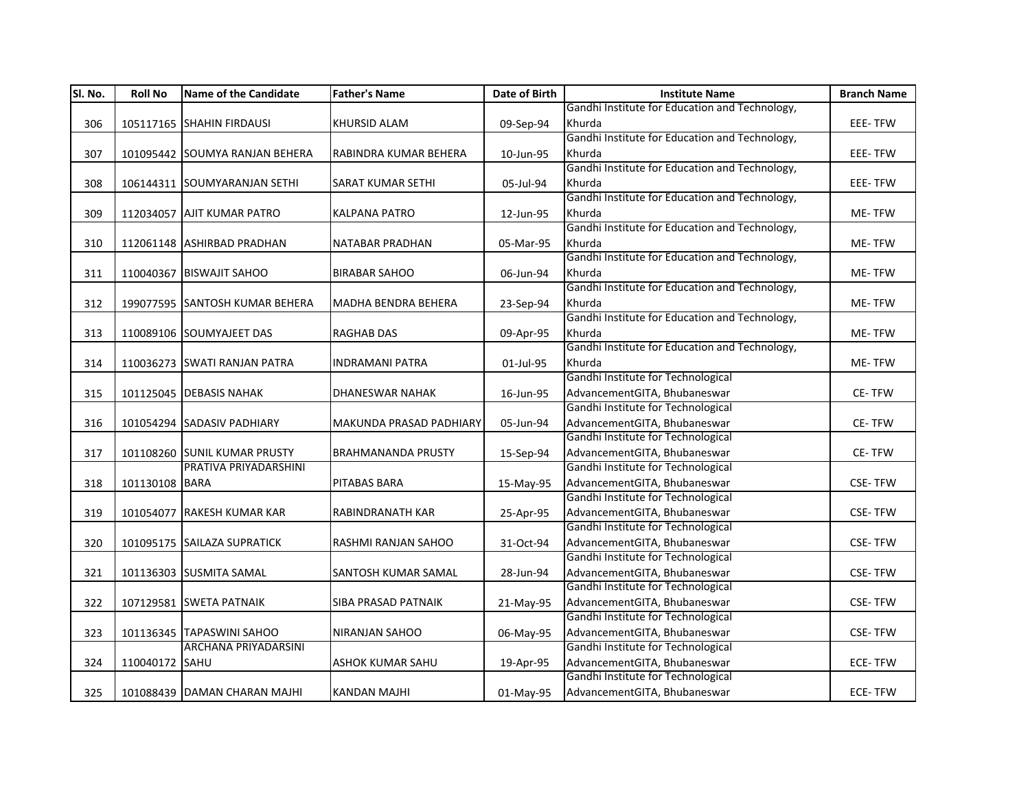| Sl. No. | Roll No | Name of the Candidate | Father's Name | Date of Birth | Institute Name | Branch Name |
|---|---|---|---|---|---|---|
| 306 | 105117165 | SHAHIN FIRDAUSI | KHURSID ALAM | 09-Sep-94 | Gandhi Institute for Education and Technology, Khurda | EEE- TFW |
| 307 | 101095442 | SOUMYA RANJAN BEHERA | RABINDRA KUMAR BEHERA | 10-Jun-95 | Gandhi Institute for Education and Technology, Khurda | EEE- TFW |
| 308 | 106144311 | SOUMYARANJAN SETHI | SARAT KUMAR SETHI | 05-Jul-94 | Gandhi Institute for Education and Technology, Khurda | EEE- TFW |
| 309 | 112034057 | AJIT KUMAR PATRO | KALPANA PATRO | 12-Jun-95 | Gandhi Institute for Education and Technology, Khurda | ME- TFW |
| 310 | 112061148 | ASHIRBAD PRADHAN | NATABAR PRADHAN | 05-Mar-95 | Gandhi Institute for Education and Technology, Khurda | ME- TFW |
| 311 | 110040367 | BISWAJIT SAHOO | BIRABAR SAHOO | 06-Jun-94 | Gandhi Institute for Education and Technology, Khurda | ME- TFW |
| 312 | 199077595 | SANTOSH KUMAR BEHERA | MADHA BENDRA BEHERA | 23-Sep-94 | Gandhi Institute for Education and Technology, Khurda | ME- TFW |
| 313 | 110089106 | SOUMYAJEET DAS | RAGHAB DAS | 09-Apr-95 | Gandhi Institute for Education and Technology, Khurda | ME- TFW |
| 314 | 110036273 | SWATI RANJAN PATRA | INDRAMANI PATRA | 01-Jul-95 | Gandhi Institute for Education and Technology, Khurda | ME- TFW |
| 315 | 101125045 | DEBASIS NAHAK | DHANESWAR NAHAK | 16-Jun-95 | Gandhi Institute for Technological AdvancementGITA, Bhubaneswar | CE- TFW |
| 316 | 101054294 | SADASIV PADHIARY | MAKUNDA PRASAD PADHIARY | 05-Jun-94 | Gandhi Institute for Technological AdvancementGITA, Bhubaneswar | CE- TFW |
| 317 | 101108260 | SUNIL KUMAR PRUSTY | BRAHMANANDA PRUSTY | 15-Sep-94 | Gandhi Institute for Technological AdvancementGITA, Bhubaneswar | CE- TFW |
| 318 | 101130108 | PRATIVA PRIYADARSHINI BARA | PITABAS BARA | 15-May-95 | Gandhi Institute for Technological AdvancementGITA, Bhubaneswar | CSE- TFW |
| 319 | 101054077 | RAKESH KUMAR KAR | RABINDRANATH KAR | 25-Apr-95 | Gandhi Institute for Technological AdvancementGITA, Bhubaneswar | CSE- TFW |
| 320 | 101095175 | SAILAZA SUPRATICK | RASHMI RANJAN SAHOO | 31-Oct-94 | Gandhi Institute for Technological AdvancementGITA, Bhubaneswar | CSE- TFW |
| 321 | 101136303 | SUSMITA SAMAL | SANTOSH KUMAR SAMAL | 28-Jun-94 | Gandhi Institute for Technological AdvancementGITA, Bhubaneswar | CSE- TFW |
| 322 | 107129581 | SWETA PATNAIK | SIBA PRASAD PATNAIK | 21-May-95 | Gandhi Institute for Technological AdvancementGITA, Bhubaneswar | CSE- TFW |
| 323 | 101136345 | TAPASWINI SAHOO | NIRANJAN SAHOO | 06-May-95 | Gandhi Institute for Technological AdvancementGITA, Bhubaneswar | CSE- TFW |
| 324 | 110040172 | ARCHANA PRIYADARSINI SAHU | ASHOK KUMAR SAHU | 19-Apr-95 | Gandhi Institute for Technological AdvancementGITA, Bhubaneswar | ECE- TFW |
| 325 | 101088439 | DAMAN CHARAN MAJHI | KANDAN MAJHI | 01-May-95 | Gandhi Institute for Technological AdvancementGITA, Bhubaneswar | ECE- TFW |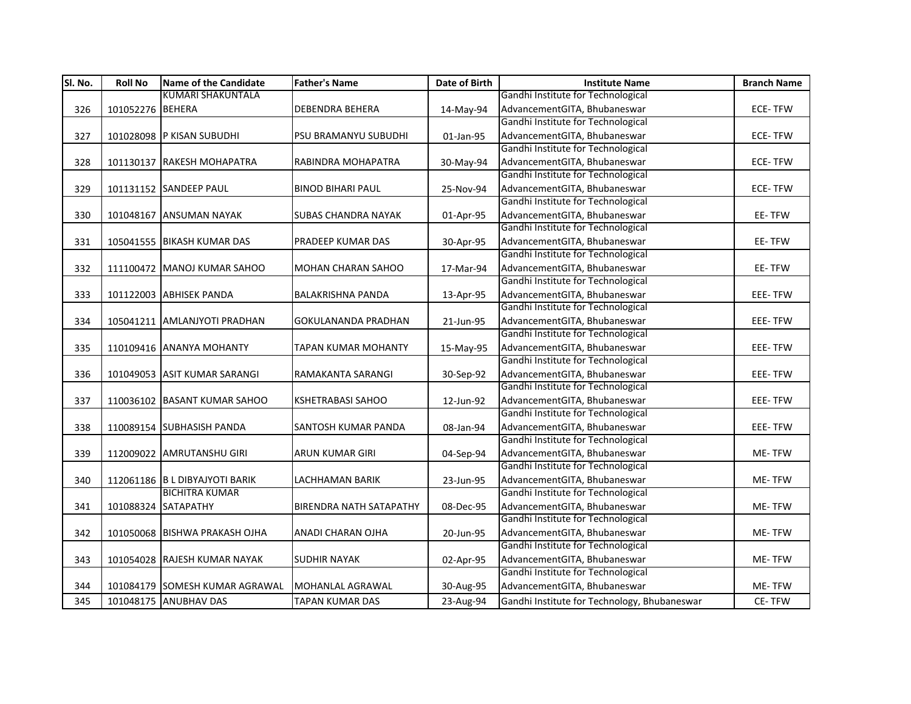| Sl. No. | Roll No | Name of the Candidate | Father's Name | Date of Birth | Institute Name | Branch Name |
|---|---|---|---|---|---|---|
| 326 | 101052276 | KUMARI SHAKUNTALA BEHERA | DEBENDRA BEHERA | 14-May-94 | Gandhi Institute for Technological AdvancementGITA, Bhubaneswar | ECE- TFW |
| 327 | 101028098 | P KISAN SUBUDHI | PSU BRAMANYU SUBUDHI | 01-Jan-95 | Gandhi Institute for Technological AdvancementGITA, Bhubaneswar | ECE- TFW |
| 328 | 101130137 | RAKESH MOHAPATRA | RABINDRA MOHAPATRA | 30-May-94 | Gandhi Institute for Technological AdvancementGITA, Bhubaneswar | ECE- TFW |
| 329 | 101131152 | SANDEEP PAUL | BINOD BIHARI PAUL | 25-Nov-94 | Gandhi Institute for Technological AdvancementGITA, Bhubaneswar | ECE- TFW |
| 330 | 101048167 | ANSUMAN NAYAK | SUBAS CHANDRA NAYAK | 01-Apr-95 | Gandhi Institute for Technological AdvancementGITA, Bhubaneswar | EE- TFW |
| 331 | 105041555 | BIKASH KUMAR DAS | PRADEEP KUMAR DAS | 30-Apr-95 | Gandhi Institute for Technological AdvancementGITA, Bhubaneswar | EE- TFW |
| 332 | 111100472 | MANOJ KUMAR SAHOO | MOHAN CHARAN SAHOO | 17-Mar-94 | Gandhi Institute for Technological AdvancementGITA, Bhubaneswar | EE- TFW |
| 333 | 101122003 | ABHISEK PANDA | BALAKRISHNA PANDA | 13-Apr-95 | Gandhi Institute for Technological AdvancementGITA, Bhubaneswar | EEE- TFW |
| 334 | 105041211 | AMLANJYOTI PRADHAN | GOKULANANDA PRADHAN | 21-Jun-95 | Gandhi Institute for Technological AdvancementGITA, Bhubaneswar | EEE- TFW |
| 335 | 110109416 | ANANYA MOHANTY | TAPAN KUMAR MOHANTY | 15-May-95 | Gandhi Institute for Technological AdvancementGITA, Bhubaneswar | EEE- TFW |
| 336 | 101049053 | ASIT KUMAR SARANGI | RAMAKANTA SARANGI | 30-Sep-92 | Gandhi Institute for Technological AdvancementGITA, Bhubaneswar | EEE- TFW |
| 337 | 110036102 | BASANT KUMAR SAHOO | KSHETRABASI SAHOO | 12-Jun-92 | Gandhi Institute for Technological AdvancementGITA, Bhubaneswar | EEE- TFW |
| 338 | 110089154 | SUBHASISH PANDA | SANTOSH KUMAR PANDA | 08-Jan-94 | Gandhi Institute for Technological AdvancementGITA, Bhubaneswar | EEE- TFW |
| 339 | 112009022 | AMRUTANSHU GIRI | ARUN KUMAR GIRI | 04-Sep-94 | Gandhi Institute for Technological AdvancementGITA, Bhubaneswar | ME- TFW |
| 340 | 112061186 | B L DIBYAJYOTI BARIK | LACHHAMAN BARIK | 23-Jun-95 | Gandhi Institute for Technological AdvancementGITA, Bhubaneswar | ME- TFW |
| 341 | 101088324 | BICHITRA KUMAR SATAPATHY | BIRENDRA NATH SATAPATHY | 08-Dec-95 | Gandhi Institute for Technological AdvancementGITA, Bhubaneswar | ME- TFW |
| 342 | 101050068 | BISHWA PRAKASH OJHA | ANADI CHARAN OJHA | 20-Jun-95 | Gandhi Institute for Technological AdvancementGITA, Bhubaneswar | ME- TFW |
| 343 | 101054028 | RAJESH KUMAR NAYAK | SUDHIR NAYAK | 02-Apr-95 | Gandhi Institute for Technological AdvancementGITA, Bhubaneswar | ME- TFW |
| 344 | 101084179 | SOMESH KUMAR AGRAWAL | MOHANLAL AGRAWAL | 30-Aug-95 | Gandhi Institute for Technological AdvancementGITA, Bhubaneswar | ME- TFW |
| 345 | 101048175 | ANUBHAV DAS | TAPAN KUMAR DAS | 23-Aug-94 | Gandhi Institute for Technology, Bhubaneswar | CE- TFW |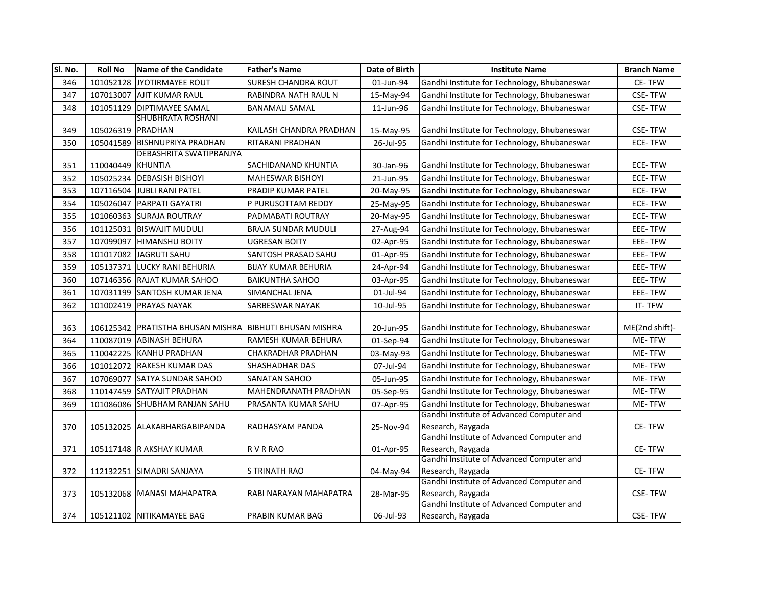| Sl. No. | Roll No | Name of the Candidate | Father's Name | Date of Birth | Institute Name | Branch Name |
|---|---|---|---|---|---|---|
| 346 | 101052128 | JYOTIRMAYEE ROUT | SURESH CHANDRA ROUT | 01-Jun-94 | Gandhi Institute for Technology, Bhubaneswar | CE- TFW |
| 347 | 107013007 | AJIT KUMAR RAUL | RABINDRA NATH RAUL N | 15-May-94 | Gandhi Institute for Technology, Bhubaneswar | CSE- TFW |
| 348 | 101051129 | DIPTIMAYEE SAMAL | BANAMALI SAMAL | 11-Jun-96 | Gandhi Institute for Technology, Bhubaneswar | CSE- TFW |
| 349 | 105026319 | SHUBHRATA ROSHANI PRADHAN | KAILASH CHANDRA PRADHAN | 15-May-95 | Gandhi Institute for Technology, Bhubaneswar | CSE- TFW |
| 350 | 105041589 | BISHNUPRIYA PRADHAN | RITARANI PRADHAN | 26-Jul-95 | Gandhi Institute for Technology, Bhubaneswar | ECE- TFW |
| 351 | 110040449 | DEBASHRITA SWATIPRANJYA KHUNTIA | SACHIDANAND KHUNTIA | 30-Jan-96 | Gandhi Institute for Technology, Bhubaneswar | ECE- TFW |
| 352 | 105025234 | DEBASISH BISHOYI | MAHESWAR BISHOYI | 21-Jun-95 | Gandhi Institute for Technology, Bhubaneswar | ECE- TFW |
| 353 | 107116504 | JUBLI RANI PATEL | PRADIP KUMAR PATEL | 20-May-95 | Gandhi Institute for Technology, Bhubaneswar | ECE- TFW |
| 354 | 105026047 | PARPATI GAYATRI | P PURUSOTTAM REDDY | 25-May-95 | Gandhi Institute for Technology, Bhubaneswar | ECE- TFW |
| 355 | 101060363 | SURAJA ROUTRAY | PADMABATI ROUTRAY | 20-May-95 | Gandhi Institute for Technology, Bhubaneswar | ECE- TFW |
| 356 | 101125031 | BISWAJIT MUDULI | BRAJA SUNDAR MUDULI | 27-Aug-94 | Gandhi Institute for Technology, Bhubaneswar | EEE- TFW |
| 357 | 107099097 | HIMANSHU BOITY | UGRESAN BOITY | 02-Apr-95 | Gandhi Institute for Technology, Bhubaneswar | EEE- TFW |
| 358 | 101017082 | JAGRUTI SAHU | SANTOSH PRASAD SAHU | 01-Apr-95 | Gandhi Institute for Technology, Bhubaneswar | EEE- TFW |
| 359 | 105137371 | LUCKY RANI BEHURIA | BIJAY KUMAR BEHURIA | 24-Apr-94 | Gandhi Institute for Technology, Bhubaneswar | EEE- TFW |
| 360 | 107146356 | RAJAT KUMAR SAHOO | BAIKUNTHA SAHOO | 03-Apr-95 | Gandhi Institute for Technology, Bhubaneswar | EEE- TFW |
| 361 | 107031199 | SANTOSH KUMAR JENA | SIMANCHAL JENA | 01-Jul-94 | Gandhi Institute for Technology, Bhubaneswar | EEE- TFW |
| 362 | 101002419 | PRAYAS NAYAK | SARBESWAR NAYAK | 10-Jul-95 | Gandhi Institute for Technology, Bhubaneswar | IT- TFW |
| 363 | 106125342 | PRATISTHA BHUSAN MISHRA | BIBHUTI BHUSAN MISHRA | 20-Jun-95 | Gandhi Institute for Technology, Bhubaneswar | ME(2nd shift)- |
| 364 | 110087019 | ABINASH BEHURA | RAMESH KUMAR BEHURA | 01-Sep-94 | Gandhi Institute for Technology, Bhubaneswar | ME- TFW |
| 365 | 110042225 | KANHU PRADHAN | CHAKRADHAR PRADHAN | 03-May-93 | Gandhi Institute for Technology, Bhubaneswar | ME- TFW |
| 366 | 101012072 | RAKESH KUMAR DAS | SHASHADHAR DAS | 07-Jul-94 | Gandhi Institute for Technology, Bhubaneswar | ME- TFW |
| 367 | 107069077 | SATYA SUNDAR SAHOO | SANATAN SAHOO | 05-Jun-95 | Gandhi Institute for Technology, Bhubaneswar | ME- TFW |
| 368 | 110147459 | SATYAJIT PRADHAN | MAHENDRANATH PRADHAN | 05-Sep-95 | Gandhi Institute for Technology, Bhubaneswar | ME- TFW |
| 369 | 101086086 | SHUBHAM RANJAN SAHU | PRASANTA KUMAR SAHU | 07-Apr-95 | Gandhi Institute for Technology, Bhubaneswar | ME- TFW |
| 370 | 105132025 | ALAKABHARGABIPANDA | RADHASYAM PANDA | 25-Nov-94 | Gandhi Institute of Advanced Computer and Research, Raygada | CE- TFW |
| 371 | 105117148 | R AKSHAY KUMAR | R V R RAO | 01-Apr-95 | Gandhi Institute of Advanced Computer and Research, Raygada | CE- TFW |
| 372 | 112132251 | SIMADRI SANJAYA | S TRINATH RAO | 04-May-94 | Gandhi Institute of Advanced Computer and Research, Raygada | CE- TFW |
| 373 | 105132068 | MANASI MAHAPATRA | RABI NARAYAN MAHAPATRA | 28-Mar-95 | Gandhi Institute of Advanced Computer and Research, Raygada | CSE- TFW |
| 374 | 105121102 | NITIKAMAYEE BAG | PRABIN KUMAR BAG | 06-Jul-93 | Gandhi Institute of Advanced Computer and Research, Raygada | CSE- TFW |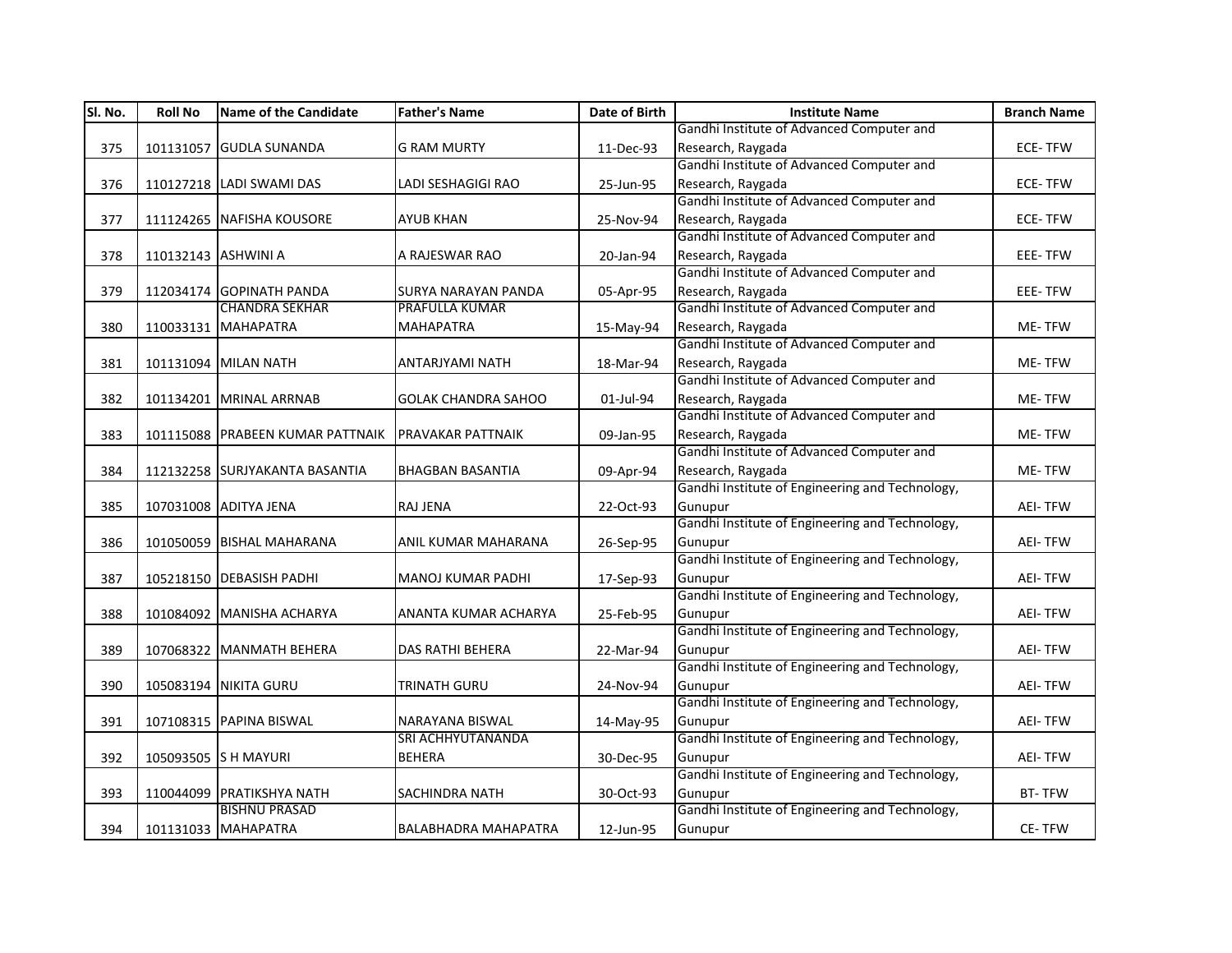| Sl. No. | Roll No | Name of the Candidate | Father's Name | Date of Birth | Institute Name | Branch Name |
|---|---|---|---|---|---|---|
| 375 | 101131057 | GUDLA SUNANDA | G RAM MURTY | 11-Dec-93 | Gandhi Institute of Advanced Computer and Research, Raygada | ECE- TFW |
| 376 | 110127218 | LADI SWAMI DAS | LADI SESHAGIGI RAO | 25-Jun-95 | Gandhi Institute of Advanced Computer and Research, Raygada | ECE- TFW |
| 377 | 111124265 | NAFISHA KOUSORE | AYUB KHAN | 25-Nov-94 | Gandhi Institute of Advanced Computer and Research, Raygada | ECE- TFW |
| 378 | 110132143 | ASHWINI A | A RAJESWAR RAO | 20-Jan-94 | Gandhi Institute of Advanced Computer and Research, Raygada | EEE- TFW |
| 379 | 112034174 | GOPINATH PANDA | SURYA NARAYAN PANDA | 05-Apr-95 | Gandhi Institute of Advanced Computer and Research, Raygada | EEE- TFW |
| 380 | 110033131 | CHANDRA SEKHAR MAHAPATRA | PRAFULLA KUMAR MAHAPATRA | 15-May-94 | Gandhi Institute of Advanced Computer and Research, Raygada | ME- TFW |
| 381 | 101131094 | MILAN NATH | ANTARJYAMI NATH | 18-Mar-94 | Gandhi Institute of Advanced Computer and Research, Raygada | ME- TFW |
| 382 | 101134201 | MRINAL ARRNAB | GOLAK CHANDRA SAHOO | 01-Jul-94 | Gandhi Institute of Advanced Computer and Research, Raygada | ME- TFW |
| 383 | 101115088 | PRABEEN KUMAR PATTNAIK | PRAVAKAR PATTNAIK | 09-Jan-95 | Gandhi Institute of Advanced Computer and Research, Raygada | ME- TFW |
| 384 | 112132258 | SURJYAKANTA BASANTIA | BHAGBAN BASANTIA | 09-Apr-94 | Gandhi Institute of Advanced Computer and Research, Raygada | ME- TFW |
| 385 | 107031008 | ADITYA JENA | RAJ JENA | 22-Oct-93 | Gandhi Institute of Engineering and Technology, Gunupur | AEI- TFW |
| 386 | 101050059 | BISHAL MAHARANA | ANIL KUMAR MAHARANA | 26-Sep-95 | Gandhi Institute of Engineering and Technology, Gunupur | AEI- TFW |
| 387 | 105218150 | DEBASISH PADHI | MANOJ KUMAR PADHI | 17-Sep-93 | Gandhi Institute of Engineering and Technology, Gunupur | AEI- TFW |
| 388 | 101084092 | MANISHA ACHARYA | ANANTA KUMAR ACHARYA | 25-Feb-95 | Gandhi Institute of Engineering and Technology, Gunupur | AEI- TFW |
| 389 | 107068322 | MANMATH BEHERA | DAS RATHI BEHERA | 22-Mar-94 | Gandhi Institute of Engineering and Technology, Gunupur | AEI- TFW |
| 390 | 105083194 | NIKITA GURU | TRINATH GURU | 24-Nov-94 | Gandhi Institute of Engineering and Technology, Gunupur | AEI- TFW |
| 391 | 107108315 | PAPINA BISWAL | NARAYANA BISWAL | 14-May-95 | Gandhi Institute of Engineering and Technology, Gunupur | AEI- TFW |
| 392 | 105093505 | S H MAYURI | SRI ACHHYUTANANDA BEHERA | 30-Dec-95 | Gandhi Institute of Engineering and Technology, Gunupur | AEI- TFW |
| 393 | 110044099 | PRATIKSHYA NATH | SACHINDRA NATH | 30-Oct-93 | Gandhi Institute of Engineering and Technology, Gunupur | BT- TFW |
| 394 | 101131033 | BISHNU PRASAD MAHAPATRA | BALABHADRA MAHAPATRA | 12-Jun-95 | Gandhi Institute of Engineering and Technology, Gunupur | CE- TFW |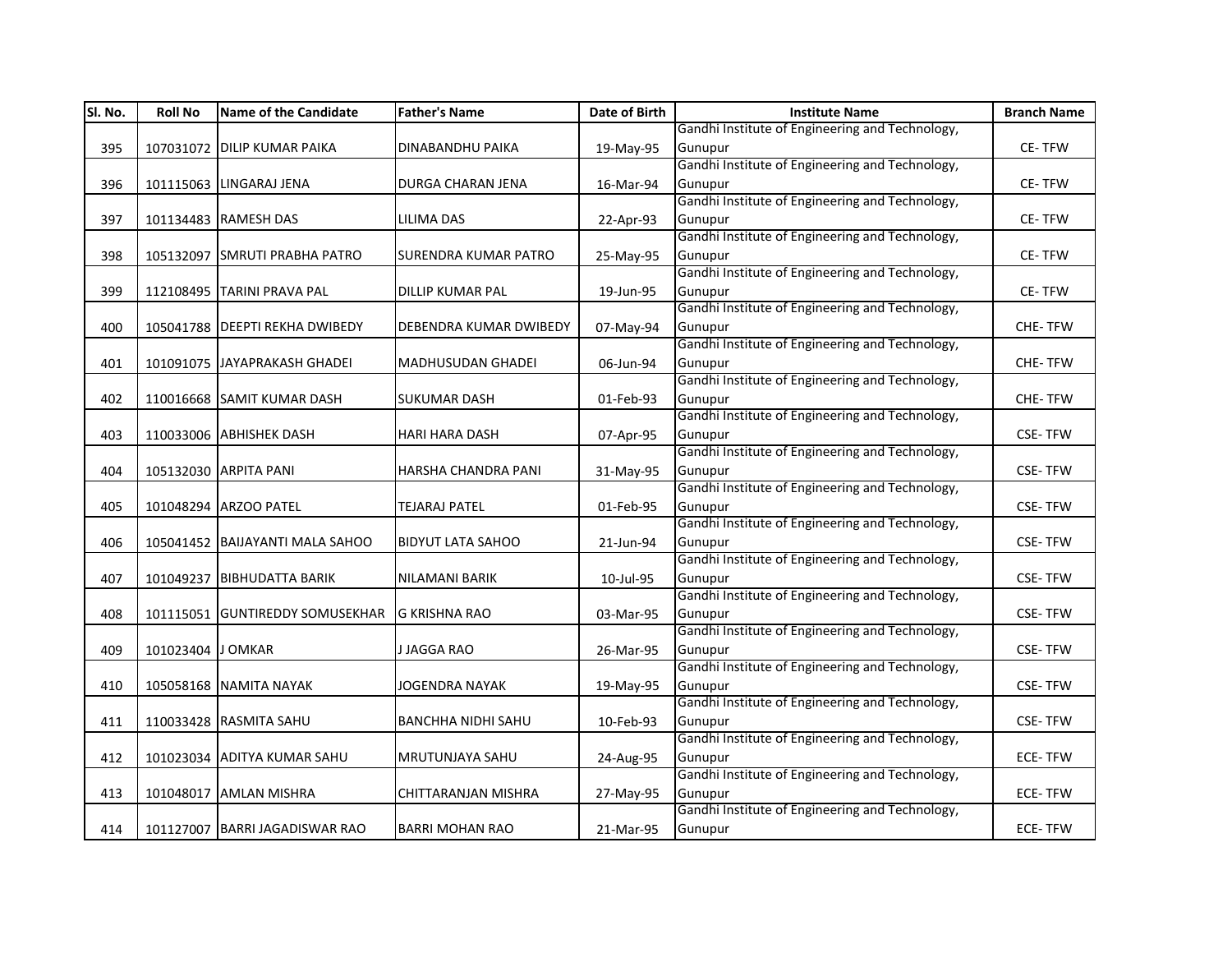| Sl. No. | Roll No | Name of the Candidate | Father's Name | Date of Birth | Institute Name | Branch Name |
|---|---|---|---|---|---|---|
| 395 | 107031072 | DILIP KUMAR PAIKA | DINABANDHU PAIKA | 19-May-95 | Gandhi Institute of Engineering and Technology, Gunupur | CE- TFW |
| 396 | 101115063 | LINGARAJ JENA | DURGA CHARAN JENA | 16-Mar-94 | Gandhi Institute of Engineering and Technology, Gunupur | CE- TFW |
| 397 | 101134483 | RAMESH DAS | LILIMA DAS | 22-Apr-93 | Gandhi Institute of Engineering and Technology, Gunupur | CE- TFW |
| 398 | 105132097 | SMRUTI PRABHA PATRO | SURENDRA KUMAR PATRO | 25-May-95 | Gandhi Institute of Engineering and Technology, Gunupur | CE- TFW |
| 399 | 112108495 | TARINI PRAVA PAL | DILLIP KUMAR PAL | 19-Jun-95 | Gandhi Institute of Engineering and Technology, Gunupur | CE- TFW |
| 400 | 105041788 | DEEPTI REKHA DWIBEDY | DEBENDRA KUMAR DWIBEDY | 07-May-94 | Gandhi Institute of Engineering and Technology, Gunupur | CHE- TFW |
| 401 | 101091075 | JAYAPRAKASH GHADEI | MADHUSUDAN GHADEI | 06-Jun-94 | Gandhi Institute of Engineering and Technology, Gunupur | CHE- TFW |
| 402 | 110016668 | SAMIT KUMAR DASH | SUKUMAR DASH | 01-Feb-93 | Gandhi Institute of Engineering and Technology, Gunupur | CHE- TFW |
| 403 | 110033006 | ABHISHEK DASH | HARI HARA DASH | 07-Apr-95 | Gandhi Institute of Engineering and Technology, Gunupur | CSE- TFW |
| 404 | 105132030 | ARPITA PANI | HARSHA CHANDRA PANI | 31-May-95 | Gandhi Institute of Engineering and Technology, Gunupur | CSE- TFW |
| 405 | 101048294 | ARZOO PATEL | TEJARAJ PATEL | 01-Feb-95 | Gandhi Institute of Engineering and Technology, Gunupur | CSE- TFW |
| 406 | 105041452 | BAIJAYANTI MALA SAHOO | BIDYUT LATA SAHOO | 21-Jun-94 | Gandhi Institute of Engineering and Technology, Gunupur | CSE- TFW |
| 407 | 101049237 | BIBHUDATTA BARIK | NILAMANI BARIK | 10-Jul-95 | Gandhi Institute of Engineering and Technology, Gunupur | CSE- TFW |
| 408 | 101115051 | GUNTIREDDY SOMUSEKHAR | G KRISHNA RAO | 03-Mar-95 | Gandhi Institute of Engineering and Technology, Gunupur | CSE- TFW |
| 409 | 101023404 | J OMKAR | J JAGGA RAO | 26-Mar-95 | Gandhi Institute of Engineering and Technology, Gunupur | CSE- TFW |
| 410 | 105058168 | NAMITA NAYAK | JOGENDRA NAYAK | 19-May-95 | Gandhi Institute of Engineering and Technology, Gunupur | CSE- TFW |
| 411 | 110033428 | RASMITA SAHU | BANCHHA NIDHI SAHU | 10-Feb-93 | Gandhi Institute of Engineering and Technology, Gunupur | CSE- TFW |
| 412 | 101023034 | ADITYA KUMAR SAHU | MRUTUNJAYA SAHU | 24-Aug-95 | Gandhi Institute of Engineering and Technology, Gunupur | ECE- TFW |
| 413 | 101048017 | AMLAN MISHRA | CHITTARANJAN MISHRA | 27-May-95 | Gandhi Institute of Engineering and Technology, Gunupur | ECE- TFW |
| 414 | 101127007 | BARRI JAGADISWAR RAO | BARRI MOHAN RAO | 21-Mar-95 | Gandhi Institute of Engineering and Technology, Gunupur | ECE- TFW |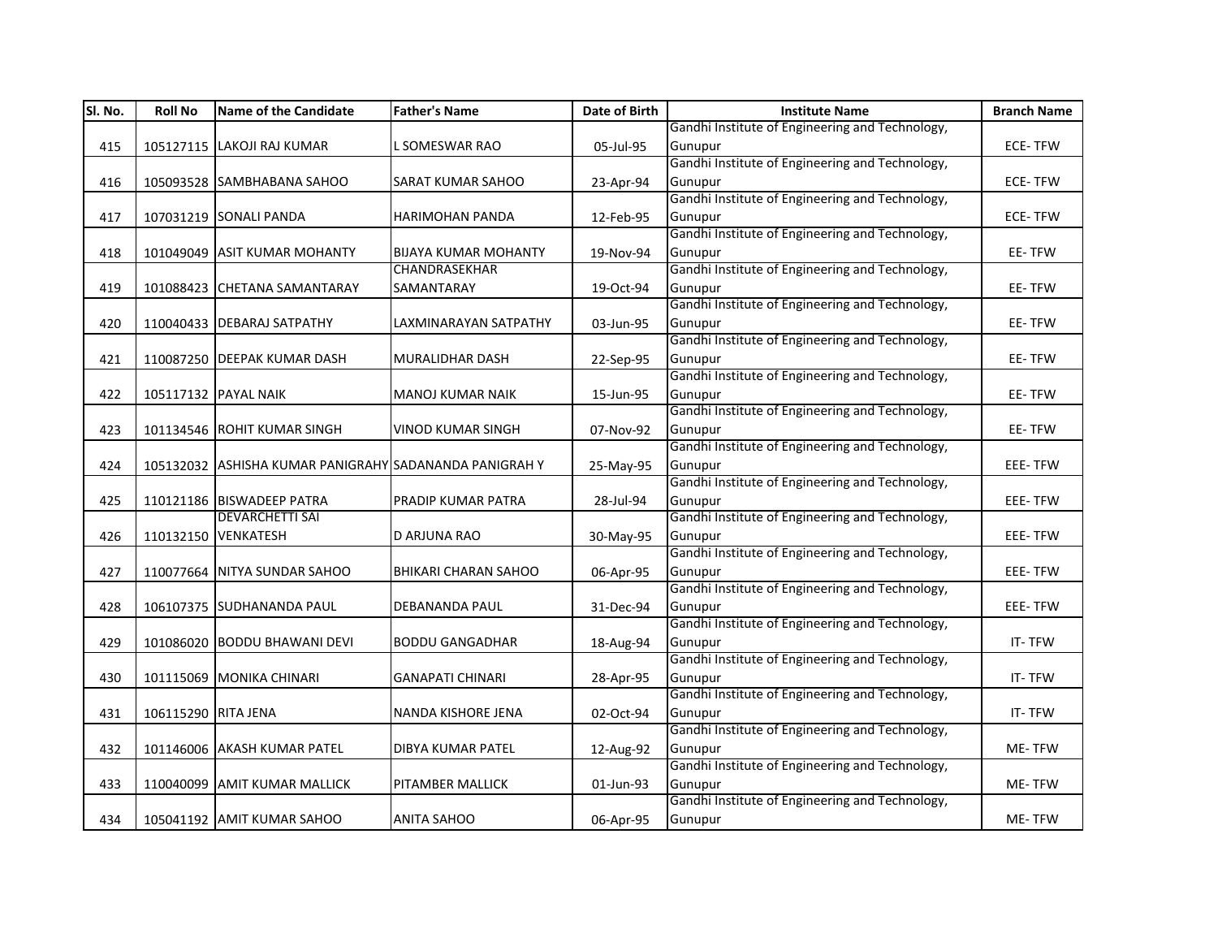| Sl. No. | Roll No | Name of the Candidate | Father's Name | Date of Birth | Institute Name | Branch Name |
|---|---|---|---|---|---|---|
| 415 | 105127115 | LAKOJI RAJ KUMAR | L SOMESWAR RAO | 05-Jul-95 | Gandhi Institute of Engineering and Technology, Gunupur | ECE- TFW |
| 416 | 105093528 | SAMBHABANA SAHOO | SARAT KUMAR SAHOO | 23-Apr-94 | Gandhi Institute of Engineering and Technology, Gunupur | ECE- TFW |
| 417 | 107031219 | SONALI PANDA | HARIMOHAN PANDA | 12-Feb-95 | Gandhi Institute of Engineering and Technology, Gunupur | ECE- TFW |
| 418 | 101049049 | ASIT KUMAR MOHANTY | BIJAYA KUMAR MOHANTY | 19-Nov-94 | Gandhi Institute of Engineering and Technology, Gunupur | EE- TFW |
| 419 | 101088423 | CHETANA SAMANTARAY | CHANDRASEKHAR SAMANTARAY | 19-Oct-94 | Gandhi Institute of Engineering and Technology, Gunupur | EE- TFW |
| 420 | 110040433 | DEBARAJ SATPATHY | LAXMINARAYAN SATPATHY | 03-Jun-95 | Gandhi Institute of Engineering and Technology, Gunupur | EE- TFW |
| 421 | 110087250 | DEEPAK KUMAR DASH | MURALIDHAR DASH | 22-Sep-95 | Gandhi Institute of Engineering and Technology, Gunupur | EE- TFW |
| 422 | 105117132 | PAYAL NAIK | MANOJ KUMAR NAIK | 15-Jun-95 | Gandhi Institute of Engineering and Technology, Gunupur | EE- TFW |
| 423 | 101134546 | ROHIT KUMAR SINGH | VINOD KUMAR SINGH | 07-Nov-92 | Gandhi Institute of Engineering and Technology, Gunupur | EE- TFW |
| 424 | 105132032 | ASHISHA KUMAR PANIGRAHY | SADANANDA PANIGRAH Y | 25-May-95 | Gandhi Institute of Engineering and Technology, Gunupur | EEE- TFW |
| 425 | 110121186 | BISWADEEP PATRA | PRADIP KUMAR PATRA | 28-Jul-94 | Gandhi Institute of Engineering and Technology, Gunupur | EEE- TFW |
| 426 | 110132150 | DEVARCHETTI SAI VENKATESH | D ARJUNA RAO | 30-May-95 | Gandhi Institute of Engineering and Technology, Gunupur | EEE- TFW |
| 427 | 110077664 | NITYA SUNDAR SAHOO | BHIKARI CHARAN SAHOO | 06-Apr-95 | Gandhi Institute of Engineering and Technology, Gunupur | EEE- TFW |
| 428 | 106107375 | SUDHANANDA PAUL | DEBANANDA PAUL | 31-Dec-94 | Gandhi Institute of Engineering and Technology, Gunupur | EEE- TFW |
| 429 | 101086020 | BODDU BHAWANI DEVI | BODDU GANGADHAR | 18-Aug-94 | Gandhi Institute of Engineering and Technology, Gunupur | IT- TFW |
| 430 | 101115069 | MONIKA CHINARI | GANAPATI CHINARI | 28-Apr-95 | Gandhi Institute of Engineering and Technology, Gunupur | IT- TFW |
| 431 | 106115290 | RITA JENA | NANDA KISHORE JENA | 02-Oct-94 | Gandhi Institute of Engineering and Technology, Gunupur | IT- TFW |
| 432 | 101146006 | AKASH KUMAR PATEL | DIBYA KUMAR PATEL | 12-Aug-92 | Gandhi Institute of Engineering and Technology, Gunupur | ME- TFW |
| 433 | 110040099 | AMIT KUMAR MALLICK | PITAMBER MALLICK | 01-Jun-93 | Gandhi Institute of Engineering and Technology, Gunupur | ME- TFW |
| 434 | 105041192 | AMIT KUMAR SAHOO | ANITA SAHOO | 06-Apr-95 | Gandhi Institute of Engineering and Technology, Gunupur | ME- TFW |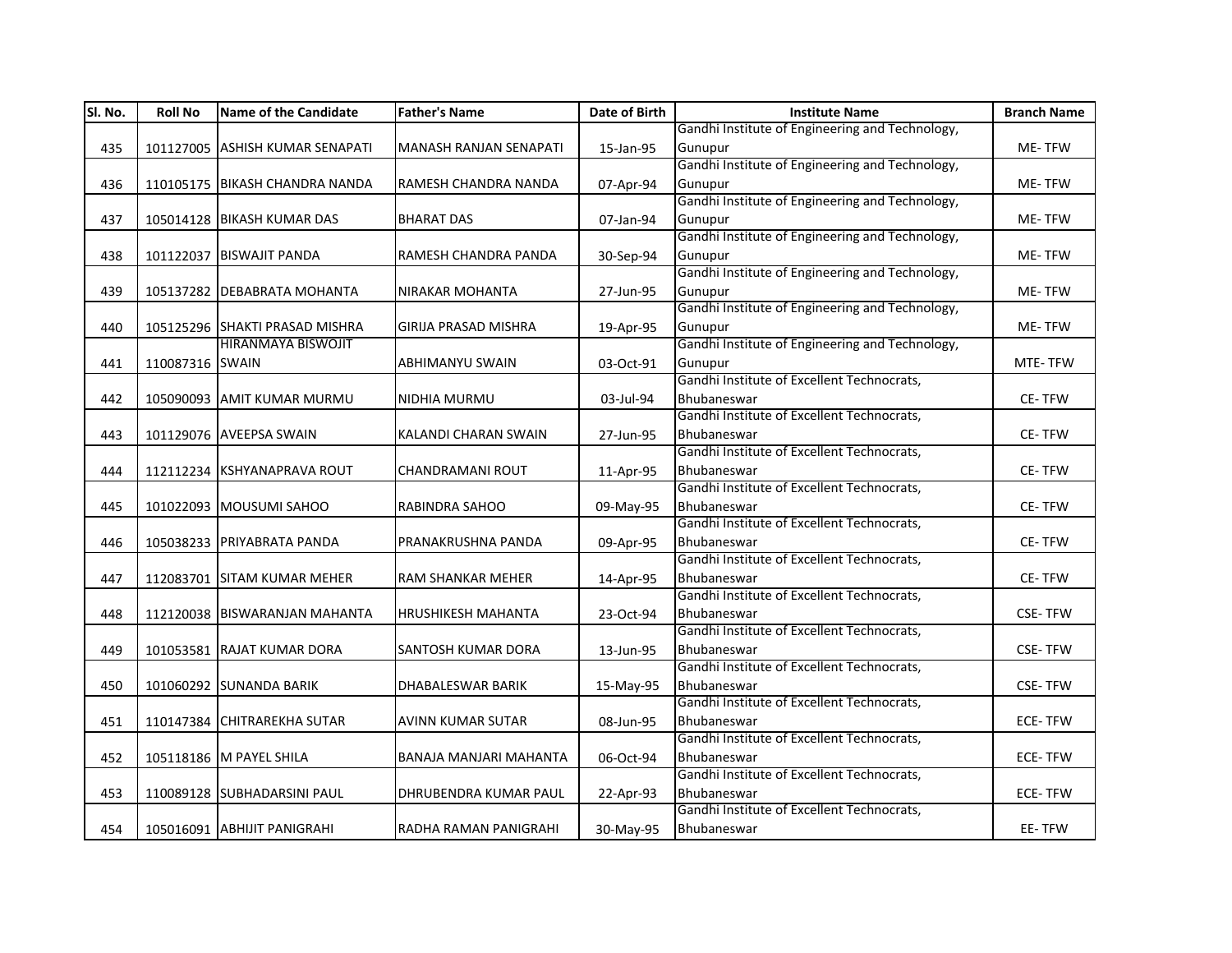| Sl. No. | Roll No | Name of the Candidate | Father's Name | Date of Birth | Institute Name | Branch Name |
|---|---|---|---|---|---|---|
| 435 | 101127005 | ASHISH KUMAR SENAPATI | MANASH RANJAN SENAPATI | 15-Jan-95 | Gandhi Institute of Engineering and Technology, Gunupur | ME- TFW |
| 436 | 110105175 | BIKASH CHANDRA NANDA | RAMESH CHANDRA NANDA | 07-Apr-94 | Gandhi Institute of Engineering and Technology, Gunupur | ME- TFW |
| 437 | 105014128 | BIKASH KUMAR DAS | BHARAT DAS | 07-Jan-94 | Gandhi Institute of Engineering and Technology, Gunupur | ME- TFW |
| 438 | 101122037 | BISWAJIT PANDA | RAMESH CHANDRA PANDA | 30-Sep-94 | Gandhi Institute of Engineering and Technology, Gunupur | ME- TFW |
| 439 | 105137282 | DEBABRATA MOHANTA | NIRAKAR MOHANTA | 27-Jun-95 | Gandhi Institute of Engineering and Technology, Gunupur | ME- TFW |
| 440 | 105125296 | SHAKTI PRASAD MISHRA | GIRIJA PRASAD MISHRA | 19-Apr-95 | Gandhi Institute of Engineering and Technology, Gunupur | ME- TFW |
| 441 | 110087316 | HIRANMAYA BISWOJIT SWAIN | ABHIMANYU SWAIN | 03-Oct-91 | Gandhi Institute of Engineering and Technology, Gunupur | MTE- TFW |
| 442 | 105090093 | AMIT KUMAR MURMU | NIDHIA MURMU | 03-Jul-94 | Gandhi Institute of Excellent Technocrats, Bhubaneswar | CE- TFW |
| 443 | 101129076 | AVEEPSA SWAIN | KALANDI CHARAN SWAIN | 27-Jun-95 | Gandhi Institute of Excellent Technocrats, Bhubaneswar | CE- TFW |
| 444 | 112112234 | KSHYANAPRAVA ROUT | CHANDRAMANI ROUT | 11-Apr-95 | Gandhi Institute of Excellent Technocrats, Bhubaneswar | CE- TFW |
| 445 | 101022093 | MOUSUMI SAHOO | RABINDRA SAHOO | 09-May-95 | Gandhi Institute of Excellent Technocrats, Bhubaneswar | CE- TFW |
| 446 | 105038233 | PRIYABRATA PANDA | PRANAKRUSHNA PANDA | 09-Apr-95 | Gandhi Institute of Excellent Technocrats, Bhubaneswar | CE- TFW |
| 447 | 112083701 | SITAM KUMAR MEHER | RAM SHANKAR MEHER | 14-Apr-95 | Gandhi Institute of Excellent Technocrats, Bhubaneswar | CE- TFW |
| 448 | 112120038 | BISWARANJAN MAHANTA | HRUSHIKESH MAHANTA | 23-Oct-94 | Gandhi Institute of Excellent Technocrats, Bhubaneswar | CSE- TFW |
| 449 | 101053581 | RAJAT KUMAR DORA | SANTOSH KUMAR DORA | 13-Jun-95 | Gandhi Institute of Excellent Technocrats, Bhubaneswar | CSE- TFW |
| 450 | 101060292 | SUNANDA BARIK | DHABALESWAR BARIK | 15-May-95 | Gandhi Institute of Excellent Technocrats, Bhubaneswar | CSE- TFW |
| 451 | 110147384 | CHITRAREKHA SUTAR | AVINN KUMAR SUTAR | 08-Jun-95 | Gandhi Institute of Excellent Technocrats, Bhubaneswar | ECE- TFW |
| 452 | 105118186 | M PAYEL SHILA | BANAJA MANJARI MAHANTA | 06-Oct-94 | Gandhi Institute of Excellent Technocrats, Bhubaneswar | ECE- TFW |
| 453 | 110089128 | SUBHADARSINI PAUL | DHRUBENDRA KUMAR PAUL | 22-Apr-93 | Gandhi Institute of Excellent Technocrats, Bhubaneswar | ECE- TFW |
| 454 | 105016091 | ABHIJIT PANIGRAHI | RADHA RAMAN PANIGRAHI | 30-May-95 | Gandhi Institute of Excellent Technocrats, Bhubaneswar | EE- TFW |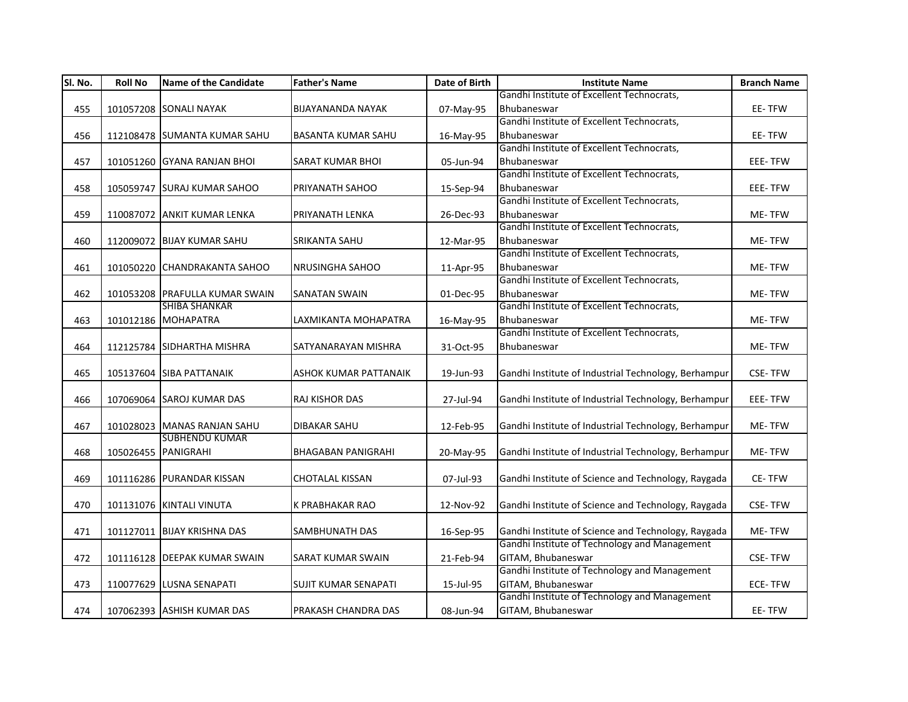| Sl. No. | Roll No | Name of the Candidate | Father's Name | Date of Birth | Institute Name | Branch Name |
|---|---|---|---|---|---|---|
| 455 | 101057208 | SONALI NAYAK | BIJAYANANDA NAYAK | 07-May-95 | Gandhi Institute of Excellent Technocrats, Bhubaneswar | EE- TFW |
| 456 | 112108478 | SUMANTA KUMAR SAHU | BASANTA KUMAR SAHU | 16-May-95 | Gandhi Institute of Excellent Technocrats, Bhubaneswar | EE- TFW |
| 457 | 101051260 | GYANA RANJAN BHOI | SARAT KUMAR BHOI | 05-Jun-94 | Gandhi Institute of Excellent Technocrats, Bhubaneswar | EEE- TFW |
| 458 | 105059747 | SURAJ KUMAR SAHOO | PRIYANATH SAHOO | 15-Sep-94 | Gandhi Institute of Excellent Technocrats, Bhubaneswar | EEE- TFW |
| 459 | 110087072 | ANKIT KUMAR LENKA | PRIYANATH LENKA | 26-Dec-93 | Gandhi Institute of Excellent Technocrats, Bhubaneswar | ME- TFW |
| 460 | 112009072 | BIJAY KUMAR SAHU | SRIKANTA SAHU | 12-Mar-95 | Gandhi Institute of Excellent Technocrats, Bhubaneswar | ME- TFW |
| 461 | 101050220 | CHANDRAKANTA SAHOO | NRUSINGHA SAHOO | 11-Apr-95 | Gandhi Institute of Excellent Technocrats, Bhubaneswar | ME- TFW |
| 462 | 101053208 | PRAFULLA KUMAR SWAIN | SANATAN SWAIN | 01-Dec-95 | Gandhi Institute of Excellent Technocrats, Bhubaneswar | ME- TFW |
| 463 | 101012186 | SHIBA SHANKAR MOHAPATRA | LAXMIKANTA MOHAPATRA | 16-May-95 | Gandhi Institute of Excellent Technocrats, Bhubaneswar | ME- TFW |
| 464 | 112125784 | SIDHARTHA MISHRA | SATYANARAYAN MISHRA | 31-Oct-95 | Gandhi Institute of Excellent Technocrats, Bhubaneswar | ME- TFW |
| 465 | 105137604 | SIBA PATTANAIK | ASHOK KUMAR PATTANAIK | 19-Jun-93 | Gandhi Institute of Industrial Technology, Berhampur | CSE- TFW |
| 466 | 107069064 | SAROJ KUMAR DAS | RAJ KISHOR DAS | 27-Jul-94 | Gandhi Institute of Industrial Technology, Berhampur | EEE- TFW |
| 467 | 101028023 | MANAS RANJAN SAHU | DIBAKAR SAHU | 12-Feb-95 | Gandhi Institute of Industrial Technology, Berhampur | ME- TFW |
| 468 | 105026455 | SUBHENDU KUMAR PANIGRAHI | BHAGABAN PANIGRAHI | 20-May-95 | Gandhi Institute of Industrial Technology, Berhampur | ME- TFW |
| 469 | 101116286 | PURANDAR KISSAN | CHOTALAL KISSAN | 07-Jul-93 | Gandhi Institute of Science and Technology, Raygada | CE- TFW |
| 470 | 101131076 | KINTALI VINUTA | K PRABHAKAR RAO | 12-Nov-92 | Gandhi Institute of Science and Technology, Raygada | CSE- TFW |
| 471 | 101127011 | BIJAY KRISHNA DAS | SAMBHUNATH DAS | 16-Sep-95 | Gandhi Institute of Science and Technology, Raygada | ME- TFW |
| 472 | 101116128 | DEEPAK KUMAR SWAIN | SARAT KUMAR SWAIN | 21-Feb-94 | Gandhi Institute of Technology and Management GITAM, Bhubaneswar | CSE- TFW |
| 473 | 110077629 | LUSNA SENAPATI | SUJIT KUMAR SENAPATI | 15-Jul-95 | Gandhi Institute of Technology and Management GITAM, Bhubaneswar | ECE- TFW |
| 474 | 107062393 | ASHISH KUMAR DAS | PRAKASH CHANDRA DAS | 08-Jun-94 | Gandhi Institute of Technology and Management GITAM, Bhubaneswar | EE- TFW |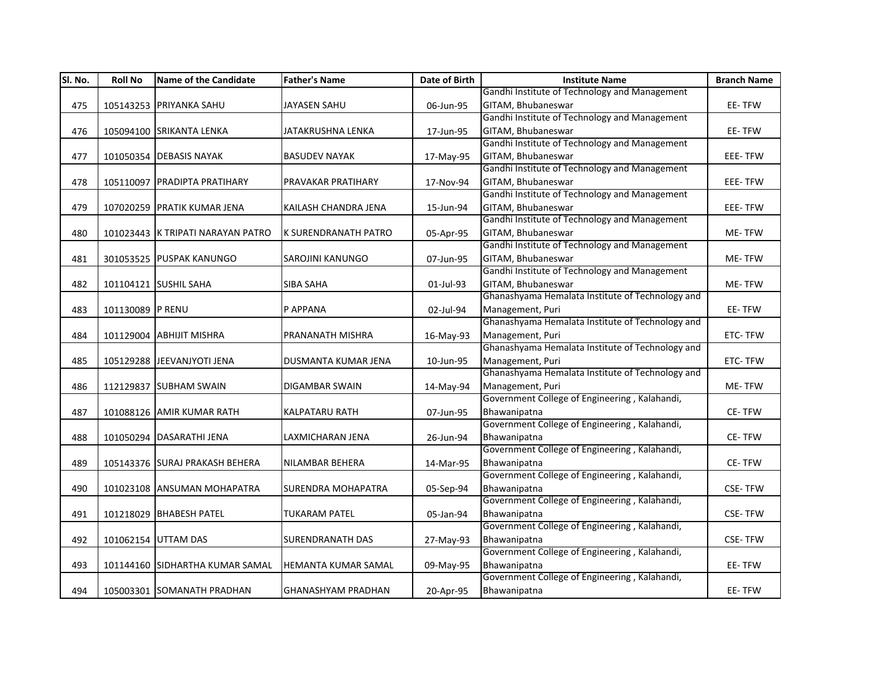| Sl. No. | Roll No | Name of the Candidate | Father's Name | Date of Birth | Institute Name | Branch Name |
|---|---|---|---|---|---|---|
| 475 | 105143253 | PRIYANKA SAHU | JAYASEN SAHU | 06-Jun-95 | Gandhi Institute of Technology and Management GITAM, Bhubaneswar | EE- TFW |
| 476 | 105094100 | SRIKANTA LENKA | JATAKRUSHNA LENKA | 17-Jun-95 | Gandhi Institute of Technology and Management GITAM, Bhubaneswar | EE- TFW |
| 477 | 101050354 | DEBASIS NAYAK | BASUDEV NAYAK | 17-May-95 | Gandhi Institute of Technology and Management GITAM, Bhubaneswar | EEE- TFW |
| 478 | 105110097 | PRADIPTA PRATIHARY | PRAVAKAR PRATIHARY | 17-Nov-94 | Gandhi Institute of Technology and Management GITAM, Bhubaneswar | EEE- TFW |
| 479 | 107020259 | PRATIK KUMAR JENA | KAILASH CHANDRA JENA | 15-Jun-94 | Gandhi Institute of Technology and Management GITAM, Bhubaneswar | EEE- TFW |
| 480 | 101023443 | K TRIPATI NARAYAN PATRO | K SURENDRANATH PATRO | 05-Apr-95 | Gandhi Institute of Technology and Management GITAM, Bhubaneswar | ME- TFW |
| 481 | 301053525 | PUSPAK KANUNGO | SAROJINI KANUNGO | 07-Jun-95 | Gandhi Institute of Technology and Management GITAM, Bhubaneswar | ME- TFW |
| 482 | 101104121 | SUSHIL SAHA | SIBA SAHA | 01-Jul-93 | Gandhi Institute of Technology and Management GITAM, Bhubaneswar | ME- TFW |
| 483 | 101130089 | P RENU | P APPANA | 02-Jul-94 | Ghanashyama Hemalata Institute of Technology and Management, Puri | EE- TFW |
| 484 | 101129004 | ABHIJIT MISHRA | PRANANATH MISHRA | 16-May-93 | Ghanashyama Hemalata Institute of Technology and Management, Puri | ETC- TFW |
| 485 | 105129288 | JEEVANJYOTI JENA | DUSMANTA KUMAR JENA | 10-Jun-95 | Ghanashyama Hemalata Institute of Technology and Management, Puri | ETC- TFW |
| 486 | 112129837 | SUBHAM SWAIN | DIGAMBAR SWAIN | 14-May-94 | Ghanashyama Hemalata Institute of Technology and Management, Puri | ME- TFW |
| 487 | 101088126 | AMIR KUMAR RATH | KALPATARU RATH | 07-Jun-95 | Government College of Engineering , Kalahandi, Bhawanipatna | CE- TFW |
| 488 | 101050294 | DASARATHI JENA | LAXMICHARAN JENA | 26-Jun-94 | Government College of Engineering , Kalahandi, Bhawanipatna | CE- TFW |
| 489 | 105143376 | SURAJ PRAKASH BEHERA | NILAMBAR BEHERA | 14-Mar-95 | Government College of Engineering , Kalahandi, Bhawanipatna | CE- TFW |
| 490 | 101023108 | ANSUMAN MOHAPATRA | SURENDRA MOHAPATRA | 05-Sep-94 | Government College of Engineering , Kalahandi, Bhawanipatna | CSE- TFW |
| 491 | 101218029 | BHABESH PATEL | TUKARAM PATEL | 05-Jan-94 | Government College of Engineering , Kalahandi, Bhawanipatna | CSE- TFW |
| 492 | 101062154 | UTTAM DAS | SURENDRANATH DAS | 27-May-93 | Government College of Engineering , Kalahandi, Bhawanipatna | CSE- TFW |
| 493 | 101144160 | SIDHARTHA KUMAR SAMAL | HEMANTA KUMAR SAMAL | 09-May-95 | Government College of Engineering , Kalahandi, Bhawanipatna | EE- TFW |
| 494 | 105003301 | SOMANATH PRADHAN | GHANASHYAM PRADHAN | 20-Apr-95 | Government College of Engineering , Kalahandi, Bhawanipatna | EE- TFW |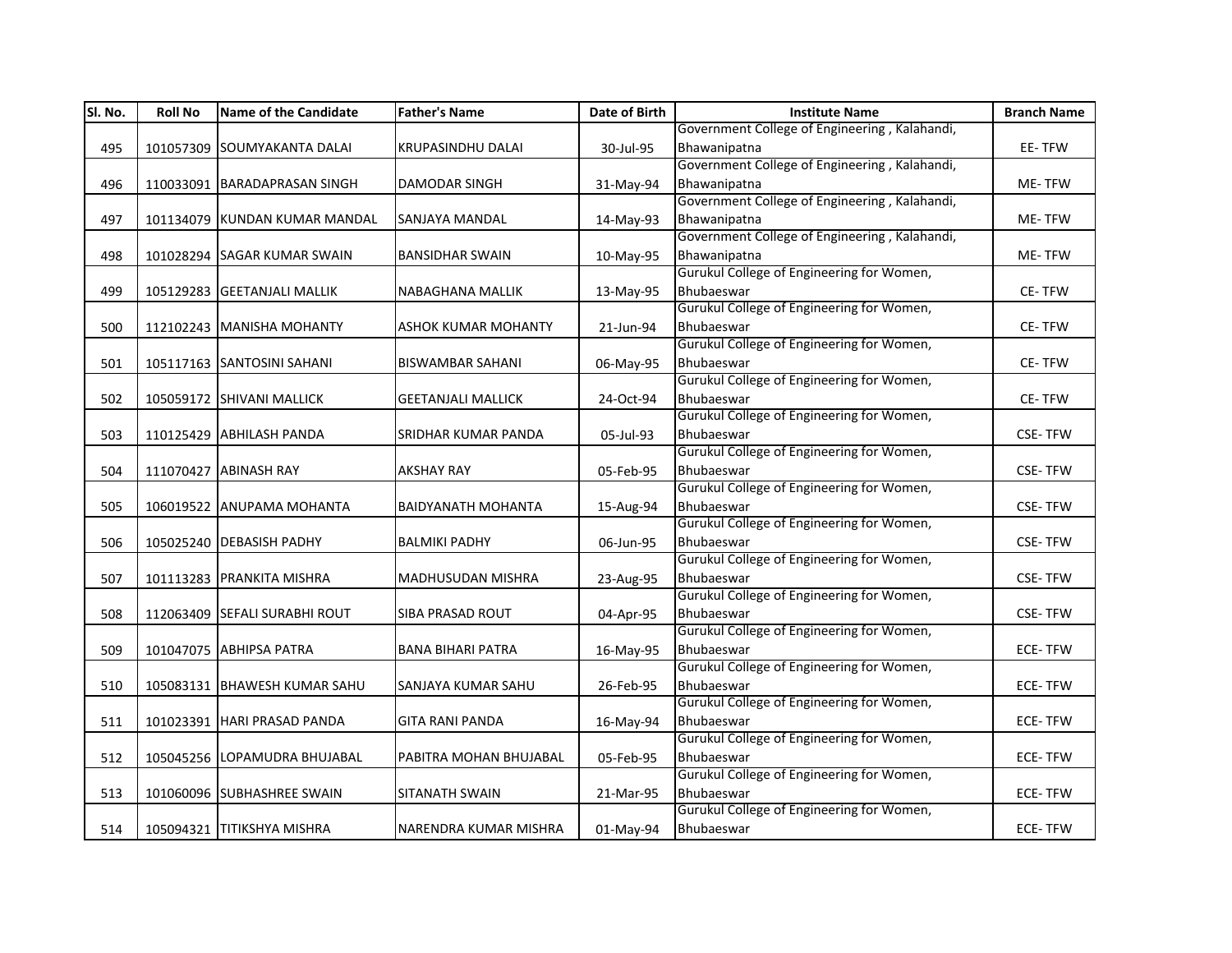| Sl. No. | Roll No | Name of the Candidate | Father's Name | Date of Birth | Institute Name | Branch Name |
|---|---|---|---|---|---|---|
| 495 | 101057309 | SOUMYAKANTA DALAI | KRUPASINDHU DALAI | 30-Jul-95 | Government College of Engineering , Kalahandi, Bhawanipatna | EE- TFW |
| 496 | 110033091 | BARADAPRASAN SINGH | DAMODAR SINGH | 31-May-94 | Government College of Engineering , Kalahandi, Bhawanipatna | ME- TFW |
| 497 | 101134079 | KUNDAN KUMAR MANDAL | SANJAYA MANDAL | 14-May-93 | Government College of Engineering , Kalahandi, Bhawanipatna | ME- TFW |
| 498 | 101028294 | SAGAR KUMAR SWAIN | BANSIDHAR SWAIN | 10-May-95 | Government College of Engineering , Kalahandi, Bhawanipatna | ME- TFW |
| 499 | 105129283 | GEETANJALI MALLIK | NABAGHANA MALLIK | 13-May-95 | Gurukul College of Engineering for Women, Bhubaeswar | CE- TFW |
| 500 | 112102243 | MANISHA MOHANTY | ASHOK KUMAR MOHANTY | 21-Jun-94 | Gurukul College of Engineering for Women, Bhubaeswar | CE- TFW |
| 501 | 105117163 | SANTOSINI SAHANI | BISWAMBAR SAHANI | 06-May-95 | Gurukul College of Engineering for Women, Bhubaeswar | CE- TFW |
| 502 | 105059172 | SHIVANI MALLICK | GEETANJALI MALLICK | 24-Oct-94 | Gurukul College of Engineering for Women, Bhubaeswar | CE- TFW |
| 503 | 110125429 | ABHILASH PANDA | SRIDHAR KUMAR PANDA | 05-Jul-93 | Gurukul College of Engineering for Women, Bhubaeswar | CSE- TFW |
| 504 | 111070427 | ABINASH RAY | AKSHAY RAY | 05-Feb-95 | Gurukul College of Engineering for Women, Bhubaeswar | CSE- TFW |
| 505 | 106019522 | ANUPAMA MOHANTA | BAIDYANATH MOHANTA | 15-Aug-94 | Gurukul College of Engineering for Women, Bhubaeswar | CSE- TFW |
| 506 | 105025240 | DEBASISH PADHY | BALMIKI PADHY | 06-Jun-95 | Gurukul College of Engineering for Women, Bhubaeswar | CSE- TFW |
| 507 | 101113283 | PRANKITA MISHRA | MADHUSUDAN MISHRA | 23-Aug-95 | Gurukul College of Engineering for Women, Bhubaeswar | CSE- TFW |
| 508 | 112063409 | SEFALI SURABHI ROUT | SIBA PRASAD ROUT | 04-Apr-95 | Gurukul College of Engineering for Women, Bhubaeswar | CSE- TFW |
| 509 | 101047075 | ABHIPSA PATRA | BANA BIHARI PATRA | 16-May-95 | Gurukul College of Engineering for Women, Bhubaeswar | ECE- TFW |
| 510 | 105083131 | BHAWESH KUMAR SAHU | SANJAYA KUMAR SAHU | 26-Feb-95 | Gurukul College of Engineering for Women, Bhubaeswar | ECE- TFW |
| 511 | 101023391 | HARI PRASAD PANDA | GITA RANI PANDA | 16-May-94 | Gurukul College of Engineering for Women, Bhubaeswar | ECE- TFW |
| 512 | 105045256 | LOPAMUDRA BHUJABAL | PABITRA MOHAN BHUJABAL | 05-Feb-95 | Gurukul College of Engineering for Women, Bhubaeswar | ECE- TFW |
| 513 | 101060096 | SUBHASHREE SWAIN | SITANATH SWAIN | 21-Mar-95 | Gurukul College of Engineering for Women, Bhubaeswar | ECE- TFW |
| 514 | 105094321 | TITIKSHYA MISHRA | NARENDRA KUMAR MISHRA | 01-May-94 | Gurukul College of Engineering for Women, Bhubaeswar | ECE- TFW |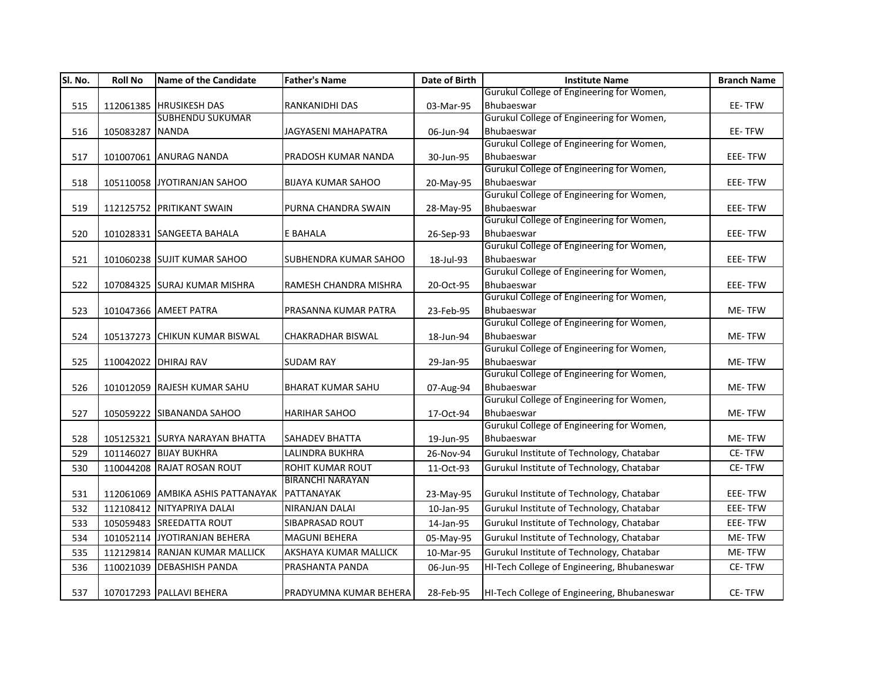| Sl. No. | Roll No | Name of the Candidate | Father's Name | Date of Birth | Institute Name | Branch Name |
|---|---|---|---|---|---|---|
| 515 | 112061385 | HRUSIKESH DAS | RANKANIDHI DAS | 03-Mar-95 | Gurukul College of Engineering for Women, Bhubaeswar | EE- TFW |
| 516 | 105083287 | SUBHENDU SUKUMAR NANDA | JAGYASENI MAHAPATRA | 06-Jun-94 | Gurukul College of Engineering for Women, Bhubaeswar | EE- TFW |
| 517 | 101007061 | ANURAG NANDA | PRADOSH KUMAR NANDA | 30-Jun-95 | Gurukul College of Engineering for Women, Bhubaeswar | EEE- TFW |
| 518 | 105110058 | JYOTIRANJAN SAHOO | BIJAYA KUMAR SAHOO | 20-May-95 | Gurukul College of Engineering for Women, Bhubaeswar | EEE- TFW |
| 519 | 112125752 | PRITIKANT SWAIN | PURNA CHANDRA SWAIN | 28-May-95 | Gurukul College of Engineering for Women, Bhubaeswar | EEE- TFW |
| 520 | 101028331 | SANGEETA BAHALA | E BAHALA | 26-Sep-93 | Gurukul College of Engineering for Women, Bhubaeswar | EEE- TFW |
| 521 | 101060238 | SUJIT KUMAR SAHOO | SUBHENDRA KUMAR SAHOO | 18-Jul-93 | Gurukul College of Engineering for Women, Bhubaeswar | EEE- TFW |
| 522 | 107084325 | SURAJ KUMAR MISHRA | RAMESH CHANDRA MISHRA | 20-Oct-95 | Gurukul College of Engineering for Women, Bhubaeswar | EEE- TFW |
| 523 | 101047366 | AMEET PATRA | PRASANNA KUMAR PATRA | 23-Feb-95 | Gurukul College of Engineering for Women, Bhubaeswar | ME- TFW |
| 524 | 105137273 | CHIKUN KUMAR BISWAL | CHAKRADHAR BISWAL | 18-Jun-94 | Gurukul College of Engineering for Women, Bhubaeswar | ME- TFW |
| 525 | 110042022 | DHIRAJ RAV | SUDAM RAY | 29-Jan-95 | Gurukul College of Engineering for Women, Bhubaeswar | ME- TFW |
| 526 | 101012059 | RAJESH KUMAR SAHU | BHARAT KUMAR SAHU | 07-Aug-94 | Gurukul College of Engineering for Women, Bhubaeswar | ME- TFW |
| 527 | 105059222 | SIBANANDA SAHOO | HARIHAR SAHOO | 17-Oct-94 | Gurukul College of Engineering for Women, Bhubaeswar | ME- TFW |
| 528 | 105125321 | SURYA NARAYAN BHATTA | SAHADEV BHATTA | 19-Jun-95 | Gurukul College of Engineering for Women, Bhubaeswar | ME- TFW |
| 529 | 101146027 | BIJAY BUKHRA | LALINDRA BUKHRA | 26-Nov-94 | Gurukul Institute of Technology, Chatabar | CE- TFW |
| 530 | 110044208 | RAJAT ROSAN ROUT | ROHIT KUMAR ROUT | 11-Oct-93 | Gurukul Institute of Technology, Chatabar | CE- TFW |
| 531 | 112061069 | AMBIKA ASHIS PATTANAYAK | BIRANCHI NARAYAN PATTANAYAK | 23-May-95 | Gurukul Institute of Technology, Chatabar | EEE- TFW |
| 532 | 112108412 | NITYAPRIYA DALAI | NIRANJAN DALAI | 10-Jan-95 | Gurukul Institute of Technology, Chatabar | EEE- TFW |
| 533 | 105059483 | SREEDATTA ROUT | SIBAPRASAD ROUT | 14-Jan-95 | Gurukul Institute of Technology, Chatabar | EEE- TFW |
| 534 | 101052114 | JYOTIRANJAN BEHERA | MAGUNI BEHERA | 05-May-95 | Gurukul Institute of Technology, Chatabar | ME- TFW |
| 535 | 112129814 | RANJAN KUMAR MALLICK | AKSHAYA KUMAR MALLICK | 10-Mar-95 | Gurukul Institute of Technology, Chatabar | ME- TFW |
| 536 | 110021039 | DEBASHISH PANDA | PRASHANTA PANDA | 06-Jun-95 | HI-Tech College of Engineering, Bhubaneswar | CE- TFW |
| 537 | 107017293 | PALLAVI BEHERA | PRADYUMNA KUMAR BEHERA | 28-Feb-95 | HI-Tech College of Engineering, Bhubaneswar | CE- TFW |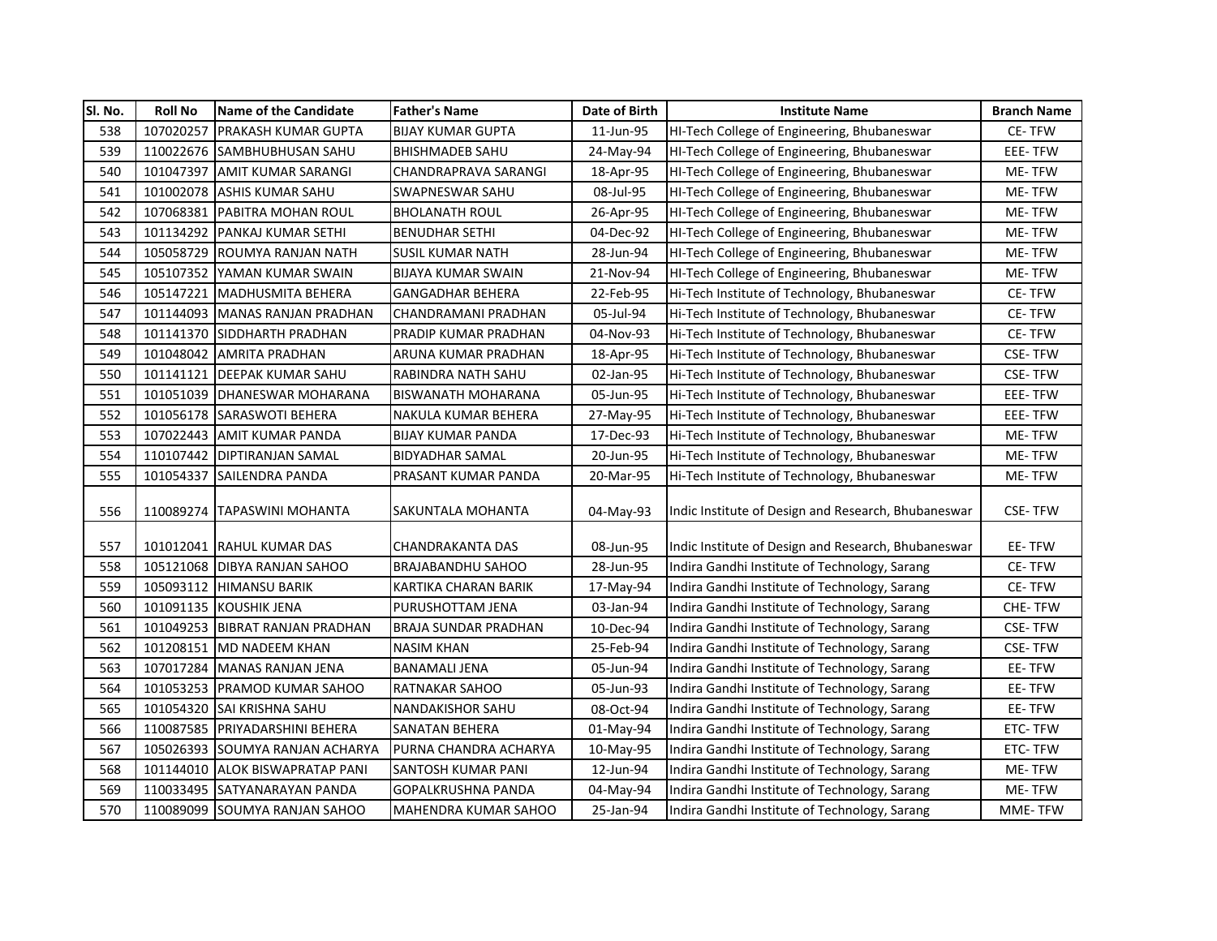| Sl. No. | Roll No | Name of the Candidate | Father's Name | Date of Birth | Institute Name | Branch Name |
|---|---|---|---|---|---|---|
| 538 | 107020257 | PRAKASH KUMAR GUPTA | BIJAY KUMAR GUPTA | 11-Jun-95 | HI-Tech College of Engineering, Bhubaneswar | CE- TFW |
| 539 | 110022676 | SAMBHUBHUSAN SAHU | BHISHMADEB SAHU | 24-May-94 | HI-Tech College of Engineering, Bhubaneswar | EEE- TFW |
| 540 | 101047397 | AMIT KUMAR SARANGI | CHANDRAPRAVA SARANGI | 18-Apr-95 | HI-Tech College of Engineering, Bhubaneswar | ME- TFW |
| 541 | 101002078 | ASHIS KUMAR SAHU | SWAPNESWAR SAHU | 08-Jul-95 | HI-Tech College of Engineering, Bhubaneswar | ME- TFW |
| 542 | 107068381 | PABITRA MOHAN ROUL | BHOLANATH ROUL | 26-Apr-95 | HI-Tech College of Engineering, Bhubaneswar | ME- TFW |
| 543 | 101134292 | PANKAJ KUMAR SETHI | BENUDHAR SETHI | 04-Dec-92 | HI-Tech College of Engineering, Bhubaneswar | ME- TFW |
| 544 | 105058729 | ROUMYA RANJAN NATH | SUSIL KUMAR NATH | 28-Jun-94 | HI-Tech College of Engineering, Bhubaneswar | ME- TFW |
| 545 | 105107352 | YAMAN KUMAR SWAIN | BIJAYA KUMAR SWAIN | 21-Nov-94 | HI-Tech College of Engineering, Bhubaneswar | ME- TFW |
| 546 | 105147221 | MADHUSMITA BEHERA | GANGADHAR BEHERA | 22-Feb-95 | Hi-Tech Institute of Technology, Bhubaneswar | CE- TFW |
| 547 | 101144093 | MANAS RANJAN PRADHAN | CHANDRAMANI PRADHAN | 05-Jul-94 | Hi-Tech Institute of Technology, Bhubaneswar | CE- TFW |
| 548 | 101141370 | SIDDHARTH PRADHAN | PRADIP KUMAR PRADHAN | 04-Nov-93 | Hi-Tech Institute of Technology, Bhubaneswar | CE- TFW |
| 549 | 101048042 | AMRITA PRADHAN | ARUNA KUMAR PRADHAN | 18-Apr-95 | Hi-Tech Institute of Technology, Bhubaneswar | CSE- TFW |
| 550 | 101141121 | DEEPAK KUMAR SAHU | RABINDRA NATH SAHU | 02-Jan-95 | Hi-Tech Institute of Technology, Bhubaneswar | CSE- TFW |
| 551 | 101051039 | DHANESWAR MOHARANA | BISWANATH MOHARANA | 05-Jun-95 | Hi-Tech Institute of Technology, Bhubaneswar | EEE- TFW |
| 552 | 101056178 | SARASWOTI BEHERA | NAKULA KUMAR BEHERA | 27-May-95 | Hi-Tech Institute of Technology, Bhubaneswar | EEE- TFW |
| 553 | 107022443 | AMIT KUMAR PANDA | BIJAY KUMAR PANDA | 17-Dec-93 | Hi-Tech Institute of Technology, Bhubaneswar | ME- TFW |
| 554 | 110107442 | DIPTIRANJAN SAMAL | BIDYADHAR SAMAL | 20-Jun-95 | Hi-Tech Institute of Technology, Bhubaneswar | ME- TFW |
| 555 | 101054337 | SAILENDRA PANDA | PRASANT KUMAR PANDA | 20-Mar-95 | Hi-Tech Institute of Technology, Bhubaneswar | ME- TFW |
| 556 | 110089274 | TAPASWINI MOHANTA | SAKUNTALA MOHANTA | 04-May-93 | Indic Institute of Design and Research, Bhubaneswar | CSE- TFW |
| 557 | 101012041 | RAHUL KUMAR DAS | CHANDRAKANTA DAS | 08-Jun-95 | Indic Institute of Design and Research, Bhubaneswar | EE- TFW |
| 558 | 105121068 | DIBYA RANJAN SAHOO | BRAJABANDHU SAHOO | 28-Jun-95 | Indira Gandhi Institute of Technology, Sarang | CE- TFW |
| 559 | 105093112 | HIMANSU BARIK | KARTIKA CHARAN BARIK | 17-May-94 | Indira Gandhi Institute of Technology, Sarang | CE- TFW |
| 560 | 101091135 | KOUSHIK JENA | PURUSHOTTAM JENA | 03-Jan-94 | Indira Gandhi Institute of Technology, Sarang | CHE- TFW |
| 561 | 101049253 | BIBRAT RANJAN PRADHAN | BRAJA SUNDAR PRADHAN | 10-Dec-94 | Indira Gandhi Institute of Technology, Sarang | CSE- TFW |
| 562 | 101208151 | MD NADEEM KHAN | NASIM KHAN | 25-Feb-94 | Indira Gandhi Institute of Technology, Sarang | CSE- TFW |
| 563 | 107017284 | MANAS RANJAN JENA | BANAMALI JENA | 05-Jun-94 | Indira Gandhi Institute of Technology, Sarang | EE- TFW |
| 564 | 101053253 | PRAMOD KUMAR SAHOO | RATNAKAR SAHOO | 05-Jun-93 | Indira Gandhi Institute of Technology, Sarang | EE- TFW |
| 565 | 101054320 | SAI KRISHNA SAHU | NANDAKISHOR SAHU | 08-Oct-94 | Indira Gandhi Institute of Technology, Sarang | EE- TFW |
| 566 | 110087585 | PRIYADARSHINI BEHERA | SANATAN BEHERA | 01-May-94 | Indira Gandhi Institute of Technology, Sarang | ETC- TFW |
| 567 | 105026393 | SOUMYA RANJAN ACHARYA | PURNA CHANDRA ACHARYA | 10-May-95 | Indira Gandhi Institute of Technology, Sarang | ETC- TFW |
| 568 | 101144010 | ALOK BISWAPRATAP PANI | SANTOSH KUMAR PANI | 12-Jun-94 | Indira Gandhi Institute of Technology, Sarang | ME- TFW |
| 569 | 110033495 | SATYANARAYAN PANDA | GOPALKRUSHNA PANDA | 04-May-94 | Indira Gandhi Institute of Technology, Sarang | ME- TFW |
| 570 | 110089099 | SOUMYA RANJAN SAHOO | MAHENDRA KUMAR SAHOO | 25-Jan-94 | Indira Gandhi Institute of Technology, Sarang | MME- TFW |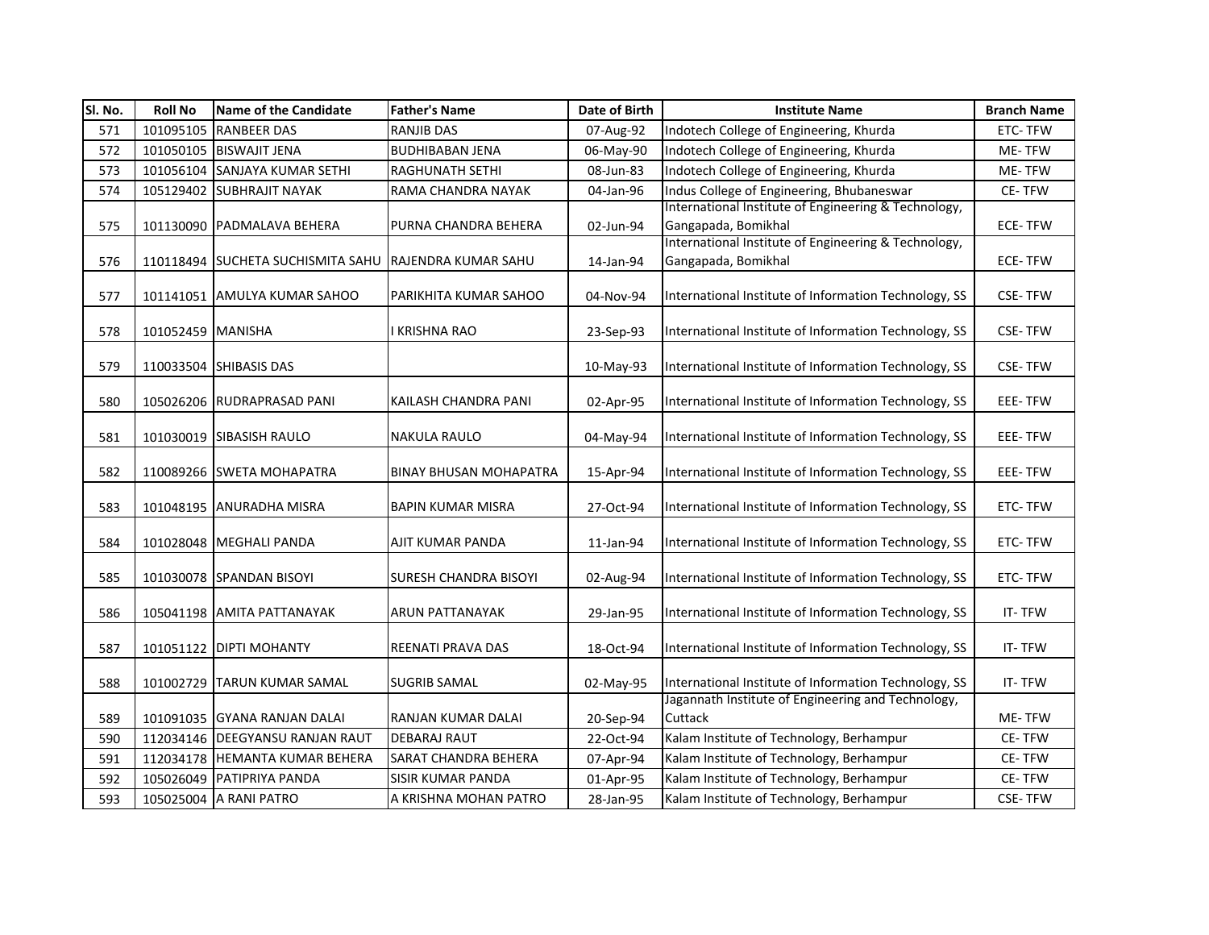| Sl. No. | Roll No | Name of the Candidate | Father's Name | Date of Birth | Institute Name | Branch Name |
|---|---|---|---|---|---|---|
| 571 | 101095105 | RANBEER DAS | RANJIB DAS | 07-Aug-92 | Indotech College of Engineering, Khurda | ETC- TFW |
| 572 | 101050105 | BISWAJIT JENA | BUDHIBABAN JENA | 06-May-90 | Indotech College of Engineering, Khurda | ME- TFW |
| 573 | 101056104 | SANJAYA KUMAR SETHI | RAGHUNATH SETHI | 08-Jun-83 | Indotech College of Engineering, Khurda | ME- TFW |
| 574 | 105129402 | SUBHRAJIT NAYAK | RAMA CHANDRA NAYAK | 04-Jan-96 | Indus College of Engineering, Bhubaneswar | CE- TFW |
| 575 | 101130090 | PADMALAVA BEHERA | PURNA CHANDRA BEHERA | 02-Jun-94 | International Institute of Engineering & Technology, Gangapada, Bomikhal | ECE- TFW |
| 576 | 110118494 | SUCHETA SUCHISMITA SAHU | RAJENDRA KUMAR SAHU | 14-Jan-94 | International Institute of Engineering & Technology, Gangapada, Bomikhal | ECE- TFW |
| 577 | 101141051 | AMULYA KUMAR SAHOO | PARIKHITA KUMAR SAHOO | 04-Nov-94 | International Institute of Information Technology, SS | CSE- TFW |
| 578 | 101052459 | MANISHA | I KRISHNA RAO | 23-Sep-93 | International Institute of Information Technology, SS | CSE- TFW |
| 579 | 110033504 | SHIBASIS DAS | | 10-May-93 | International Institute of Information Technology, SS | CSE- TFW |
| 580 | 105026206 | RUDRAPRASAD PANI | KAILASH CHANDRA PANI | 02-Apr-95 | International Institute of Information Technology, SS | EEE- TFW |
| 581 | 101030019 | SIBASISH RAULO | NAKULA RAULO | 04-May-94 | International Institute of Information Technology, SS | EEE- TFW |
| 582 | 110089266 | SWETA MOHAPATRA | BINAY BHUSAN MOHAPATRA | 15-Apr-94 | International Institute of Information Technology, SS | EEE- TFW |
| 583 | 101048195 | ANURADHA MISRA | BAPIN KUMAR MISRA | 27-Oct-94 | International Institute of Information Technology, SS | ETC- TFW |
| 584 | 101028048 | MEGHALI PANDA | AJIT KUMAR PANDA | 11-Jan-94 | International Institute of Information Technology, SS | ETC- TFW |
| 585 | 101030078 | SPANDAN BISOYI | SURESH CHANDRA BISOYI | 02-Aug-94 | International Institute of Information Technology, SS | ETC- TFW |
| 586 | 105041198 | AMITA PATTANAYAK | ARUN PATTANAYAK | 29-Jan-95 | International Institute of Information Technology, SS | IT- TFW |
| 587 | 101051122 | DIPTI MOHANTY | REENATI PRAVA DAS | 18-Oct-94 | International Institute of Information Technology, SS | IT- TFW |
| 588 | 101002729 | TARUN KUMAR SAMAL | SUGRIB SAMAL | 02-May-95 | International Institute of Information Technology, SS | IT- TFW |
| 589 | 101091035 | GYANA RANJAN DALAI | RANJAN KUMAR DALAI | 20-Sep-94 | Jagannath Institute of Engineering and Technology, Cuttack | ME- TFW |
| 590 | 112034146 | DEEGYANSU RANJAN RAUT | DEBARAJ RAUT | 22-Oct-94 | Kalam Institute of Technology, Berhampur | CE- TFW |
| 591 | 112034178 | HEMANTA KUMAR BEHERA | SARAT CHANDRA BEHERA | 07-Apr-94 | Kalam Institute of Technology, Berhampur | CE- TFW |
| 592 | 105026049 | PATIPRIYA PANDA | SISIR KUMAR PANDA | 01-Apr-95 | Kalam Institute of Technology, Berhampur | CE- TFW |
| 593 | 105025004 | A RANI PATRO | A KRISHNA MOHAN PATRO | 28-Jan-95 | Kalam Institute of Technology, Berhampur | CSE- TFW |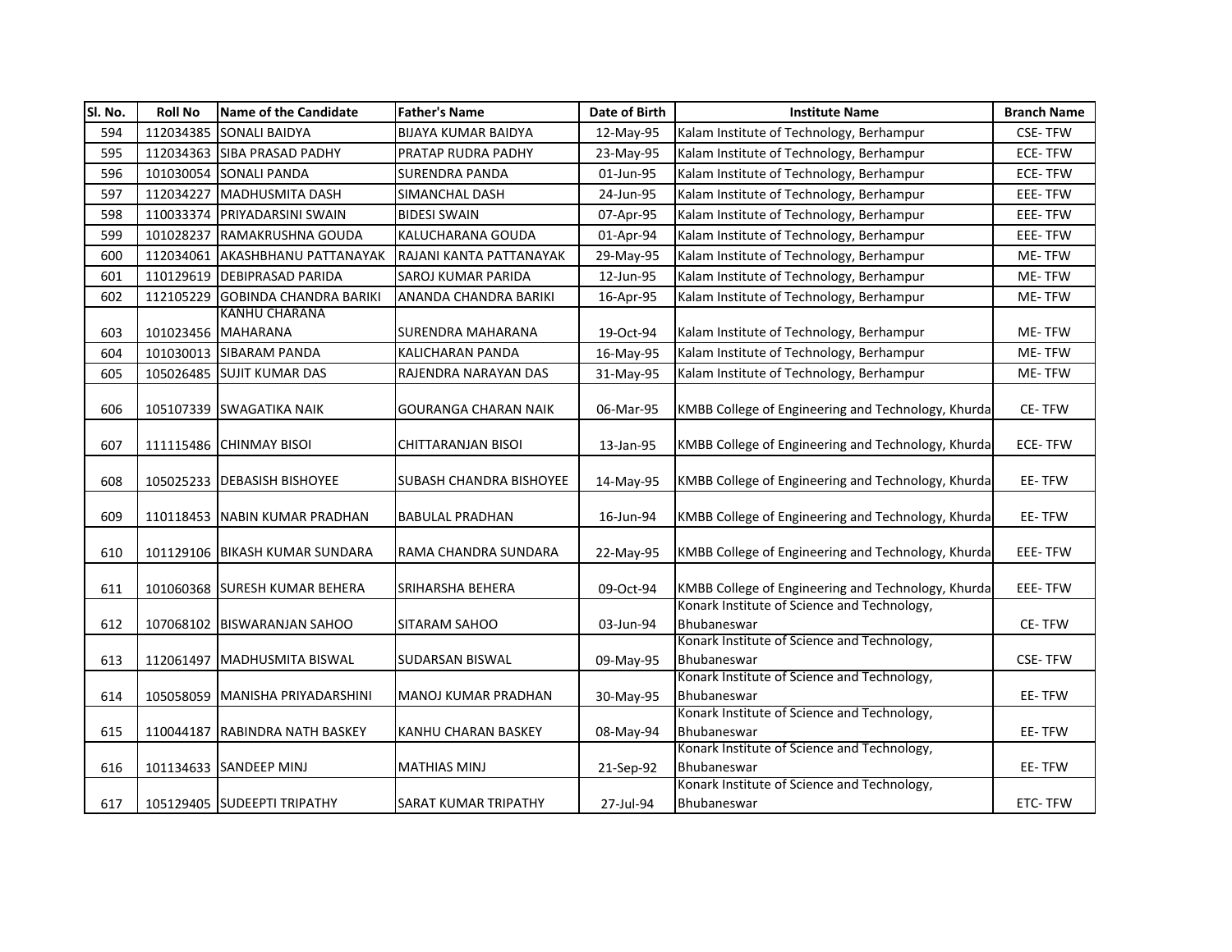| Sl. No. | Roll No | Name of the Candidate | Father's Name | Date of Birth | Institute Name | Branch Name |
|---|---|---|---|---|---|---|
| 594 | 112034385 | SONALI BAIDYA | BIJAYA KUMAR BAIDYA | 12-May-95 | Kalam Institute of Technology, Berhampur | CSE- TFW |
| 595 | 112034363 | SIBA PRASAD PADHY | PRATAP RUDRA PADHY | 23-May-95 | Kalam Institute of Technology, Berhampur | ECE- TFW |
| 596 | 101030054 | SONALI PANDA | SURENDRA PANDA | 01-Jun-95 | Kalam Institute of Technology, Berhampur | ECE- TFW |
| 597 | 112034227 | MADHUSMITA DASH | SIMANCHAL DASH | 24-Jun-95 | Kalam Institute of Technology, Berhampur | EEE- TFW |
| 598 | 110033374 | PRIYADARSINI SWAIN | BIDESI SWAIN | 07-Apr-95 | Kalam Institute of Technology, Berhampur | EEE- TFW |
| 599 | 101028237 | RAMAKRUSHNA GOUDA | KALUCHARANA GOUDA | 01-Apr-94 | Kalam Institute of Technology, Berhampur | EEE- TFW |
| 600 | 112034061 | AKASHBHANU PATTANAYAK | RAJANI KANTA PATTANAYAK | 29-May-95 | Kalam Institute of Technology, Berhampur | ME- TFW |
| 601 | 110129619 | DEBIPRASAD PARIDA | SAROJ KUMAR PARIDA | 12-Jun-95 | Kalam Institute of Technology, Berhampur | ME- TFW |
| 602 | 112105229 | GOBINDA CHANDRA BARIKI | ANANDA CHANDRA BARIKI | 16-Apr-95 | Kalam Institute of Technology, Berhampur | ME- TFW |
| 603 | 101023456 | KANHU CHARANA MAHARANA | SURENDRA MAHARANA | 19-Oct-94 | Kalam Institute of Technology, Berhampur | ME- TFW |
| 604 | 101030013 | SIBARAM PANDA | KALICHARAN PANDA | 16-May-95 | Kalam Institute of Technology, Berhampur | ME- TFW |
| 605 | 105026485 | SUJIT KUMAR DAS | RAJENDRA NARAYAN DAS | 31-May-95 | Kalam Institute of Technology, Berhampur | ME- TFW |
| 606 | 105107339 | SWAGATIKA NAIK | GOURANGA CHARAN NAIK | 06-Mar-95 | KMBB College of Engineering and Technology, Khurda | CE- TFW |
| 607 | 111115486 | CHINMAY BISOI | CHITTARANJAN BISOI | 13-Jan-95 | KMBB College of Engineering and Technology, Khurda | ECE- TFW |
| 608 | 105025233 | DEBASISH BISHOYEE | SUBASH CHANDRA BISHOYEE | 14-May-95 | KMBB College of Engineering and Technology, Khurda | EE- TFW |
| 609 | 110118453 | NABIN KUMAR PRADHAN | BABULAL PRADHAN | 16-Jun-94 | KMBB College of Engineering and Technology, Khurda | EE- TFW |
| 610 | 101129106 | BIKASH KUMAR SUNDARA | RAMA CHANDRA SUNDARA | 22-May-95 | KMBB College of Engineering and Technology, Khurda | EEE- TFW |
| 611 | 101060368 | SURESH KUMAR BEHERA | SRIHARSHA BEHERA | 09-Oct-94 | KMBB College of Engineering and Technology, Khurda | EEE- TFW |
| 612 | 107068102 | BISWARANJAN SAHOO | SITARAM SAHOO | 03-Jun-94 | Konark Institute of Science and Technology, Bhubaneswar | CE- TFW |
| 613 | 112061497 | MADHUSMITA BISWAL | SUDARSAN BISWAL | 09-May-95 | Konark Institute of Science and Technology, Bhubaneswar | CSE- TFW |
| 614 | 105058059 | MANISHA PRIYADARSHINI | MANOJ KUMAR PRADHAN | 30-May-95 | Konark Institute of Science and Technology, Bhubaneswar | EE- TFW |
| 615 | 110044187 | RABINDRA NATH BASKEY | KANHU CHARAN BASKEY | 08-May-94 | Konark Institute of Science and Technology, Bhubaneswar | EE- TFW |
| 616 | 101134633 | SANDEEP MINJ | MATHIAS MINJ | 21-Sep-92 | Konark Institute of Science and Technology, Bhubaneswar | EE- TFW |
| 617 | 105129405 | SUDEEPTI TRIPATHY | SARAT KUMAR TRIPATHY | 27-Jul-94 | Konark Institute of Science and Technology, Bhubaneswar | ETC- TFW |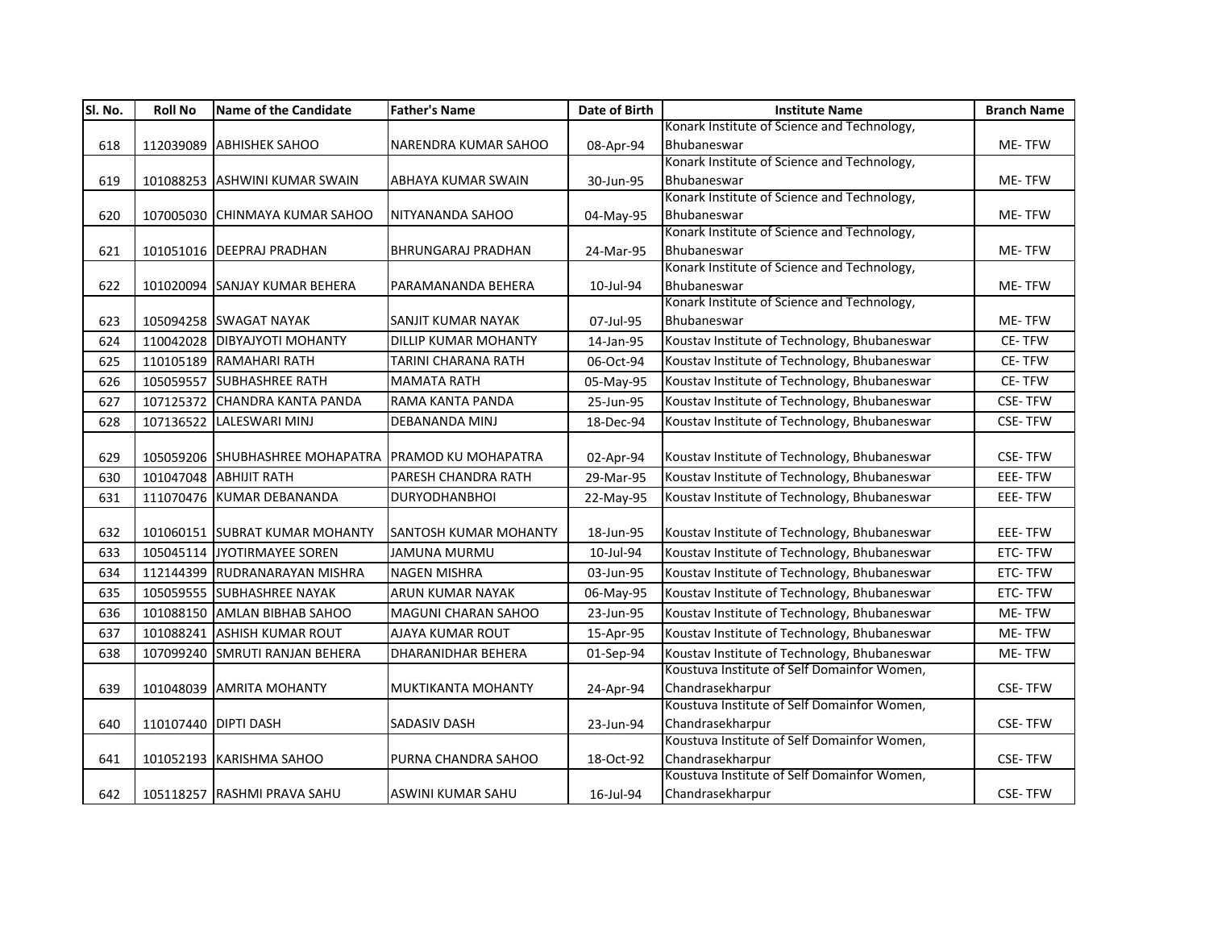| Sl. No. | Roll No | Name of the Candidate | Father's Name | Date of Birth | Institute Name | Branch Name |
|---|---|---|---|---|---|---|
| 618 | 112039089 | ABHISHEK SAHOO | NARENDRA KUMAR SAHOO | 08-Apr-94 | Konark Institute of Science and Technology, Bhubaneswar | ME- TFW |
| 619 | 101088253 | ASHWINI KUMAR SWAIN | ABHAYA KUMAR SWAIN | 30-Jun-95 | Konark Institute of Science and Technology, Bhubaneswar | ME- TFW |
| 620 | 107005030 | CHINMAYA KUMAR SAHOO | NITYANANDA SAHOO | 04-May-95 | Konark Institute of Science and Technology, Bhubaneswar | ME- TFW |
| 621 | 101051016 | DEEPRAJ PRADHAN | BHRUNGARAJ PRADHAN | 24-Mar-95 | Konark Institute of Science and Technology, Bhubaneswar | ME- TFW |
| 622 | 101020094 | SANJAY KUMAR BEHERA | PARAMANANDA BEHERA | 10-Jul-94 | Konark Institute of Science and Technology, Bhubaneswar | ME- TFW |
| 623 | 105094258 | SWAGAT NAYAK | SANJIT KUMAR NAYAK | 07-Jul-95 | Konark Institute of Science and Technology, Bhubaneswar | ME- TFW |
| 624 | 110042028 | DIBYAJYOTI MOHANTY | DILLIP KUMAR MOHANTY | 14-Jan-95 | Koustav Institute of Technology, Bhubaneswar | CE- TFW |
| 625 | 110105189 | RAMAHARI RATH | TARINI CHARANA RATH | 06-Oct-94 | Koustav Institute of Technology, Bhubaneswar | CE- TFW |
| 626 | 105059557 | SUBHASHREE RATH | MAMATA RATH | 05-May-95 | Koustav Institute of Technology, Bhubaneswar | CE- TFW |
| 627 | 107125372 | CHANDRA KANTA PANDA | RAMA KANTA PANDA | 25-Jun-95 | Koustav Institute of Technology, Bhubaneswar | CSE- TFW |
| 628 | 107136522 | LALESWARI MINJ | DEBANANDA MINJ | 18-Dec-94 | Koustav Institute of Technology, Bhubaneswar | CSE- TFW |
| 629 | 105059206 | SHUBHASHREE MOHAPATRA | PRAMOD KU MOHAPATRA | 02-Apr-94 | Koustav Institute of Technology, Bhubaneswar | CSE- TFW |
| 630 | 101047048 | ABHIJIT RATH | PARESH CHANDRA RATH | 29-Mar-95 | Koustav Institute of Technology, Bhubaneswar | EEE- TFW |
| 631 | 111070476 | KUMAR DEBANANDA | DURYODHANBHOI | 22-May-95 | Koustav Institute of Technology, Bhubaneswar | EEE- TFW |
| 632 | 101060151 | SUBRAT KUMAR MOHANTY | SANTOSH KUMAR MOHANTY | 18-Jun-95 | Koustav Institute of Technology, Bhubaneswar | EEE- TFW |
| 633 | 105045114 | JYOTIRMAYEE SOREN | JAMUNA MURMU | 10-Jul-94 | Koustav Institute of Technology, Bhubaneswar | ETC- TFW |
| 634 | 112144399 | RUDRANARAYAN MISHRA | NAGEN MISHRA | 03-Jun-95 | Koustav Institute of Technology, Bhubaneswar | ETC- TFW |
| 635 | 105059555 | SUBHASHREE NAYAK | ARUN KUMAR NAYAK | 06-May-95 | Koustav Institute of Technology, Bhubaneswar | ETC- TFW |
| 636 | 101088150 | AMLAN BIBHAB SAHOO | MAGUNI CHARAN SAHOO | 23-Jun-95 | Koustav Institute of Technology, Bhubaneswar | ME- TFW |
| 637 | 101088241 | ASHISH KUMAR ROUT | AJAYA KUMAR ROUT | 15-Apr-95 | Koustav Institute of Technology, Bhubaneswar | ME- TFW |
| 638 | 107099240 | SMRUTI RANJAN BEHERA | DHARANIDHAR BEHERA | 01-Sep-94 | Koustav Institute of Technology, Bhubaneswar | ME- TFW |
| 639 | 101048039 | AMRITA MOHANTY | MUKTIKANTA MOHANTY | 24-Apr-94 | Koustuva Institute of Self Domainfor Women, Chandrasekharpur | CSE- TFW |
| 640 | 110107440 | DIPTI DASH | SADASIV DASH | 23-Jun-94 | Koustuva Institute of Self Domainfor Women, Chandrasekharpur | CSE- TFW |
| 641 | 101052193 | KARISHMA SAHOO | PURNA CHANDRA SAHOO | 18-Oct-92 | Koustuva Institute of Self Domainfor Women, Chandrasekharpur | CSE- TFW |
| 642 | 105118257 | RASHMI PRAVA SAHU | ASWINI KUMAR SAHU | 16-Jul-94 | Koustuva Institute of Self Domainfor Women, Chandrasekharpur | CSE- TFW |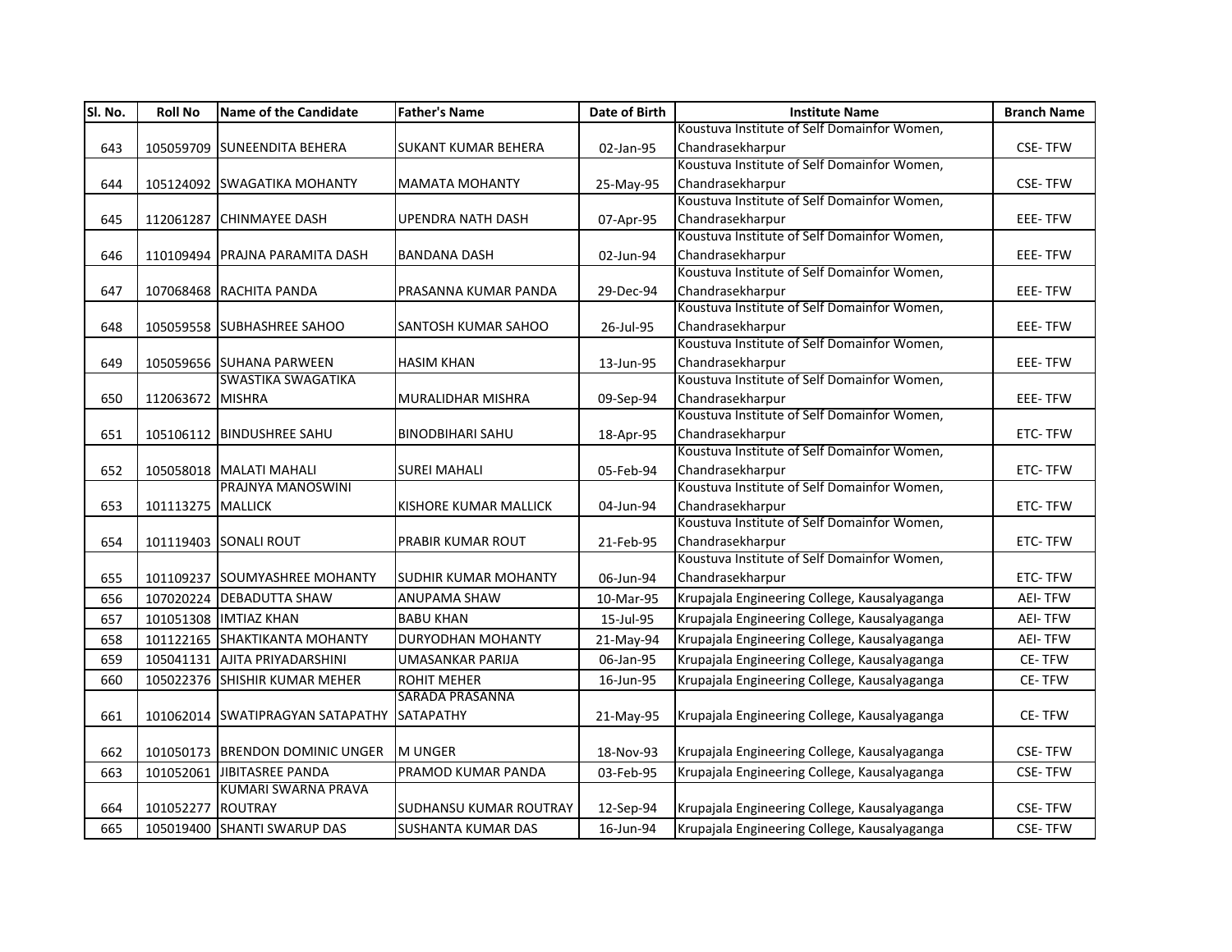| Sl. No. | Roll No | Name of the Candidate | Father's Name | Date of Birth | Institute Name | Branch Name |
|---|---|---|---|---|---|---|
| 643 | 105059709 | SUNEENDITA BEHERA | SUKANT KUMAR BEHERA | 02-Jan-95 | Koustuva Institute of Self Domainfor Women, Chandrasekharpur | CSE- TFW |
| 644 | 105124092 | SWAGATIKA MOHANTY | MAMATA MOHANTY | 25-May-95 | Koustuva Institute of Self Domainfor Women, Chandrasekharpur | CSE- TFW |
| 645 | 112061287 | CHINMAYEE DASH | UPENDRA NATH DASH | 07-Apr-95 | Koustuva Institute of Self Domainfor Women, Chandrasekharpur | EEE- TFW |
| 646 | 110109494 | PRAJNA PARAMITA DASH | BANDANA DASH | 02-Jun-94 | Koustuva Institute of Self Domainfor Women, Chandrasekharpur | EEE- TFW |
| 647 | 107068468 | RACHITA PANDA | PRASANNA KUMAR PANDA | 29-Dec-94 | Koustuva Institute of Self Domainfor Women, Chandrasekharpur | EEE- TFW |
| 648 | 105059558 | SUBHASHREE SAHOO | SANTOSH KUMAR SAHOO | 26-Jul-95 | Koustuva Institute of Self Domainfor Women, Chandrasekharpur | EEE- TFW |
| 649 | 105059656 | SUHANA PARWEEN | HASIM KHAN | 13-Jun-95 | Koustuva Institute of Self Domainfor Women, Chandrasekharpur | EEE- TFW |
| 650 | 112063672 | SWASTIKA SWAGATIKA MISHRA | MURALIDHAR MISHRA | 09-Sep-94 | Koustuva Institute of Self Domainfor Women, Chandrasekharpur | EEE- TFW |
| 651 | 105106112 | BINDUSHREE SAHU | BINODBIHARI SAHU | 18-Apr-95 | Koustuva Institute of Self Domainfor Women, Chandrasekharpur | ETC- TFW |
| 652 | 105058018 | MALATI MAHALI | SUREI MAHALI | 05-Feb-94 | Koustuva Institute of Self Domainfor Women, Chandrasekharpur | ETC- TFW |
| 653 | 101113275 | PRAJNYA MANOSWINI MALLICK | KISHORE KUMAR MALLICK | 04-Jun-94 | Koustuva Institute of Self Domainfor Women, Chandrasekharpur | ETC- TFW |
| 654 | 101119403 | SONALI ROUT | PRABIR KUMAR ROUT | 21-Feb-95 | Koustuva Institute of Self Domainfor Women, Chandrasekharpur | ETC- TFW |
| 655 | 101109237 | SOUMYASHREE MOHANTY | SUDHIR KUMAR MOHANTY | 06-Jun-94 | Koustuva Institute of Self Domainfor Women, Chandrasekharpur | ETC- TFW |
| 656 | 107020224 | DEBADUTTA SHAW | ANUPAMA SHAW | 10-Mar-95 | Krupajala Engineering College, Kausalyaganga | AEI- TFW |
| 657 | 101051308 | IMTIAZ KHAN | BABU KHAN | 15-Jul-95 | Krupajala Engineering College, Kausalyaganga | AEI- TFW |
| 658 | 101122165 | SHAKTIKANTA MOHANTY | DURYODHAN MOHANTY | 21-May-94 | Krupajala Engineering College, Kausalyaganga | AEI- TFW |
| 659 | 105041131 | AJITA PRIYADARSHINI | UMASANKAR PARIJA | 06-Jan-95 | Krupajala Engineering College, Kausalyaganga | CE- TFW |
| 660 | 105022376 | SHISHIR KUMAR MEHER | ROHIT MEHER | 16-Jun-95 | Krupajala Engineering College, Kausalyaganga | CE- TFW |
| 661 | 101062014 | SWATIPRAGYAN SATAPATHY | SARADA PRASANNA SATAPATHY | 21-May-95 | Krupajala Engineering College, Kausalyaganga | CE- TFW |
| 662 | 101050173 | BRENDON DOMINIC UNGER | M UNGER | 18-Nov-93 | Krupajala Engineering College, Kausalyaganga | CSE- TFW |
| 663 | 101052061 | JIBITASREE PANDA | PRAMOD KUMAR PANDA | 03-Feb-95 | Krupajala Engineering College, Kausalyaganga | CSE- TFW |
| 664 | 101052277 | KUMARI SWARNA PRAVA ROUTRAY | SUDHANSU KUMAR ROUTRAY | 12-Sep-94 | Krupajala Engineering College, Kausalyaganga | CSE- TFW |
| 665 | 105019400 | SHANTI SWARUP DAS | SUSHANTA KUMAR DAS | 16-Jun-94 | Krupajala Engineering College, Kausalyaganga | CSE- TFW |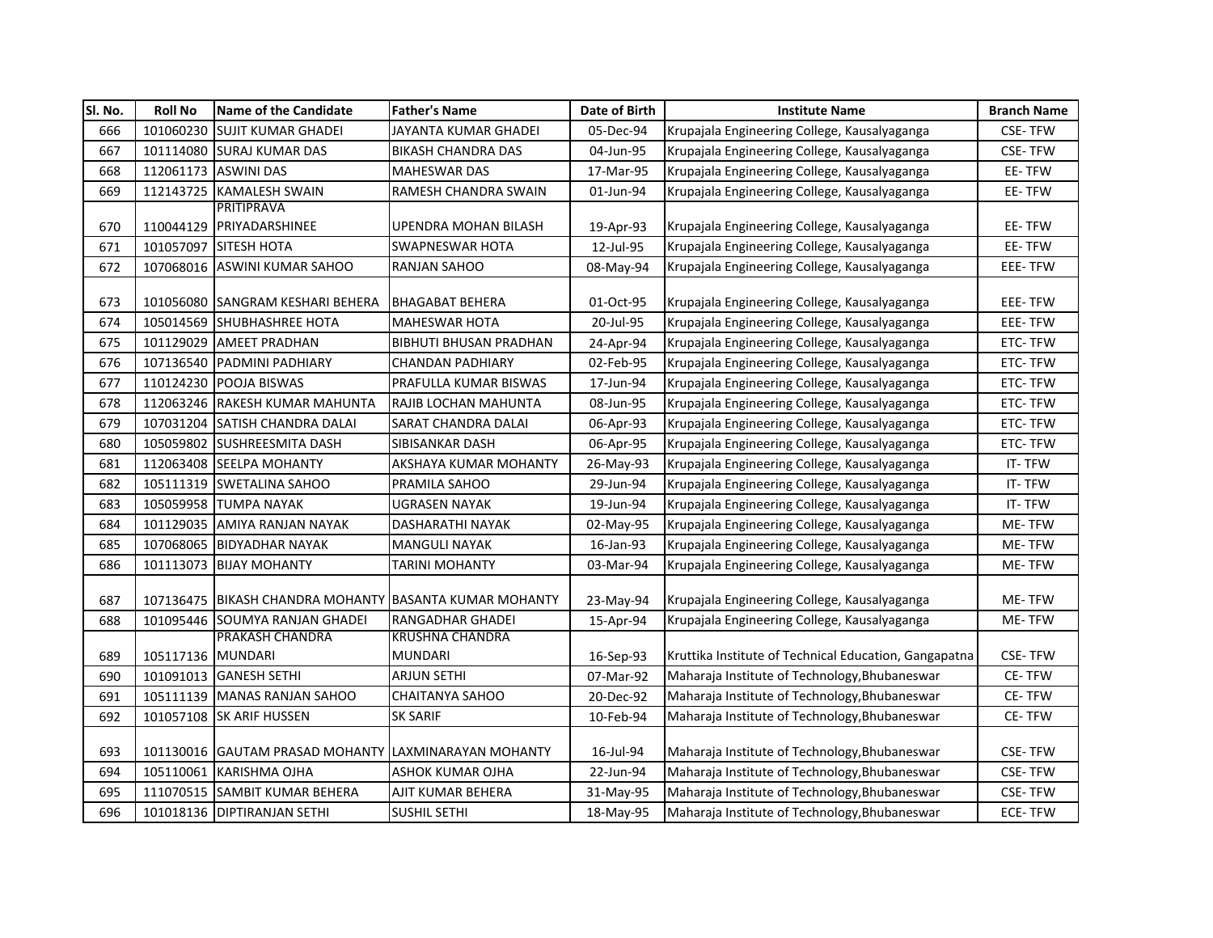| Sl. No. | Roll No | Name of the Candidate | Father's Name | Date of Birth | Institute Name | Branch Name |
|---|---|---|---|---|---|---|
| 666 | 101060230 | SUJIT KUMAR GHADEI | JAYANTA KUMAR GHADEI | 05-Dec-94 | Krupajala Engineering College, Kausalyaganga | CSE- TFW |
| 667 | 101114080 | SURAJ KUMAR DAS | BIKASH CHANDRA DAS | 04-Jun-95 | Krupajala Engineering College, Kausalyaganga | CSE- TFW |
| 668 | 112061173 | ASWINI DAS | MAHESWAR DAS | 17-Mar-95 | Krupajala Engineering College, Kausalyaganga | EE- TFW |
| 669 | 112143725 | KAMALESH SWAIN | RAMESH CHANDRA SWAIN | 01-Jun-94 | Krupajala Engineering College, Kausalyaganga | EE- TFW |
| 670 | 110044129 | PRITIPRAVA PRIYADARSHINEE | UPENDRA MOHAN BILASH | 19-Apr-93 | Krupajala Engineering College, Kausalyaganga | EE- TFW |
| 671 | 101057097 | SITESH HOTA | SWAPNESWAR HOTA | 12-Jul-95 | Krupajala Engineering College, Kausalyaganga | EE- TFW |
| 672 | 107068016 | ASWINI KUMAR SAHOO | RANJAN SAHOO | 08-May-94 | Krupajala Engineering College, Kausalyaganga | EEE- TFW |
| 673 | 101056080 | SANGRAM KESHARI BEHERA | BHAGABAT BEHERA | 01-Oct-95 | Krupajala Engineering College, Kausalyaganga | EEE- TFW |
| 674 | 105014569 | SHUBHASHREE HOTA | MAHESWAR HOTA | 20-Jul-95 | Krupajala Engineering College, Kausalyaganga | EEE- TFW |
| 675 | 101129029 | AMEET PRADHAN | BIBHUTI BHUSAN PRADHAN | 24-Apr-94 | Krupajala Engineering College, Kausalyaganga | ETC- TFW |
| 676 | 107136540 | PADMINI PADHIARY | CHANDAN PADHIARY | 02-Feb-95 | Krupajala Engineering College, Kausalyaganga | ETC- TFW |
| 677 | 110124230 | POOJA BISWAS | PRAFULLA KUMAR BISWAS | 17-Jun-94 | Krupajala Engineering College, Kausalyaganga | ETC- TFW |
| 678 | 112063246 | RAKESH KUMAR MAHUNTA | RAJIB LOCHAN MAHUNTA | 08-Jun-95 | Krupajala Engineering College, Kausalyaganga | ETC- TFW |
| 679 | 107031204 | SATISH CHANDRA DALAI | SARAT CHANDRA DALAI | 06-Apr-93 | Krupajala Engineering College, Kausalyaganga | ETC- TFW |
| 680 | 105059802 | SUSHREESMITA DASH | SIBISANKAR DASH | 06-Apr-95 | Krupajala Engineering College, Kausalyaganga | ETC- TFW |
| 681 | 112063408 | SEELPA MOHANTY | AKSHAYA KUMAR MOHANTY | 26-May-93 | Krupajala Engineering College, Kausalyaganga | IT- TFW |
| 682 | 105111319 | SWETALINA SAHOO | PRAMILA SAHOO | 29-Jun-94 | Krupajala Engineering College, Kausalyaganga | IT- TFW |
| 683 | 105059958 | TUMPA NAYAK | UGRASEN NAYAK | 19-Jun-94 | Krupajala Engineering College, Kausalyaganga | IT- TFW |
| 684 | 101129035 | AMIYA RANJAN NAYAK | DASHARATHI NAYAK | 02-May-95 | Krupajala Engineering College, Kausalyaganga | ME- TFW |
| 685 | 107068065 | BIDYADHAR NAYAK | MANGULI NAYAK | 16-Jan-93 | Krupajala Engineering College, Kausalyaganga | ME- TFW |
| 686 | 101113073 | BIJAY MOHANTY | TARINI MOHANTY | 03-Mar-94 | Krupajala Engineering College, Kausalyaganga | ME- TFW |
| 687 | 107136475 | BIKASH CHANDRA MOHANTY | BASANTA KUMAR MOHANTY | 23-May-94 | Krupajala Engineering College, Kausalyaganga | ME- TFW |
| 688 | 101095446 | SOUMYA RANJAN GHADEI | RANGADHAR GHADEI | 15-Apr-94 | Krupajala Engineering College, Kausalyaganga | ME- TFW |
| 689 | 105117136 | PRAKASH CHANDRA MUNDARI | KRUSHNA CHANDRA MUNDARI | 16-Sep-93 | Kruttika Institute of Technical Education, Gangapatna | CSE- TFW |
| 690 | 101091013 | GANESH SETHI | ARJUN SETHI | 07-Mar-92 | Maharaja Institute of Technology,Bhubaneswar | CE- TFW |
| 691 | 105111139 | MANAS RANJAN SAHOO | CHAITANYA SAHOO | 20-Dec-92 | Maharaja Institute of Technology,Bhubaneswar | CE- TFW |
| 692 | 101057108 | SK ARIF HUSSEN | SK SARIF | 10-Feb-94 | Maharaja Institute of Technology,Bhubaneswar | CE- TFW |
| 693 | 101130016 | GAUTAM PRASAD MOHANTY | LAXMINARAYAN MOHANTY | 16-Jul-94 | Maharaja Institute of Technology,Bhubaneswar | CSE- TFW |
| 694 | 105110061 | KARISHMA OJHA | ASHOK KUMAR OJHA | 22-Jun-94 | Maharaja Institute of Technology,Bhubaneswar | CSE- TFW |
| 695 | 111070515 | SAMBIT KUMAR BEHERA | AJIT KUMAR BEHERA | 31-May-95 | Maharaja Institute of Technology,Bhubaneswar | CSE- TFW |
| 696 | 101018136 | DIPTIRANJAN SETHI | SUSHIL SETHI | 18-May-95 | Maharaja Institute of Technology,Bhubaneswar | ECE- TFW |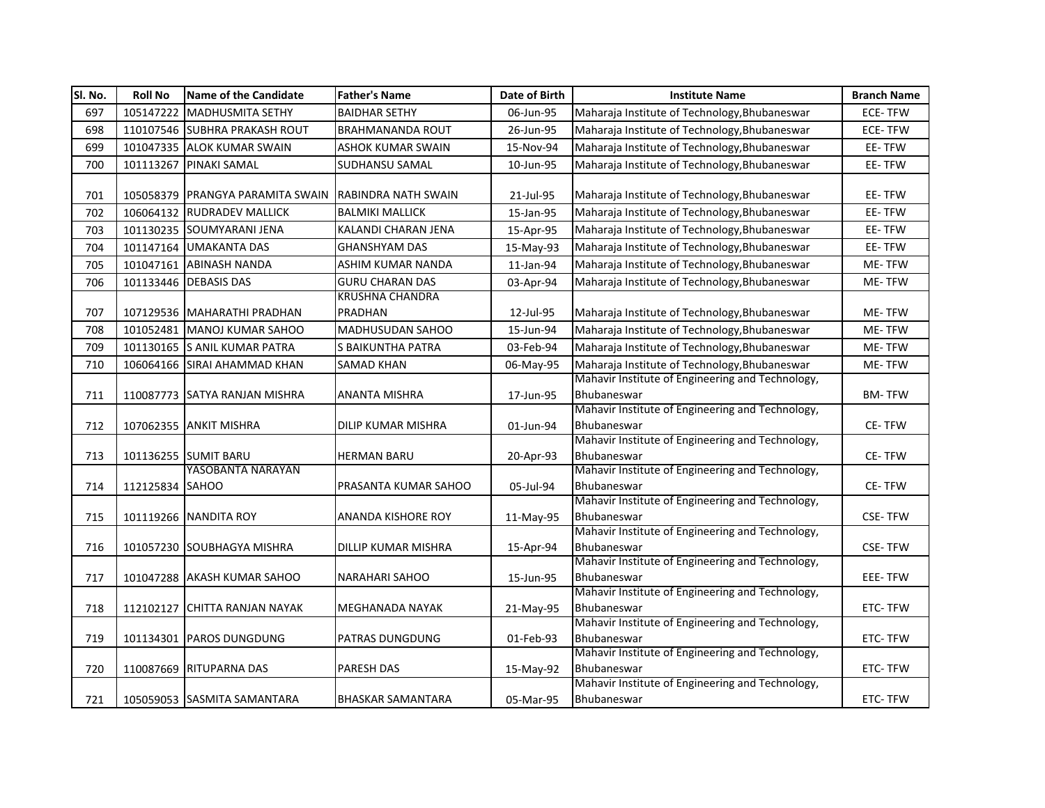| Sl. No. | Roll No | Name of the Candidate | Father's Name | Date of Birth | Institute Name | Branch Name |
|---|---|---|---|---|---|---|
| 697 | 105147222 | MADHUSMITA SETHY | BAIDHAR SETHY | 06-Jun-95 | Maharaja Institute of Technology,Bhubaneswar | ECE- TFW |
| 698 | 110107546 | SUBHRA PRAKASH ROUT | BRAHMANANDA ROUT | 26-Jun-95 | Maharaja Institute of Technology,Bhubaneswar | ECE- TFW |
| 699 | 101047335 | ALOK KUMAR SWAIN | ASHOK KUMAR SWAIN | 15-Nov-94 | Maharaja Institute of Technology,Bhubaneswar | EE- TFW |
| 700 | 101113267 | PINAKI SAMAL | SUDHANSU SAMAL | 10-Jun-95 | Maharaja Institute of Technology,Bhubaneswar | EE- TFW |
| 701 | 105058379 | PRANGYA PARAMITA SWAIN | RABINDRA NATH SWAIN | 21-Jul-95 | Maharaja Institute of Technology,Bhubaneswar | EE- TFW |
| 702 | 106064132 | RUDRADEV MALLICK | BALMIKI MALLICK | 15-Jan-95 | Maharaja Institute of Technology,Bhubaneswar | EE- TFW |
| 703 | 101130235 | SOUMYARANI JENA | KALANDI CHARAN JENA | 15-Apr-95 | Maharaja Institute of Technology,Bhubaneswar | EE- TFW |
| 704 | 101147164 | UMAKANTA DAS | GHANSHYAM DAS | 15-May-93 | Maharaja Institute of Technology,Bhubaneswar | EE- TFW |
| 705 | 101047161 | ABINASH NANDA | ASHIM KUMAR NANDA | 11-Jan-94 | Maharaja Institute of Technology,Bhubaneswar | ME- TFW |
| 706 | 101133446 | DEBASIS DAS | GURU CHARAN DAS | 03-Apr-94 | Maharaja Institute of Technology,Bhubaneswar | ME- TFW |
| 707 | 107129536 | MAHARATHI PRADHAN | KRUSHNA CHANDRA PRADHAN | 12-Jul-95 | Maharaja Institute of Technology,Bhubaneswar | ME- TFW |
| 708 | 101052481 | MANOJ KUMAR SAHOO | MADHUSUDAN SAHOO | 15-Jun-94 | Maharaja Institute of Technology,Bhubaneswar | ME- TFW |
| 709 | 101130165 | S ANIL KUMAR PATRA | S BAIKUNTHA PATRA | 03-Feb-94 | Maharaja Institute of Technology,Bhubaneswar | ME- TFW |
| 710 | 106064166 | SIRAI AHAMMAD KHAN | SAMAD KHAN | 06-May-95 | Maharaja Institute of Technology,Bhubaneswar | ME- TFW |
| 711 | 110087773 | SATYA RANJAN MISHRA | ANANTA MISHRA | 17-Jun-95 | Mahavir Institute of Engineering and Technology, Bhubaneswar | BM- TFW |
| 712 | 107062355 | ANKIT MISHRA | DILIP KUMAR MISHRA | 01-Jun-94 | Mahavir Institute of Engineering and Technology, Bhubaneswar | CE- TFW |
| 713 | 101136255 | SUMIT BARU | HERMAN BARU | 20-Apr-93 | Mahavir Institute of Engineering and Technology, Bhubaneswar | CE- TFW |
| 714 | 112125834 | YASOBANTA NARAYAN SAHOO | PRASANTA KUMAR SAHOO | 05-Jul-94 | Mahavir Institute of Engineering and Technology, Bhubaneswar | CE- TFW |
| 715 | 101119266 | NANDITA ROY | ANANDA KISHORE ROY | 11-May-95 | Mahavir Institute of Engineering and Technology, Bhubaneswar | CSE- TFW |
| 716 | 101057230 | SOUBHAGYA MISHRA | DILLIP KUMAR MISHRA | 15-Apr-94 | Mahavir Institute of Engineering and Technology, Bhubaneswar | CSE- TFW |
| 717 | 101047288 | AKASH KUMAR SAHOO | NARAHARI SAHOO | 15-Jun-95 | Mahavir Institute of Engineering and Technology, Bhubaneswar | EEE- TFW |
| 718 | 112102127 | CHITTA RANJAN NAYAK | MEGHANADA NAYAK | 21-May-95 | Mahavir Institute of Engineering and Technology, Bhubaneswar | ETC- TFW |
| 719 | 101134301 | PAROS DUNGDUNG | PATRAS DUNGDUNG | 01-Feb-93 | Mahavir Institute of Engineering and Technology, Bhubaneswar | ETC- TFW |
| 720 | 110087669 | RITUPARNA DAS | PARESH DAS | 15-May-92 | Mahavir Institute of Engineering and Technology, Bhubaneswar | ETC- TFW |
| 721 | 105059053 | SASMITA SAMANTARA | BHASKAR SAMANTARA | 05-Mar-95 | Mahavir Institute of Engineering and Technology, Bhubaneswar | ETC- TFW |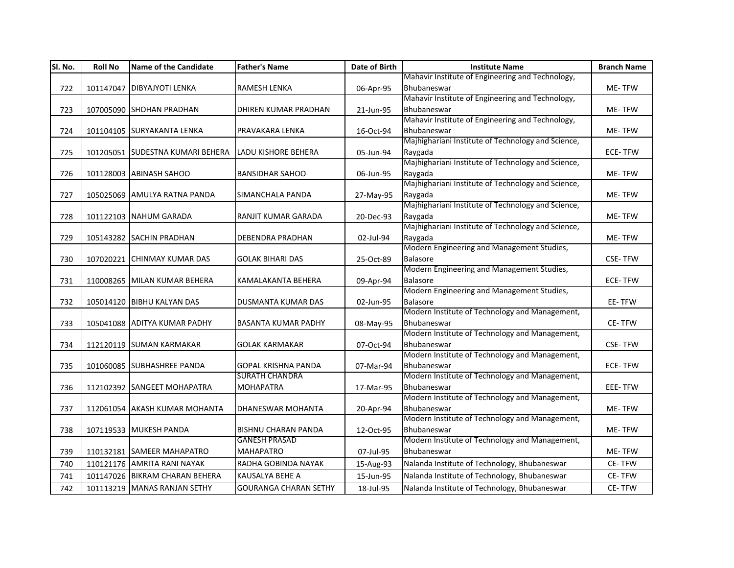| Sl. No. | Roll No | Name of the Candidate | Father's Name | Date of Birth | Institute Name | Branch Name |
|---|---|---|---|---|---|---|
| 722 | 101147047 | DIBYAJYOTI LENKA | RAMESH LENKA | 06-Apr-95 | Mahavir Institute of Engineering and Technology, Bhubaneswar | ME- TFW |
| 723 | 107005090 | SHOHAN PRADHAN | DHIREN KUMAR PRADHAN | 21-Jun-95 | Mahavir Institute of Engineering and Technology, Bhubaneswar | ME- TFW |
| 724 | 101104105 | SURYAKANTA LENKA | PRAVAKARA LENKA | 16-Oct-94 | Mahavir Institute of Engineering and Technology, Bhubaneswar | ME- TFW |
| 725 | 101205051 | SUDESTNA KUMARI BEHERA | LADU KISHORE BEHERA | 05-Jun-94 | Majhighariani Institute of Technology and Science, Raygada | ECE- TFW |
| 726 | 101128003 | ABINASH SAHOO | BANSIDHAR SAHOO | 06-Jun-95 | Majhighariani Institute of Technology and Science, Raygada | ME- TFW |
| 727 | 105025069 | AMULYA RATNA PANDA | SIMANCHALA PANDA | 27-May-95 | Majhighariani Institute of Technology and Science, Raygada | ME- TFW |
| 728 | 101122103 | NAHUM GARADA | RANJIT KUMAR GARADA | 20-Dec-93 | Majhighariani Institute of Technology and Science, Raygada | ME- TFW |
| 729 | 105143282 | SACHIN PRADHAN | DEBENDRA PRADHAN | 02-Jul-94 | Majhighariani Institute of Technology and Science, Raygada | ME- TFW |
| 730 | 107020221 | CHINMAY KUMAR DAS | GOLAK BIHARI DAS | 25-Oct-89 | Modern Engineering and Management Studies, Balasore | CSE- TFW |
| 731 | 110008265 | MILAN KUMAR BEHERA | KAMALAKANTA BEHERA | 09-Apr-94 | Modern Engineering and Management Studies, Balasore | ECE- TFW |
| 732 | 105014120 | BIBHU KALYAN DAS | DUSMANTA KUMAR DAS | 02-Jun-95 | Modern Engineering and Management Studies, Balasore | EE- TFW |
| 733 | 105041088 | ADITYA KUMAR PADHY | BASANTA KUMAR PADHY | 08-May-95 | Modern Institute of Technology and Management, Bhubaneswar | CE- TFW |
| 734 | 112120119 | SUMAN KARMAKAR | GOLAK KARMAKAR | 07-Oct-94 | Modern Institute of Technology and Management, Bhubaneswar | CSE- TFW |
| 735 | 101060085 | SUBHASHREE PANDA | GOPAL KRISHNA PANDA | 07-Mar-94 | Modern Institute of Technology and Management, Bhubaneswar | ECE- TFW |
| 736 | 112102392 | SANGEET MOHAPATRA | SURATH CHANDRA MOHAPATRA | 17-Mar-95 | Modern Institute of Technology and Management, Bhubaneswar | EEE- TFW |
| 737 | 112061054 | AKASH KUMAR MOHANTA | DHANESWAR MOHANTA | 20-Apr-94 | Modern Institute of Technology and Management, Bhubaneswar | ME- TFW |
| 738 | 107119533 | MUKESH PANDA | BISHNU CHARAN PANDA | 12-Oct-95 | Modern Institute of Technology and Management, Bhubaneswar | ME- TFW |
| 739 | 110132181 | SAMEER MAHAPATRO | GANESH PRASAD MAHAPATRO | 07-Jul-95 | Modern Institute of Technology and Management, Bhubaneswar | ME- TFW |
| 740 | 110121176 | AMRITA RANI NAYAK | RADHA GOBINDA NAYAK | 15-Aug-93 | Nalanda Institute of Technology, Bhubaneswar | CE- TFW |
| 741 | 101147026 | BIKRAM CHARAN BEHERA | KAUSALYA BEHE A | 15-Jun-95 | Nalanda Institute of Technology, Bhubaneswar | CE- TFW |
| 742 | 101113219 | MANAS RANJAN SETHY | GOURANGA CHARAN SETHY | 18-Jul-95 | Nalanda Institute of Technology, Bhubaneswar | CE- TFW |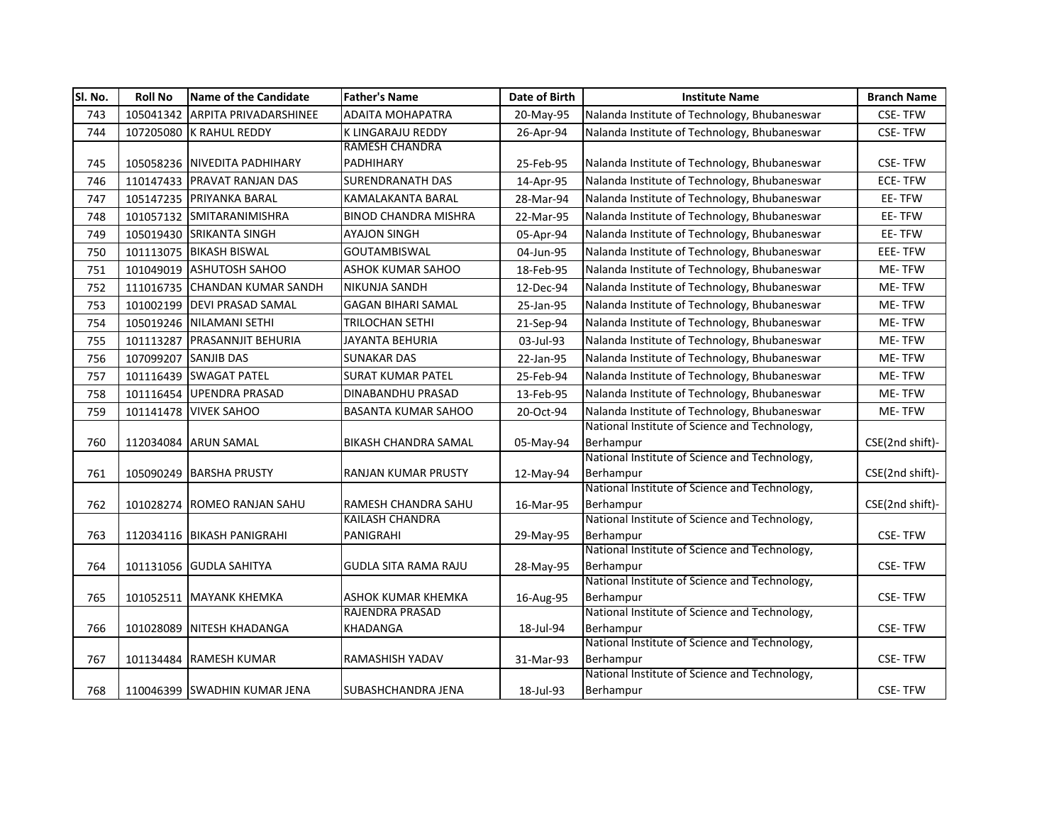| Sl. No. | Roll No | Name of the Candidate | Father's Name | Date of Birth | Institute Name | Branch Name |
|---|---|---|---|---|---|---|
| 743 | 105041342 | ARPITA PRIVADARSHINEE | ADAITA MOHAPATRA | 20-May-95 | Nalanda Institute of Technology, Bhubaneswar | CSE- TFW |
| 744 | 107205080 | K RAHUL REDDY | K LINGARAJU REDDY | 26-Apr-94 | Nalanda Institute of Technology, Bhubaneswar | CSE- TFW |
| 745 | 105058236 | NIVEDITA PADHIHARY | RAMESH CHANDRA PADHIHARY | 25-Feb-95 | Nalanda Institute of Technology, Bhubaneswar | CSE- TFW |
| 746 | 110147433 | PRAVAT RANJAN DAS | SURENDRANATH DAS | 14-Apr-95 | Nalanda Institute of Technology, Bhubaneswar | ECE- TFW |
| 747 | 105147235 | PRIYANKA BARAL | KAMALAKANTA BARAL | 28-Mar-94 | Nalanda Institute of Technology, Bhubaneswar | EE- TFW |
| 748 | 101057132 | SMITARANIMISHRA | BINOD CHANDRA MISHRA | 22-Mar-95 | Nalanda Institute of Technology, Bhubaneswar | EE- TFW |
| 749 | 105019430 | SRIKANTA SINGH | AYAJON SINGH | 05-Apr-94 | Nalanda Institute of Technology, Bhubaneswar | EE- TFW |
| 750 | 101113075 | BIKASH BISWAL | GOUTAMBISWAL | 04-Jun-95 | Nalanda Institute of Technology, Bhubaneswar | EEE- TFW |
| 751 | 101049019 | ASHUTOSH SAHOO | ASHOK KUMAR SAHOO | 18-Feb-95 | Nalanda Institute of Technology, Bhubaneswar | ME- TFW |
| 752 | 111016735 | CHANDAN KUMAR SANDH | NIKUNJA SANDH | 12-Dec-94 | Nalanda Institute of Technology, Bhubaneswar | ME- TFW |
| 753 | 101002199 | DEVI PRASAD SAMAL | GAGAN BIHARI SAMAL | 25-Jan-95 | Nalanda Institute of Technology, Bhubaneswar | ME- TFW |
| 754 | 105019246 | NILAMANI SETHI | TRILOCHAN SETHI | 21-Sep-94 | Nalanda Institute of Technology, Bhubaneswar | ME- TFW |
| 755 | 101113287 | PRASANNJIT BEHURIA | JAYANTA BEHURIA | 03-Jul-93 | Nalanda Institute of Technology, Bhubaneswar | ME- TFW |
| 756 | 107099207 | SANJIB DAS | SUNAKAR DAS | 22-Jan-95 | Nalanda Institute of Technology, Bhubaneswar | ME- TFW |
| 757 | 101116439 | SWAGAT PATEL | SURAT KUMAR PATEL | 25-Feb-94 | Nalanda Institute of Technology, Bhubaneswar | ME- TFW |
| 758 | 101116454 | UPENDRA PRASAD | DINABANDHU PRASAD | 13-Feb-95 | Nalanda Institute of Technology, Bhubaneswar | ME- TFW |
| 759 | 101141478 | VIVEK SAHOO | BASANTA KUMAR SAHOO | 20-Oct-94 | Nalanda Institute of Technology, Bhubaneswar | ME- TFW |
| 760 | 112034084 | ARUN SAMAL | BIKASH CHANDRA SAMAL | 05-May-94 | National Institute of Science and Technology, Berhampur | CSE(2nd shift)- |
| 761 | 105090249 | BARSHA PRUSTY | RANJAN KUMAR PRUSTY | 12-May-94 | National Institute of Science and Technology, Berhampur | CSE(2nd shift)- |
| 762 | 101028274 | ROMEO RANJAN SAHU | RAMESH CHANDRA SAHU | 16-Mar-95 | National Institute of Science and Technology, Berhampur | CSE(2nd shift)- |
| 763 | 112034116 | BIKASH PANIGRAHI | KAILASH CHANDRA PANIGRAHI | 29-May-95 | National Institute of Science and Technology, Berhampur | CSE- TFW |
| 764 | 101131056 | GUDLA SAHITYA | GUDLA SITA RAMA RAJU | 28-May-95 | National Institute of Science and Technology, Berhampur | CSE- TFW |
| 765 | 101052511 | MAYANK KHEMKA | ASHOK KUMAR KHEMKA | 16-Aug-95 | National Institute of Science and Technology, Berhampur | CSE- TFW |
| 766 | 101028089 | NITESH KHADANGA | RAJENDRA PRASAD KHADANGA | 18-Jul-94 | National Institute of Science and Technology, Berhampur | CSE- TFW |
| 767 | 101134484 | RAMESH KUMAR | RAMASHISH YADAV | 31-Mar-93 | National Institute of Science and Technology, Berhampur | CSE- TFW |
| 768 | 110046399 | SWADHIN KUMAR JENA | SUBASHCHANDRA JENA | 18-Jul-93 | National Institute of Science and Technology, Berhampur | CSE- TFW |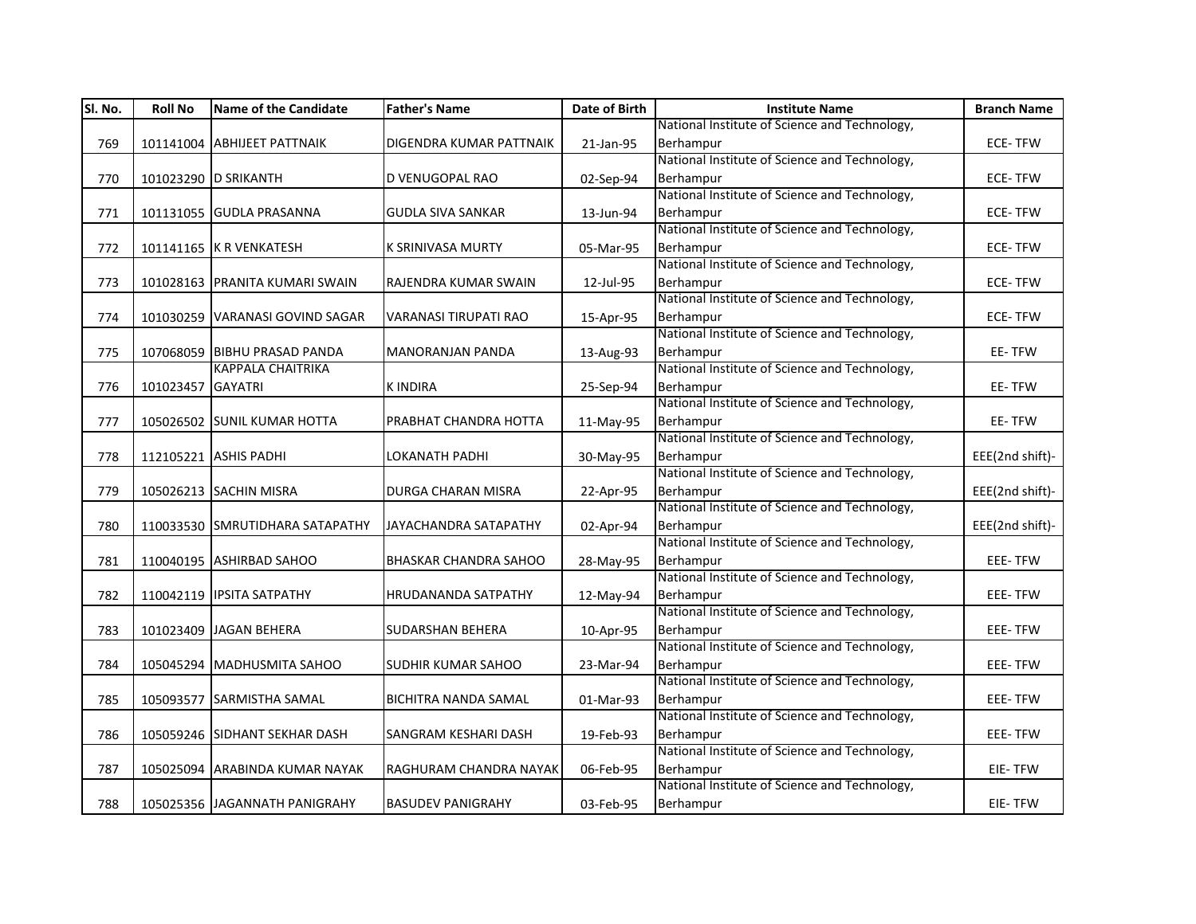| Sl. No. | Roll No | Name of the Candidate | Father's Name | Date of Birth | Institute Name | Branch Name |
|---|---|---|---|---|---|---|
| 769 | 101141004 | ABHIJEET PATTNAIK | DIGENDRA KUMAR PATTNAIK | 21-Jan-95 | National Institute of Science and Technology, Berhampur | ECE- TFW |
| 770 | 101023290 | D SRIKANTH | D VENUGOPAL RAO | 02-Sep-94 | National Institute of Science and Technology, Berhampur | ECE- TFW |
| 771 | 101131055 | GUDLA PRASANNA | GUDLA SIVA SANKAR | 13-Jun-94 | National Institute of Science and Technology, Berhampur | ECE- TFW |
| 772 | 101141165 | K R VENKATESH | K SRINIVASA MURTY | 05-Mar-95 | National Institute of Science and Technology, Berhampur | ECE- TFW |
| 773 | 101028163 | PRANITA KUMARI SWAIN | RAJENDRA KUMAR SWAIN | 12-Jul-95 | National Institute of Science and Technology, Berhampur | ECE- TFW |
| 774 | 101030259 | VARANASI GOVIND SAGAR | VARANASI TIRUPATI RAO | 15-Apr-95 | National Institute of Science and Technology, Berhampur | ECE- TFW |
| 775 | 107068059 | BIBHU PRASAD PANDA | MANORANJAN PANDA | 13-Aug-93 | National Institute of Science and Technology, Berhampur | EE- TFW |
| 776 | 101023457 | KAPPALA CHAITRIKA GAYATRI | K INDIRA | 25-Sep-94 | National Institute of Science and Technology, Berhampur | EE- TFW |
| 777 | 105026502 | SUNIL KUMAR HOTTA | PRABHAT CHANDRA HOTTA | 11-May-95 | National Institute of Science and Technology, Berhampur | EE- TFW |
| 778 | 112105221 | ASHIS PADHI | LOKANATH PADHI | 30-May-95 | National Institute of Science and Technology, Berhampur | EEE(2nd shift)- |
| 779 | 105026213 | SACHIN MISRA | DURGA CHARAN MISRA | 22-Apr-95 | National Institute of Science and Technology, Berhampur | EEE(2nd shift)- |
| 780 | 110033530 | SMRUTIDHARA SATAPATHY | JAYACHANDRA SATAPATHY | 02-Apr-94 | National Institute of Science and Technology, Berhampur | EEE(2nd shift)- |
| 781 | 110040195 | ASHIRBAD SAHOO | BHASKAR CHANDRA SAHOO | 28-May-95 | National Institute of Science and Technology, Berhampur | EEE- TFW |
| 782 | 110042119 | IPSITA SATPATHY | HRUDANANDA SATPATHY | 12-May-94 | National Institute of Science and Technology, Berhampur | EEE- TFW |
| 783 | 101023409 | JAGAN BEHERA | SUDARSHAN BEHERA | 10-Apr-95 | National Institute of Science and Technology, Berhampur | EEE- TFW |
| 784 | 105045294 | MADHUSMITA SAHOO | SUDHIR KUMAR SAHOO | 23-Mar-94 | National Institute of Science and Technology, Berhampur | EEE- TFW |
| 785 | 105093577 | SARMISTHA SAMAL | BICHITRA NANDA SAMAL | 01-Mar-93 | National Institute of Science and Technology, Berhampur | EEE- TFW |
| 786 | 105059246 | SIDHANT SEKHAR DASH | SANGRAM KESHARI DASH | 19-Feb-93 | National Institute of Science and Technology, Berhampur | EEE- TFW |
| 787 | 105025094 | ARABINDA KUMAR NAYAK | RAGHURAM CHANDRA NAYAK | 06-Feb-95 | National Institute of Science and Technology, Berhampur | EIE- TFW |
| 788 | 105025356 | JAGANNATH PANIGRAHY | BASUDEV PANIGRAHY | 03-Feb-95 | National Institute of Science and Technology, Berhampur | EIE- TFW |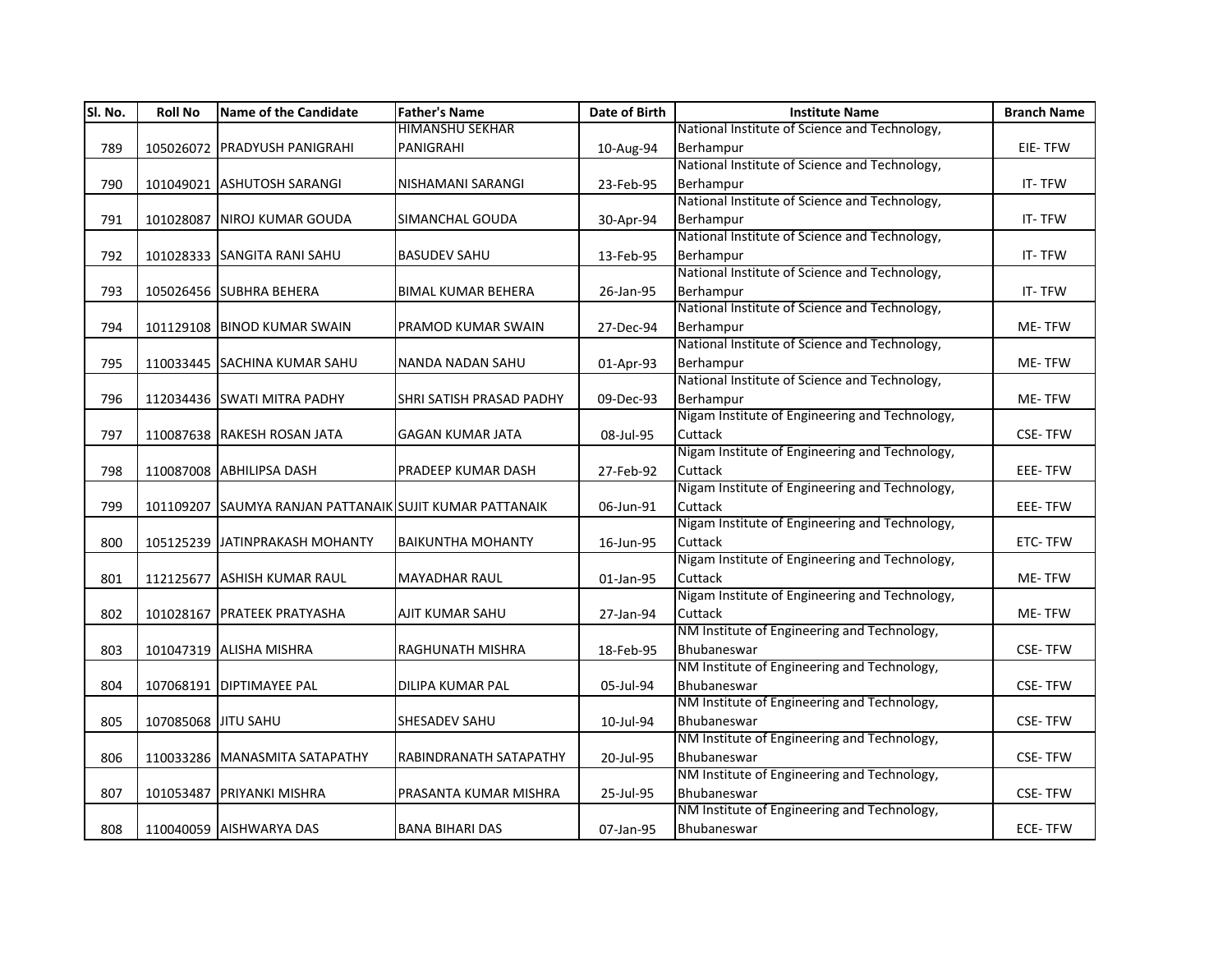| Sl. No. | Roll No | Name of the Candidate | Father's Name | Date of Birth | Institute Name | Branch Name |
|---|---|---|---|---|---|---|
| 789 | 105026072 | PRADYUSH PANIGRAHI | HIMANSHU SEKHAR PANIGRAHI | 10-Aug-94 | National Institute of Science and Technology, Berhampur | EIE- TFW |
| 790 | 101049021 | ASHUTOSH SARANGI | NISHAMANI SARANGI | 23-Feb-95 | National Institute of Science and Technology, Berhampur | IT- TFW |
| 791 | 101028087 | NIROJ KUMAR GOUDA | SIMANCHAL GOUDA | 30-Apr-94 | National Institute of Science and Technology, Berhampur | IT- TFW |
| 792 | 101028333 | SANGITA RANI SAHU | BASUDEV SAHU | 13-Feb-95 | National Institute of Science and Technology, Berhampur | IT- TFW |
| 793 | 105026456 | SUBHRA BEHERA | BIMAL KUMAR BEHERA | 26-Jan-95 | National Institute of Science and Technology, Berhampur | IT- TFW |
| 794 | 101129108 | BINOD KUMAR SWAIN | PRAMOD KUMAR SWAIN | 27-Dec-94 | National Institute of Science and Technology, Berhampur | ME- TFW |
| 795 | 110033445 | SACHINA KUMAR SAHU | NANDA NADAN SAHU | 01-Apr-93 | National Institute of Science and Technology, Berhampur | ME- TFW |
| 796 | 112034436 | SWATI MITRA PADHY | SHRI SATISH PRASAD PADHY | 09-Dec-93 | National Institute of Science and Technology, Berhampur | ME- TFW |
| 797 | 110087638 | RAKESH ROSAN JATA | GAGAN KUMAR JATA | 08-Jul-95 | Nigam Institute of Engineering and Technology, Cuttack | CSE- TFW |
| 798 | 110087008 | ABHILIPSA DASH | PRADEEP KUMAR DASH | 27-Feb-92 | Nigam Institute of Engineering and Technology, Cuttack | EEE- TFW |
| 799 | 101109207 | SAUMYA RANJAN PATTANAIK | SUJIT KUMAR PATTANAIK | 06-Jun-91 | Nigam Institute of Engineering and Technology, Cuttack | EEE- TFW |
| 800 | 105125239 | JATINPRAKASH MOHANTY | BAIKUNTHA MOHANTY | 16-Jun-95 | Nigam Institute of Engineering and Technology, Cuttack | ETC- TFW |
| 801 | 112125677 | ASHISH KUMAR RAUL | MAYADHAR RAUL | 01-Jan-95 | Nigam Institute of Engineering and Technology, Cuttack | ME- TFW |
| 802 | 101028167 | PRATEEK PRATYASHA | AJIT KUMAR SAHU | 27-Jan-94 | Nigam Institute of Engineering and Technology, Cuttack | ME- TFW |
| 803 | 101047319 | ALISHA MISHRA | RAGHUNATH MISHRA | 18-Feb-95 | NM Institute of Engineering and Technology, Bhubaneswar | CSE- TFW |
| 804 | 107068191 | DIPTIMAYEE PAL | DILIPA KUMAR PAL | 05-Jul-94 | NM Institute of Engineering and Technology, Bhubaneswar | CSE- TFW |
| 805 | 107085068 | JITU SAHU | SHESADEV SAHU | 10-Jul-94 | NM Institute of Engineering and Technology, Bhubaneswar | CSE- TFW |
| 806 | 110033286 | MANASMITA SATAPATHY | RABINDRANATH SATAPATHY | 20-Jul-95 | NM Institute of Engineering and Technology, Bhubaneswar | CSE- TFW |
| 807 | 101053487 | PRIYANKI MISHRA | PRASANTA KUMAR MISHRA | 25-Jul-95 | NM Institute of Engineering and Technology, Bhubaneswar | CSE- TFW |
| 808 | 110040059 | AISHWARYA DAS | BANA BIHARI DAS | 07-Jan-95 | NM Institute of Engineering and Technology, Bhubaneswar | ECE- TFW |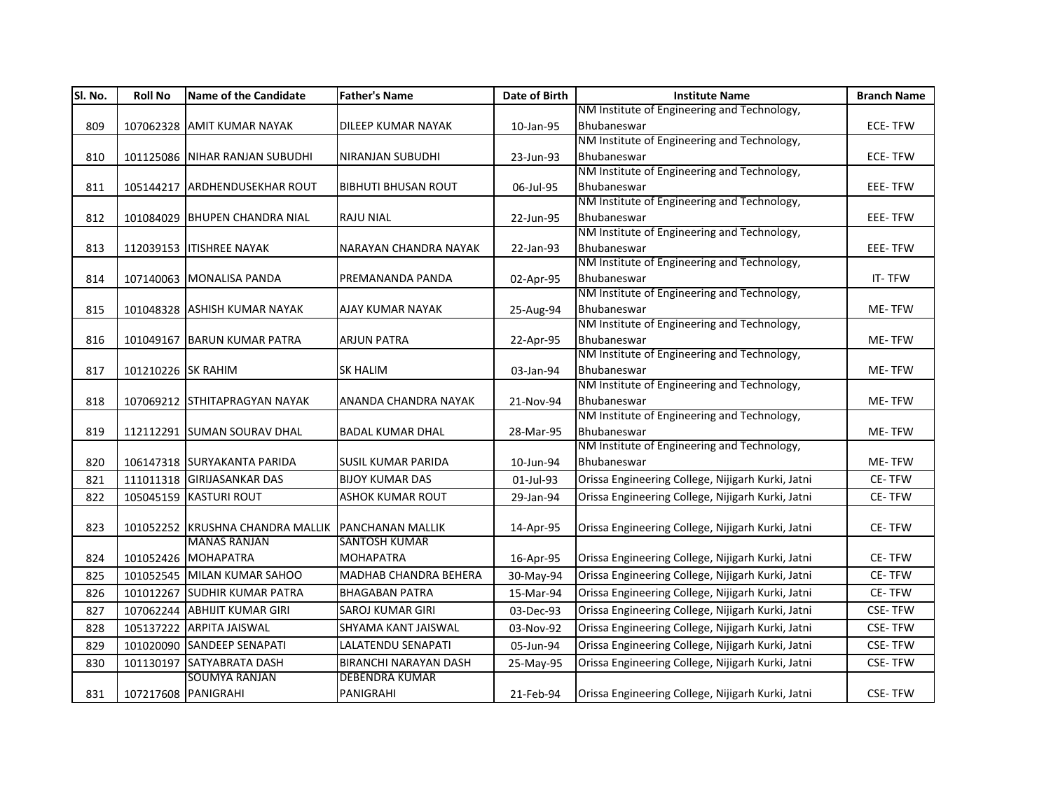| Sl. No. | Roll No | Name of the Candidate | Father's Name | Date of Birth | Institute Name | Branch Name |
|---|---|---|---|---|---|---|
| 809 | 107062328 | AMIT KUMAR NAYAK | DILEEP KUMAR NAYAK | 10-Jan-95 | NM Institute of Engineering and Technology, Bhubaneswar | ECE- TFW |
| 810 | 101125086 | NIHAR RANJAN SUBUDHI | NIRANJAN SUBUDHI | 23-Jun-93 | NM Institute of Engineering and Technology, Bhubaneswar | ECE- TFW |
| 811 | 105144217 | ARDHENDUSEKHAR ROUT | BIBHUTI BHUSAN ROUT | 06-Jul-95 | NM Institute of Engineering and Technology, Bhubaneswar | EEE- TFW |
| 812 | 101084029 | BHUPEN CHANDRA NIAL | RAJU NIAL | 22-Jun-95 | NM Institute of Engineering and Technology, Bhubaneswar | EEE- TFW |
| 813 | 112039153 | ITISHREE NAYAK | NARAYAN CHANDRA NAYAK | 22-Jan-93 | NM Institute of Engineering and Technology, Bhubaneswar | EEE- TFW |
| 814 | 107140063 | MONALISA PANDA | PREMANANDA PANDA | 02-Apr-95 | NM Institute of Engineering and Technology, Bhubaneswar | IT- TFW |
| 815 | 101048328 | ASHISH KUMAR NAYAK | AJAY KUMAR NAYAK | 25-Aug-94 | NM Institute of Engineering and Technology, Bhubaneswar | ME- TFW |
| 816 | 101049167 | BARUN KUMAR PATRA | ARJUN PATRA | 22-Apr-95 | NM Institute of Engineering and Technology, Bhubaneswar | ME- TFW |
| 817 | 101210226 | SK RAHIM | SK HALIM | 03-Jan-94 | NM Institute of Engineering and Technology, Bhubaneswar | ME- TFW |
| 818 | 107069212 | STHITAPRAGYAN NAYAK | ANANDA CHANDRA NAYAK | 21-Nov-94 | NM Institute of Engineering and Technology, Bhubaneswar | ME- TFW |
| 819 | 112112291 | SUMAN SOURAV DHAL | BADAL KUMAR DHAL | 28-Mar-95 | NM Institute of Engineering and Technology, Bhubaneswar | ME- TFW |
| 820 | 106147318 | SURYAKANTA PARIDA | SUSIL KUMAR PARIDA | 10-Jun-94 | NM Institute of Engineering and Technology, Bhubaneswar | ME- TFW |
| 821 | 111011318 | GIRIJASANKAR DAS | BIJOY KUMAR DAS | 01-Jul-93 | Orissa Engineering College, Nijigarh Kurki, Jatni | CE- TFW |
| 822 | 105045159 | KASTURI ROUT | ASHOK KUMAR ROUT | 29-Jan-94 | Orissa Engineering College, Nijigarh Kurki, Jatni | CE- TFW |
| 823 | 101052252 | KRUSHNA CHANDRA MALLIK | PANCHANAN MALLIK | 14-Apr-95 | Orissa Engineering College, Nijigarh Kurki, Jatni | CE- TFW |
| 824 | 101052426 | MANAS RANJAN MOHAPATRA | SANTOSH KUMAR MOHAPATRA | 16-Apr-95 | Orissa Engineering College, Nijigarh Kurki, Jatni | CE- TFW |
| 825 | 101052545 | MILAN KUMAR SAHOO | MADHAB CHANDRA BEHERA | 30-May-94 | Orissa Engineering College, Nijigarh Kurki, Jatni | CE- TFW |
| 826 | 101012267 | SUDHIR KUMAR PATRA | BHAGABAN PATRA | 15-Mar-94 | Orissa Engineering College, Nijigarh Kurki, Jatni | CE- TFW |
| 827 | 107062244 | ABHIJIT KUMAR GIRI | SAROJ KUMAR GIRI | 03-Dec-93 | Orissa Engineering College, Nijigarh Kurki, Jatni | CSE- TFW |
| 828 | 105137222 | ARPITA JAISWAL | SHYAMA KANT JAISWAL | 03-Nov-92 | Orissa Engineering College, Nijigarh Kurki, Jatni | CSE- TFW |
| 829 | 101020090 | SANDEEP SENAPATI | LALATENDU SENAPATI | 05-Jun-94 | Orissa Engineering College, Nijigarh Kurki, Jatni | CSE- TFW |
| 830 | 101130197 | SATYABRATA DASH | BIRANCHI NARAYAN DASH | 25-May-95 | Orissa Engineering College, Nijigarh Kurki, Jatni | CSE- TFW |
| 831 | 107217608 | SOUMYA RANJAN PANIGRAHI | DEBENDRA KUMAR PANIGRAHI | 21-Feb-94 | Orissa Engineering College, Nijigarh Kurki, Jatni | CSE- TFW |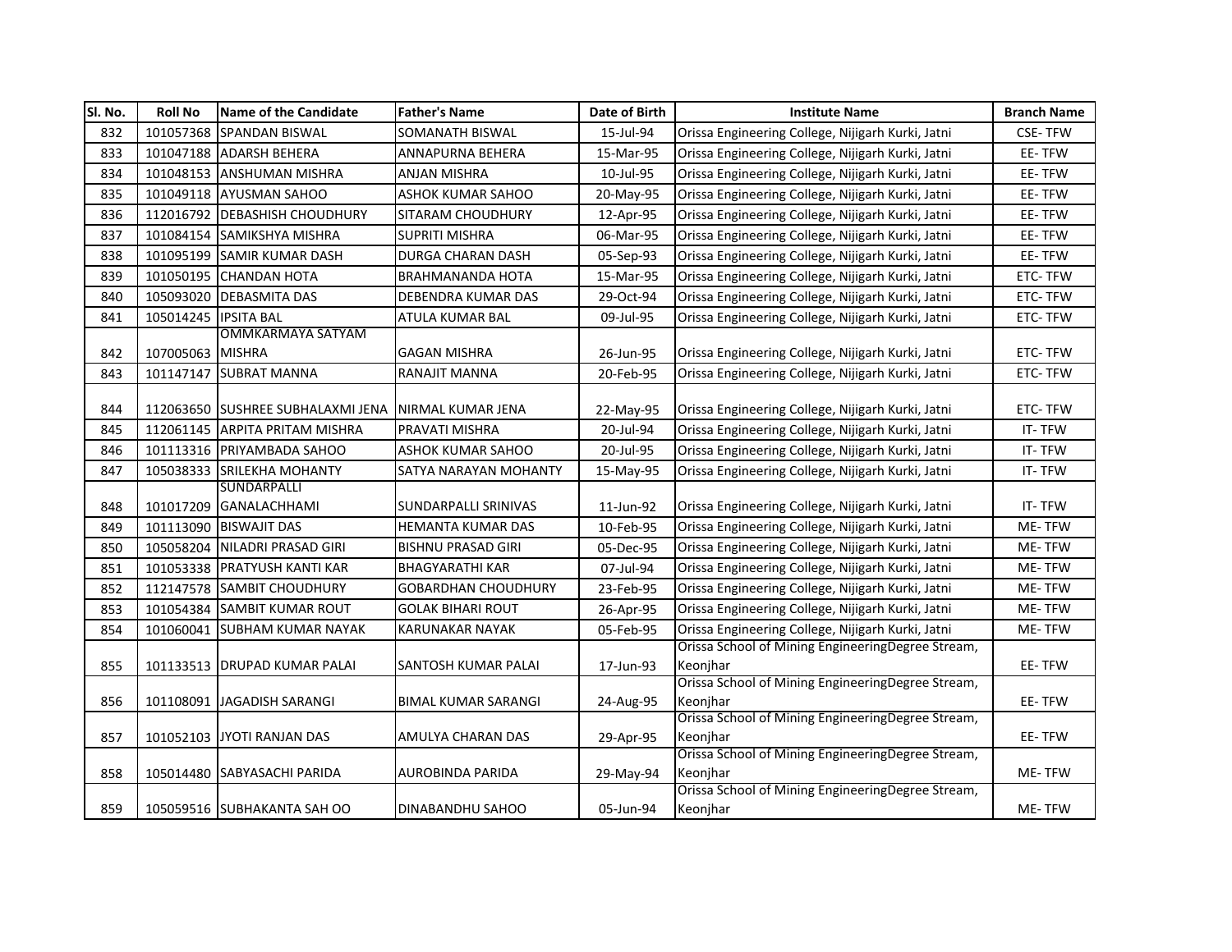| Sl. No. | Roll No | Name of the Candidate | Father's Name | Date of Birth | Institute Name | Branch Name |
|---|---|---|---|---|---|---|
| 832 | 101057368 | SPANDAN BISWAL | SOMANATH BISWAL | 15-Jul-94 | Orissa Engineering College, Nijigarh Kurki, Jatni | CSE- TFW |
| 833 | 101047188 | ADARSH BEHERA | ANNAPURNA BEHERA | 15-Mar-95 | Orissa Engineering College, Nijigarh Kurki, Jatni | EE- TFW |
| 834 | 101048153 | ANSHUMAN MISHRA | ANJAN MISHRA | 10-Jul-95 | Orissa Engineering College, Nijigarh Kurki, Jatni | EE- TFW |
| 835 | 101049118 | AYUSMAN SAHOO | ASHOK KUMAR SAHOO | 20-May-95 | Orissa Engineering College, Nijigarh Kurki, Jatni | EE- TFW |
| 836 | 112016792 | DEBASHISH CHOUDHURY | SITARAM CHOUDHURY | 12-Apr-95 | Orissa Engineering College, Nijigarh Kurki, Jatni | EE- TFW |
| 837 | 101084154 | SAMIKSHYA MISHRA | SUPRITI MISHRA | 06-Mar-95 | Orissa Engineering College, Nijigarh Kurki, Jatni | EE- TFW |
| 838 | 101095199 | SAMIR KUMAR DASH | DURGA CHARAN DASH | 05-Sep-93 | Orissa Engineering College, Nijigarh Kurki, Jatni | EE- TFW |
| 839 | 101050195 | CHANDAN HOTA | BRAHMANANDA HOTA | 15-Mar-95 | Orissa Engineering College, Nijigarh Kurki, Jatni | ETC- TFW |
| 840 | 105093020 | DEBASMITA DAS | DEBENDRA KUMAR DAS | 29-Oct-94 | Orissa Engineering College, Nijigarh Kurki, Jatni | ETC- TFW |
| 841 | 105014245 | IPSITA BAL | ATULA KUMAR BAL | 09-Jul-95 | Orissa Engineering College, Nijigarh Kurki, Jatni | ETC- TFW |
| 842 | 107005063 | OMMKARMAYA SATYAM MISHRA | GAGAN MISHRA | 26-Jun-95 | Orissa Engineering College, Nijigarh Kurki, Jatni | ETC- TFW |
| 843 | 101147147 | SUBRAT MANNA | RANAJIT MANNA | 20-Feb-95 | Orissa Engineering College, Nijigarh Kurki, Jatni | ETC- TFW |
| 844 | 112063650 | SUSHREE SUBHALAXMI JENA | NIRMAL KUMAR JENA | 22-May-95 | Orissa Engineering College, Nijigarh Kurki, Jatni | ETC- TFW |
| 845 | 112061145 | ARPITA PRITAM MISHRA | PRAVATI MISHRA | 20-Jul-94 | Orissa Engineering College, Nijigarh Kurki, Jatni | IT- TFW |
| 846 | 101113316 | PRIYAMBADA SAHOO | ASHOK KUMAR SAHOO | 20-Jul-95 | Orissa Engineering College, Nijigarh Kurki, Jatni | IT- TFW |
| 847 | 105038333 | SRILEKHA MOHANTY | SATYA NARAYAN MOHANTY | 15-May-95 | Orissa Engineering College, Nijigarh Kurki, Jatni | IT- TFW |
| 848 | 101017209 | SUNDARPALLI GANALACHHAMI | SUNDARPALLI SRINIVAS | 11-Jun-92 | Orissa Engineering College, Nijigarh Kurki, Jatni | IT- TFW |
| 849 | 101113090 | BISWAJIT DAS | HEMANTA KUMAR DAS | 10-Feb-95 | Orissa Engineering College, Nijigarh Kurki, Jatni | ME- TFW |
| 850 | 105058204 | NILADRI PRASAD GIRI | BISHNU PRASAD GIRI | 05-Dec-95 | Orissa Engineering College, Nijigarh Kurki, Jatni | ME- TFW |
| 851 | 101053338 | PRATYUSH KANTI KAR | BHAGYARATHI KAR | 07-Jul-94 | Orissa Engineering College, Nijigarh Kurki, Jatni | ME- TFW |
| 852 | 112147578 | SAMBIT CHOUDHURY | GOBARDHAN CHOUDHURY | 23-Feb-95 | Orissa Engineering College, Nijigarh Kurki, Jatni | ME- TFW |
| 853 | 101054384 | SAMBIT KUMAR ROUT | GOLAK BIHARI ROUT | 26-Apr-95 | Orissa Engineering College, Nijigarh Kurki, Jatni | ME- TFW |
| 854 | 101060041 | SUBHAM KUMAR NAYAK | KARUNAKAR NAYAK | 05-Feb-95 | Orissa Engineering College, Nijigarh Kurki, Jatni | ME- TFW |
| 855 | 101133513 | DRUPAD KUMAR PALAI | SANTOSH KUMAR PALAI | 17-Jun-93 | Orissa School of Mining EngineeringDegree Stream, Keonjhar | EE- TFW |
| 856 | 101108091 | JAGADISH SARANGI | BIMAL KUMAR SARANGI | 24-Aug-95 | Orissa School of Mining EngineeringDegree Stream, Keonjhar | EE- TFW |
| 857 | 101052103 | JYOTI RANJAN DAS | AMULYA CHARAN DAS | 29-Apr-95 | Orissa School of Mining EngineeringDegree Stream, Keonjhar | EE- TFW |
| 858 | 105014480 | SABYASACHI PARIDA | AUROBINDA PARIDA | 29-May-94 | Orissa School of Mining EngineeringDegree Stream, Keonjhar | ME- TFW |
| 859 | 105059516 | SUBHAKANTA SAH OO | DINABANDHU SAHOO | 05-Jun-94 | Orissa School of Mining EngineeringDegree Stream, Keonjhar | ME- TFW |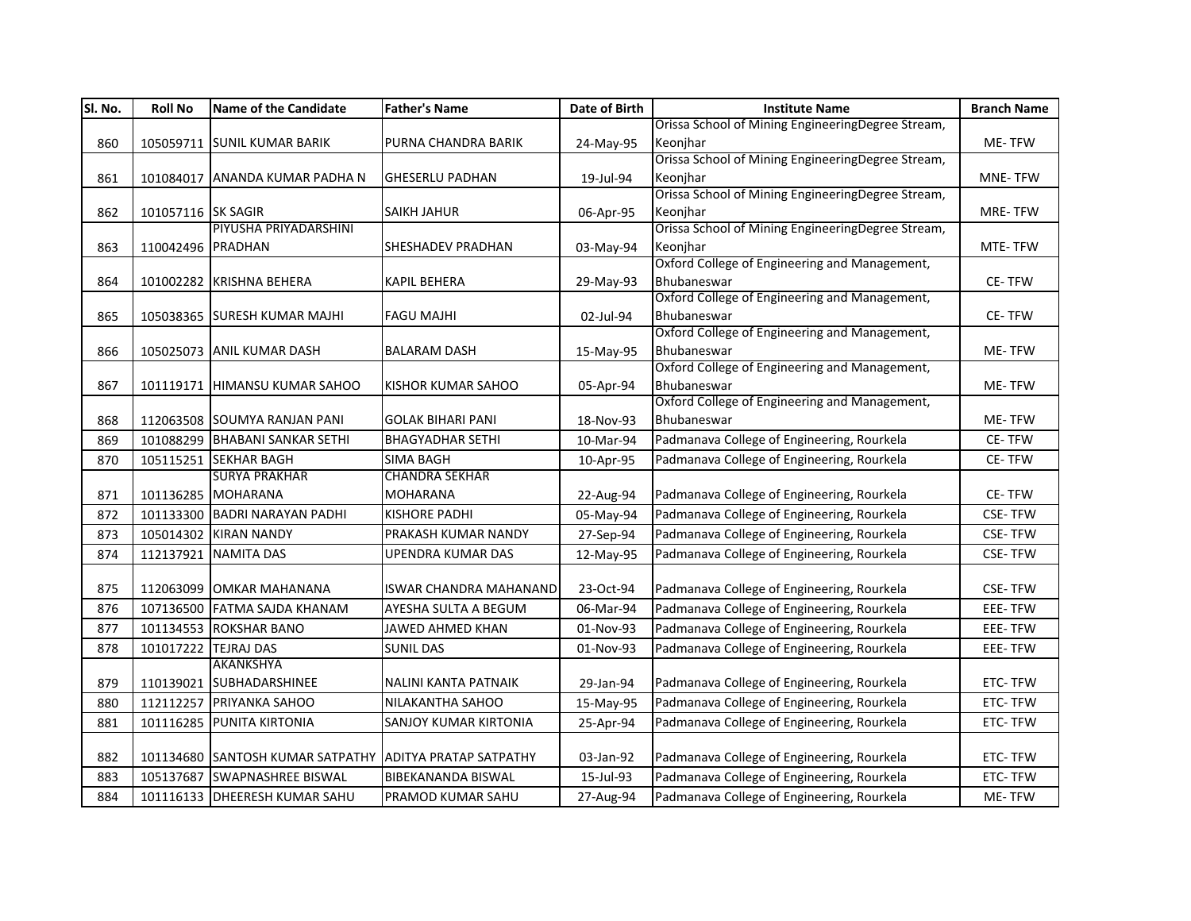| Sl. No. | Roll No | Name of the Candidate | Father's Name | Date of Birth | Institute Name | Branch Name |
|---|---|---|---|---|---|---|
| 860 | 105059711 | SUNIL KUMAR BARIK | PURNA CHANDRA BARIK | 24-May-95 | Orissa School of Mining EngineeringDegree Stream, Keonjhar | ME- TFW |
| 861 | 101084017 | ANANDA KUMAR PADHA N | GHESERLU PADHAN | 19-Jul-94 | Orissa School of Mining EngineeringDegree Stream, Keonjhar | MNE- TFW |
| 862 | 101057116 | SK SAGIR | SAIKH JAHUR | 06-Apr-95 | Orissa School of Mining EngineeringDegree Stream, Keonjhar | MRE- TFW |
| 863 | 110042496 | PIYUSHA PRIYADARSHINI PRADHAN | SHESHADEV PRADHAN | 03-May-94 | Orissa School of Mining EngineeringDegree Stream, Keonjhar | MTE- TFW |
| 864 | 101002282 | KRISHNA BEHERA | KAPIL BEHERA | 29-May-93 | Oxford College of Engineering and Management, Bhubaneswar | CE- TFW |
| 865 | 105038365 | SURESH KUMAR MAJHI | FAGU MAJHI | 02-Jul-94 | Oxford College of Engineering and Management, Bhubaneswar | CE- TFW |
| 866 | 105025073 | ANIL KUMAR DASH | BALARAM DASH | 15-May-95 | Oxford College of Engineering and Management, Bhubaneswar | ME- TFW |
| 867 | 101119171 | HIMANSU KUMAR SAHOO | KISHOR KUMAR SAHOO | 05-Apr-94 | Oxford College of Engineering and Management, Bhubaneswar | ME- TFW |
| 868 | 112063508 | SOUMYA RANJAN PANI | GOLAK BIHARI PANI | 18-Nov-93 | Oxford College of Engineering and Management, Bhubaneswar | ME- TFW |
| 869 | 101088299 | BHABANI SANKAR SETHI | BHAGYADHAR SETHI | 10-Mar-94 | Padmanava College of Engineering, Rourkela | CE- TFW |
| 870 | 105115251 | SEKHAR BAGH | SIMA BAGH | 10-Apr-95 | Padmanava College of Engineering, Rourkela | CE- TFW |
| 871 | 101136285 | SURYA PRAKHAR MOHARANA | CHANDRA SEKHAR MOHARANA | 22-Aug-94 | Padmanava College of Engineering, Rourkela | CE- TFW |
| 872 | 101133300 | BADRI NARAYAN PADHI | KISHORE PADHI | 05-May-94 | Padmanava College of Engineering, Rourkela | CSE- TFW |
| 873 | 105014302 | KIRAN NANDY | PRAKASH KUMAR NANDY | 27-Sep-94 | Padmanava College of Engineering, Rourkela | CSE- TFW |
| 874 | 112137921 | NAMITA DAS | UPENDRA KUMAR DAS | 12-May-95 | Padmanava College of Engineering, Rourkela | CSE- TFW |
| 875 | 112063099 | OMKAR MAHANANA | ISWAR CHANDRA MAHANAND | 23-Oct-94 | Padmanava College of Engineering, Rourkela | CSE- TFW |
| 876 | 107136500 | FATMA SAJDA KHANAM | AYESHA SULTA A BEGUM | 06-Mar-94 | Padmanava College of Engineering, Rourkela | EEE- TFW |
| 877 | 101134553 | ROKSHAR BANO | JAWED AHMED KHAN | 01-Nov-93 | Padmanava College of Engineering, Rourkela | EEE- TFW |
| 878 | 101017222 | TEJRAJ DAS | SUNIL DAS | 01-Nov-93 | Padmanava College of Engineering, Rourkela | EEE- TFW |
| 879 | 110139021 | AKANKSHYA SUBHADARSHINEE | NALINI KANTA PATNAIK | 29-Jan-94 | Padmanava College of Engineering, Rourkela | ETC- TFW |
| 880 | 112112257 | PRIYANKA SAHOO | NILAKANTHA SAHOO | 15-May-95 | Padmanava College of Engineering, Rourkela | ETC- TFW |
| 881 | 101116285 | PUNITA KIRTONIA | SANJOY KUMAR KIRTONIA | 25-Apr-94 | Padmanava College of Engineering, Rourkela | ETC- TFW |
| 882 | 101134680 | SANTOSH KUMAR SATPATHY | ADITYA PRATAP SATPATHY | 03-Jan-92 | Padmanava College of Engineering, Rourkela | ETC- TFW |
| 883 | 105137687 | SWAPNASHREE BISWAL | BIBEKANANDA BISWAL | 15-Jul-93 | Padmanava College of Engineering, Rourkela | ETC- TFW |
| 884 | 101116133 | DHEERESH KUMAR SAHU | PRAMOD KUMAR SAHU | 27-Aug-94 | Padmanava College of Engineering, Rourkela | ME- TFW |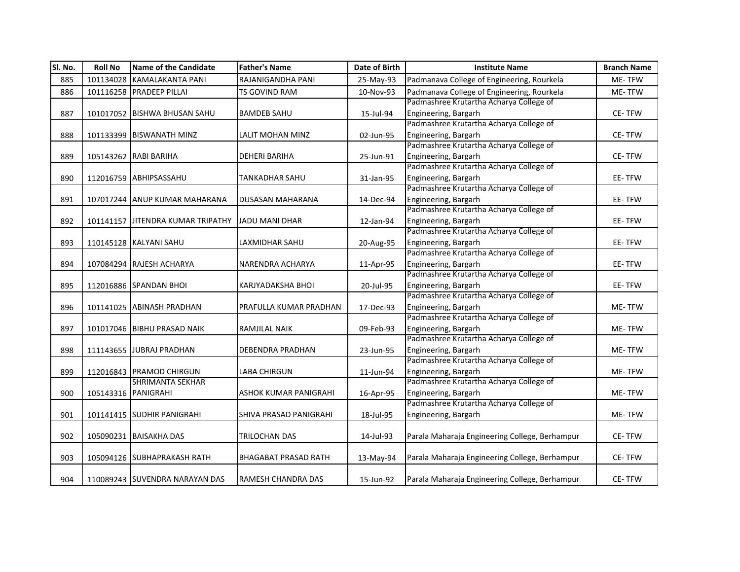| Sl. No. | Roll No | Name of the Candidate | Father's Name | Date of Birth | Institute Name | Branch Name |
|---|---|---|---|---|---|---|
| 885 | 101134028 | KAMALAKANTA PANI | RAJANIGANDHA PANI | 25-May-93 | Padmanava College of Engineering, Rourkela | ME- TFW |
| 886 | 101116258 | PRADEEP PILLAI | TS GOVIND RAM | 10-Nov-93 | Padmanava College of Engineering, Rourkela | ME- TFW |
| 887 | 101017052 | BISHWA BHUSAN SAHU | BAMDEB SAHU | 15-Jul-94 | Padmashree Krutartha Acharya College of Engineering, Bargarh | CE- TFW |
| 888 | 101133399 | BISWANATH MINZ | LALIT MOHAN MINZ | 02-Jun-95 | Padmashree Krutartha Acharya College of Engineering, Bargarh | CE- TFW |
| 889 | 105143262 | RABI BARIHA | DEHERI BARIHA | 25-Jun-91 | Padmashree Krutartha Acharya College of Engineering, Bargarh | CE- TFW |
| 890 | 112016759 | ABHIPSASSAHU | TANKADHAR SAHU | 31-Jan-95 | Padmashree Krutartha Acharya College of Engineering, Bargarh | EE- TFW |
| 891 | 107017244 | ANUP KUMAR MAHARANA | DUSASAN MAHARANA | 14-Dec-94 | Padmashree Krutartha Acharya College of Engineering, Bargarh | EE- TFW |
| 892 | 101141157 | JITENDRA KUMAR TRIPATHY | JADU MANI DHAR | 12-Jan-94 | Padmashree Krutartha Acharya College of Engineering, Bargarh | EE- TFW |
| 893 | 110145128 | KALYANI SAHU | LAXMIDHAR SAHU | 20-Aug-95 | Padmashree Krutartha Acharya College of Engineering, Bargarh | EE- TFW |
| 894 | 107084294 | RAJESH ACHARYA | NARENDRA ACHARYA | 11-Apr-95 | Padmashree Krutartha Acharya College of Engineering, Bargarh | EE- TFW |
| 895 | 112016886 | SPANDAN BHOI | KARJYADAKSHA BHOI | 20-Jul-95 | Padmashree Krutartha Acharya College of Engineering, Bargarh | EE- TFW |
| 896 | 101141025 | ABINASH PRADHAN | PRAFULLA KUMAR PRADHAN | 17-Dec-93 | Padmashree Krutartha Acharya College of Engineering, Bargarh | ME- TFW |
| 897 | 101017046 | BIBHU PRASAD NAIK | RAMJILAL NAIK | 09-Feb-93 | Padmashree Krutartha Acharya College of Engineering, Bargarh | ME- TFW |
| 898 | 111143655 | JUBRAJ PRADHAN | DEBENDRA PRADHAN | 23-Jun-95 | Padmashree Krutartha Acharya College of Engineering, Bargarh | ME- TFW |
| 899 | 112016843 | PRAMOD CHIRGUN | LABA CHIRGUN | 11-Jun-94 | Padmashree Krutartha Acharya College of Engineering, Bargarh | ME- TFW |
| 900 | 105143316 | SHRIMANTA SEKHAR PANIGRAHI | ASHOK KUMAR PANIGRAHI | 16-Apr-95 | Padmashree Krutartha Acharya College of Engineering, Bargarh | ME- TFW |
| 901 | 101141415 | SUDHIR PANIGRAHI | SHIVA PRASAD PANIGRAHI | 18-Jul-95 | Padmashree Krutartha Acharya College of Engineering, Bargarh | ME- TFW |
| 902 | 105090231 | BAISAKHA DAS | TRILOCHAN DAS | 14-Jul-93 | Parala Maharaja Engineering College, Berhampur | CE- TFW |
| 903 | 105094126 | SUBHAPRAKASH RATH | BHAGABAT PRASAD RATH | 13-May-94 | Parala Maharaja Engineering College, Berhampur | CE- TFW |
| 904 | 110089243 | SUVENDRA NARAYAN DAS | RAMESH CHANDRA DAS | 15-Jun-92 | Parala Maharaja Engineering College, Berhampur | CE- TFW |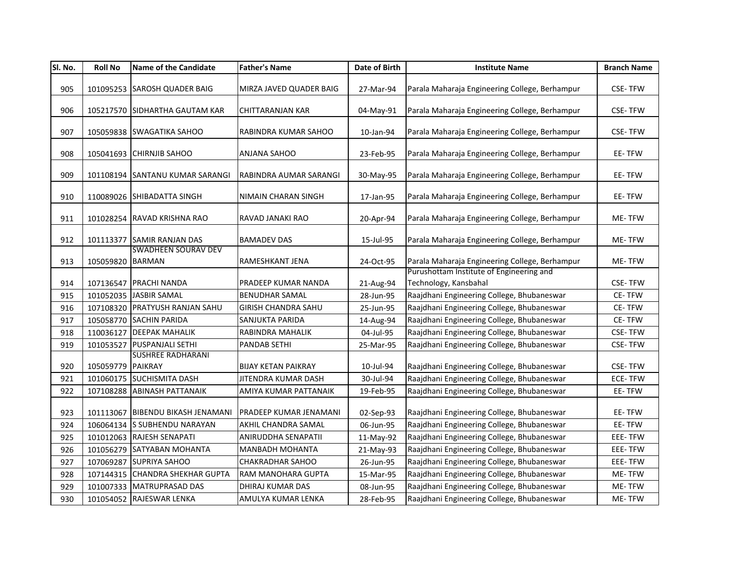| Sl. No. | Roll No | Name of the Candidate | Father's Name | Date of Birth | Institute Name | Branch Name |
|---|---|---|---|---|---|---|
| 905 | 101095253 | SAROSH QUADER BAIG | MIRZA JAVED QUADER BAIG | 27-Mar-94 | Parala Maharaja Engineering College, Berhampur | CSE- TFW |
| 906 | 105217570 | SIDHARTHA GAUTAM KAR | CHITTARANJAN KAR | 04-May-91 | Parala Maharaja Engineering College, Berhampur | CSE- TFW |
| 907 | 105059838 | SWAGATIKA SAHOO | RABINDRA KUMAR SAHOO | 10-Jan-94 | Parala Maharaja Engineering College, Berhampur | CSE- TFW |
| 908 | 105041693 | CHIRNJIB SAHOO | ANJANA SAHOO | 23-Feb-95 | Parala Maharaja Engineering College, Berhampur | EE- TFW |
| 909 | 101108194 | SANTANU KUMAR SARANGI | RABINDRA AUMAR SARANGI | 30-May-95 | Parala Maharaja Engineering College, Berhampur | EE- TFW |
| 910 | 110089026 | SHIBADATTA SINGH | NIMAIN CHARAN SINGH | 17-Jan-95 | Parala Maharaja Engineering College, Berhampur | EE- TFW |
| 911 | 101028254 | RAVAD KRISHNA RAO | RAVAD JANAKI RAO | 20-Apr-94 | Parala Maharaja Engineering College, Berhampur | ME- TFW |
| 912 | 101113377 | SAMIR RANJAN DAS | BAMADEV DAS | 15-Jul-95 | Parala Maharaja Engineering College, Berhampur | ME- TFW |
| 913 | 105059820 | SWADHEEN SOURAV DEV BARMAN | RAMESHKANT JENA | 24-Oct-95 | Parala Maharaja Engineering College, Berhampur | ME- TFW |
| 914 | 107136547 | PRACHI NANDA | PRADEEP KUMAR NANDA | 21-Aug-94 | Purushottam Institute of Engineering and Technology, Kansbahal | CSE- TFW |
| 915 | 101052035 | JASBIR SAMAL | BENUDHAR SAMAL | 28-Jun-95 | Raajdhani Engineering College, Bhubaneswar | CE- TFW |
| 916 | 107108320 | PRATYUSH RANJAN SAHU | GIRISH CHANDRA SAHU | 25-Jun-95 | Raajdhani Engineering College, Bhubaneswar | CE- TFW |
| 917 | 105058770 | SACHIN PARIDA | SANJUKTA PARIDA | 14-Aug-94 | Raajdhani Engineering College, Bhubaneswar | CE- TFW |
| 918 | 110036127 | DEEPAK MAHALIK | RABINDRA MAHALIK | 04-Jul-95 | Raajdhani Engineering College, Bhubaneswar | CSE- TFW |
| 919 | 101053527 | PUSPANJALI SETHI | PANDAB SETHI | 25-Mar-95 | Raajdhani Engineering College, Bhubaneswar | CSE- TFW |
| 920 | 105059779 | SUSHREE RADHARANI PAIKRAY | BIJAY KETAN PAIKRAY | 10-Jul-94 | Raajdhani Engineering College, Bhubaneswar | CSE- TFW |
| 921 | 101060175 | SUCHISMITA DASH | JITENDRA KUMAR DASH | 30-Jul-94 | Raajdhani Engineering College, Bhubaneswar | ECE- TFW |
| 922 | 107108288 | ABINASH PATTANAIK | AMIYA KUMAR PATTANAIK | 19-Feb-95 | Raajdhani Engineering College, Bhubaneswar | EE- TFW |
| 923 | 101113067 | BIBENDU BIKASH JENAMANI | PRADEEP KUMAR JENAMANI | 02-Sep-93 | Raajdhani Engineering College, Bhubaneswar | EE- TFW |
| 924 | 106064134 | S SUBHENDU NARAYAN | AKHIL CHANDRA SAMAL | 06-Jun-95 | Raajdhani Engineering College, Bhubaneswar | EE- TFW |
| 925 | 101012063 | RAJESH SENAPATI | ANIRUDDHA SENAPATII | 11-May-92 | Raajdhani Engineering College, Bhubaneswar | EEE- TFW |
| 926 | 101056279 | SATYABAN MOHANTA | MANBADH MOHANTA | 21-May-93 | Raajdhani Engineering College, Bhubaneswar | EEE- TFW |
| 927 | 107069287 | SUPRIYA SAHOO | CHAKRADHAR SAHOO | 26-Jun-95 | Raajdhani Engineering College, Bhubaneswar | EEE- TFW |
| 928 | 107144315 | CHANDRA SHEKHAR GUPTA | RAM MANOHARA GUPTA | 15-Mar-95 | Raajdhani Engineering College, Bhubaneswar | ME- TFW |
| 929 | 101007333 | MATRUPRASAD DAS | DHIRAJ KUMAR DAS | 08-Jun-95 | Raajdhani Engineering College, Bhubaneswar | ME- TFW |
| 930 | 101054052 | RAJESWAR LENKA | AMULYA KUMAR LENKA | 28-Feb-95 | Raajdhani Engineering College, Bhubaneswar | ME- TFW |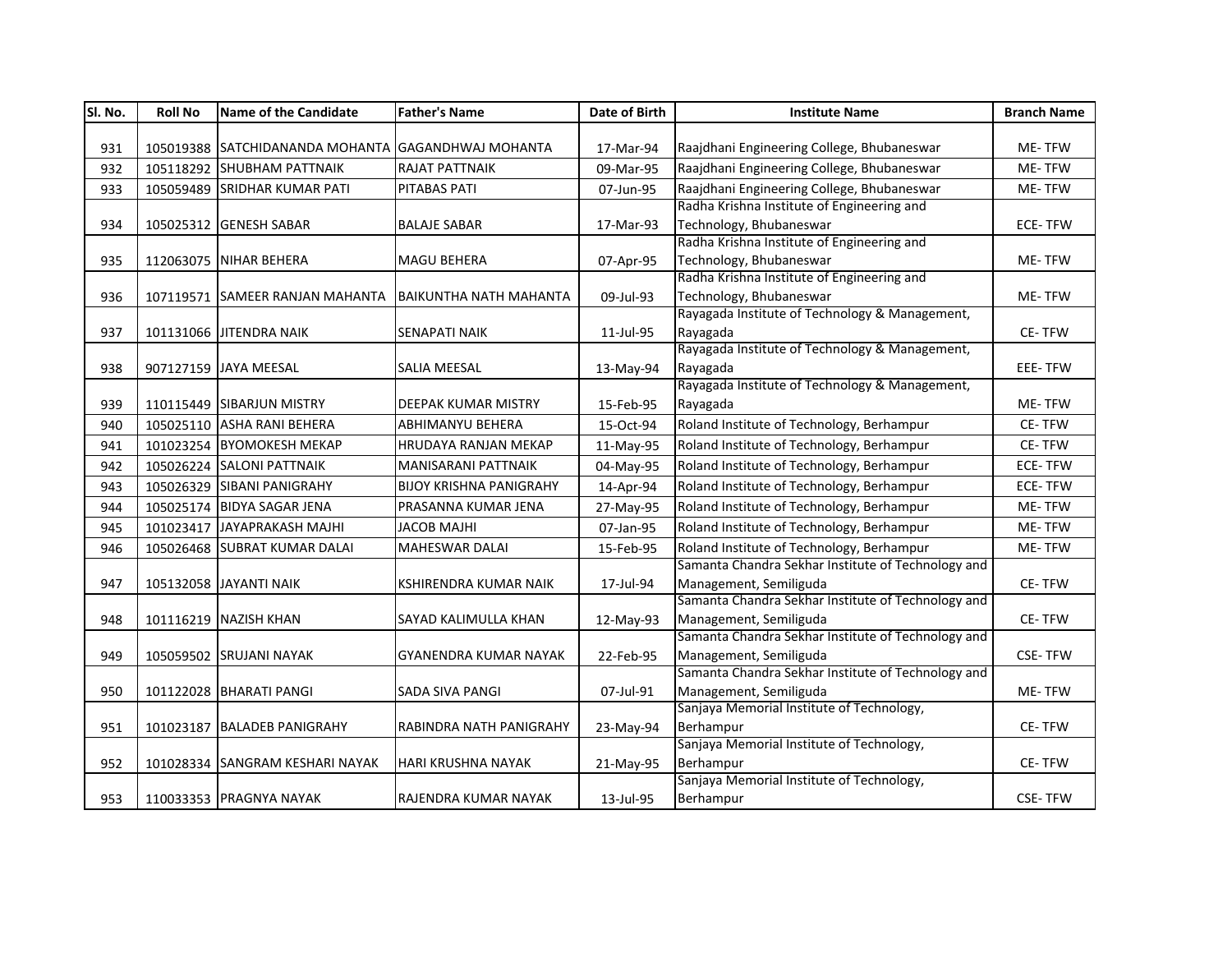| Sl. No. | Roll No | Name of the Candidate | Father's Name | Date of Birth | Institute Name | Branch Name |
|---|---|---|---|---|---|---|
| 931 | 105019388 | SATCHIDANANDA MOHANTA | GAGANDHWAJ MOHANTA | 17-Mar-94 | Raajdhani Engineering College, Bhubaneswar | ME- TFW |
| 932 | 105118292 | SHUBHAM PATTNAIK | RAJAT PATTNAIK | 09-Mar-95 | Raajdhani Engineering College, Bhubaneswar | ME- TFW |
| 933 | 105059489 | SRIDHAR KUMAR PATI | PITABAS PATI | 07-Jun-95 | Raajdhani Engineering College, Bhubaneswar | ME- TFW |
| 934 | 105025312 | GENESH SABAR | BALAJE SABAR | 17-Mar-93 | Radha Krishna Institute of Engineering and Technology, Bhubaneswar | ECE- TFW |
| 935 | 112063075 | NIHAR BEHERA | MAGU BEHERA | 07-Apr-95 | Radha Krishna Institute of Engineering and Technology, Bhubaneswar | ME- TFW |
| 936 | 107119571 | SAMEER RANJAN MAHANTA | BAIKUNTHA NATH MAHANTA | 09-Jul-93 | Radha Krishna Institute of Engineering and Technology, Bhubaneswar | ME- TFW |
| 937 | 101131066 | JITENDRA NAIK | SENAPATI NAIK | 11-Jul-95 | Rayagada Institute of Technology & Management, Rayagada | CE- TFW |
| 938 | 907127159 | JAYA MEESAL | SALIA MEESAL | 13-May-94 | Rayagada Institute of Technology & Management, Rayagada | EEE- TFW |
| 939 | 110115449 | SIBARJUN MISTRY | DEEPAK KUMAR MISTRY | 15-Feb-95 | Rayagada Institute of Technology & Management, Rayagada | ME- TFW |
| 940 | 105025110 | ASHA RANI BEHERA | ABHIMANYU BEHERA | 15-Oct-94 | Roland Institute of Technology, Berhampur | CE- TFW |
| 941 | 101023254 | BYOMOKESH MEKAP | HRUDAYA RANJAN MEKAP | 11-May-95 | Roland Institute of Technology, Berhampur | CE- TFW |
| 942 | 105026224 | SALONI PATTNAIK | MANISARANI PATTNAIK | 04-May-95 | Roland Institute of Technology, Berhampur | ECE- TFW |
| 943 | 105026329 | SIBANI PANIGRAHY | BIJOY KRISHNA PANIGRAHY | 14-Apr-94 | Roland Institute of Technology, Berhampur | ECE- TFW |
| 944 | 105025174 | BIDYA SAGAR JENA | PRASANNA KUMAR JENA | 27-May-95 | Roland Institute of Technology, Berhampur | ME- TFW |
| 945 | 101023417 | JAYAPRAKASH MAJHI | JACOB MAJHI | 07-Jan-95 | Roland Institute of Technology, Berhampur | ME- TFW |
| 946 | 105026468 | SUBRAT KUMAR DALAI | MAHESWAR DALAI | 15-Feb-95 | Roland Institute of Technology, Berhampur | ME- TFW |
| 947 | 105132058 | JAYANTI NAIK | KSHIRENDRA KUMAR NAIK | 17-Jul-94 | Samanta Chandra Sekhar Institute of Technology and Management, Semiliguda | CE- TFW |
| 948 | 101116219 | NAZISH KHAN | SAYAD KALIMULLA KHAN | 12-May-93 | Samanta Chandra Sekhar Institute of Technology and Management, Semiliguda | CE- TFW |
| 949 | 105059502 | SRUJANI NAYAK | GYANENDRA KUMAR NAYAK | 22-Feb-95 | Samanta Chandra Sekhar Institute of Technology and Management, Semiliguda | CSE- TFW |
| 950 | 101122028 | BHARATI PANGI | SADA SIVA PANGI | 07-Jul-91 | Samanta Chandra Sekhar Institute of Technology and Management, Semiliguda | ME- TFW |
| 951 | 101023187 | BALADEB PANIGRAHY | RABINDRA NATH PANIGRAHY | 23-May-94 | Sanjaya Memorial Institute of Technology, Berhampur | CE- TFW |
| 952 | 101028334 | SANGRAM KESHARI NAYAK | HARI KRUSHNA NAYAK | 21-May-95 | Sanjaya Memorial Institute of Technology, Berhampur | CE- TFW |
| 953 | 110033353 | PRAGNYA NAYAK | RAJENDRA KUMAR NAYAK | 13-Jul-95 | Sanjaya Memorial Institute of Technology, Berhampur | CSE- TFW |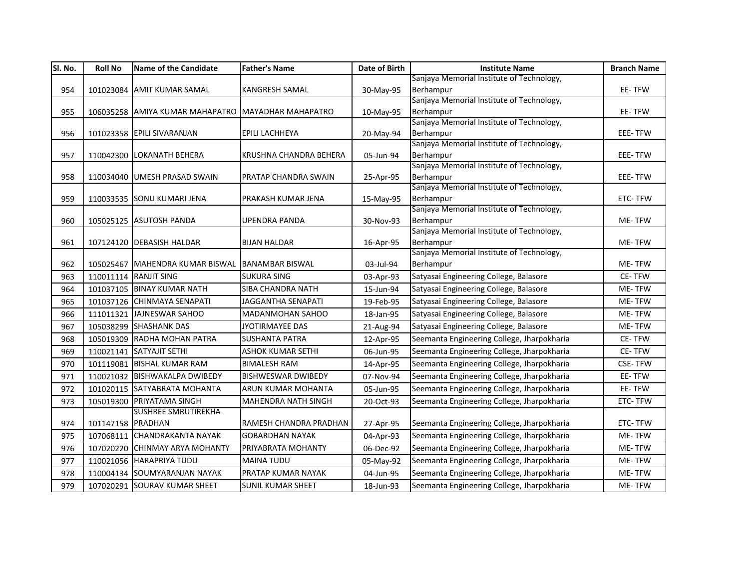| Sl. No. | Roll No | Name of the Candidate | Father's Name | Date of Birth | Institute Name | Branch Name |
|---|---|---|---|---|---|---|
| 954 | 101023084 | AMIT KUMAR SAMAL | KANGRESH SAMAL | 30-May-95 | Sanjaya Memorial Institute of Technology, Berhampur | EE- TFW |
| 955 | 106035258 | AMIYA KUMAR MAHAPATRO | MAYADHAR MAHAPATRO | 10-May-95 | Sanjaya Memorial Institute of Technology, Berhampur | EE- TFW |
| 956 | 101023358 | EPILI SIVARANJAN | EPILI LACHHEYA | 20-May-94 | Sanjaya Memorial Institute of Technology, Berhampur | EEE- TFW |
| 957 | 110042300 | LOKANATH BEHERA | KRUSHNA CHANDRA BEHERA | 05-Jun-94 | Sanjaya Memorial Institute of Technology, Berhampur | EEE- TFW |
| 958 | 110034040 | UMESH PRASAD SWAIN | PRATAP CHANDRA SWAIN | 25-Apr-95 | Sanjaya Memorial Institute of Technology, Berhampur | EEE- TFW |
| 959 | 110033535 | SONU KUMARI JENA | PRAKASH KUMAR JENA | 15-May-95 | Sanjaya Memorial Institute of Technology, Berhampur | ETC- TFW |
| 960 | 105025125 | ASUTOSH PANDA | UPENDRA PANDA | 30-Nov-93 | Sanjaya Memorial Institute of Technology, Berhampur | ME- TFW |
| 961 | 107124120 | DEBASISH HALDAR | BIJAN HALDAR | 16-Apr-95 | Sanjaya Memorial Institute of Technology, Berhampur | ME- TFW |
| 962 | 105025467 | MAHENDRA KUMAR BISWAL | BANAMBAR BISWAL | 03-Jul-94 | Sanjaya Memorial Institute of Technology, Berhampur | ME- TFW |
| 963 | 110011114 | RANJIT SING | SUKURA SING | 03-Apr-93 | Satyasai Engineering College, Balasore | CE- TFW |
| 964 | 101037105 | BINAY KUMAR NATH | SIBA CHANDRA NATH | 15-Jun-94 | Satyasai Engineering College, Balasore | ME- TFW |
| 965 | 101037126 | CHINMAYA SENAPATI | JAGGANTHA SENAPATI | 19-Feb-95 | Satyasai Engineering College, Balasore | ME- TFW |
| 966 | 111011321 | JAJNESWAR SAHOO | MADANMOHAN SAHOO | 18-Jan-95 | Satyasai Engineering College, Balasore | ME- TFW |
| 967 | 105038299 | SHASHANK DAS | JYOTIRMAYEE DAS | 21-Aug-94 | Satyasai Engineering College, Balasore | ME- TFW |
| 968 | 105019309 | RADHA MOHAN PATRA | SUSHANTA PATRA | 12-Apr-95 | Seemanta Engineering College, Jharpokharia | CE- TFW |
| 969 | 110021141 | SATYAJIT SETHI | ASHOK KUMAR SETHI | 06-Jun-95 | Seemanta Engineering College, Jharpokharia | CE- TFW |
| 970 | 101119081 | BISHAL KUMAR RAM | BIMALESH RAM | 14-Apr-95 | Seemanta Engineering College, Jharpokharia | CSE- TFW |
| 971 | 110021032 | BISHWAKALPA DWIBEDY | BISHWESWAR DWIBEDY | 07-Nov-94 | Seemanta Engineering College, Jharpokharia | EE- TFW |
| 972 | 101020115 | SATYABRATA MOHANTA | ARUN KUMAR MOHANTA | 05-Jun-95 | Seemanta Engineering College, Jharpokharia | EE- TFW |
| 973 | 105019300 | PRIYATAMA SINGH | MAHENDRA NATH SINGH | 20-Oct-93 | Seemanta Engineering College, Jharpokharia | ETC- TFW |
| 974 | 101147158 | SUSHREE SMRUTIREKHA PRADHAN | RAMESH CHANDRA PRADHAN | 27-Apr-95 | Seemanta Engineering College, Jharpokharia | ETC- TFW |
| 975 | 107068111 | CHANDRAKANTA NAYAK | GOBARDHAN NAYAK | 04-Apr-93 | Seemanta Engineering College, Jharpokharia | ME- TFW |
| 976 | 107020220 | CHINMAY ARYA MOHANTY | PRIYABRATA MOHANTY | 06-Dec-92 | Seemanta Engineering College, Jharpokharia | ME- TFW |
| 977 | 110021056 | HARAPRIYA TUDU | MAINA TUDU | 05-May-92 | Seemanta Engineering College, Jharpokharia | ME- TFW |
| 978 | 110004134 | SOUMYARANJAN NAYAK | PRATAP KUMAR NAYAK | 04-Jun-95 | Seemanta Engineering College, Jharpokharia | ME- TFW |
| 979 | 107020291 | SOURAV KUMAR SHEET | SUNIL KUMAR SHEET | 18-Jun-93 | Seemanta Engineering College, Jharpokharia | ME- TFW |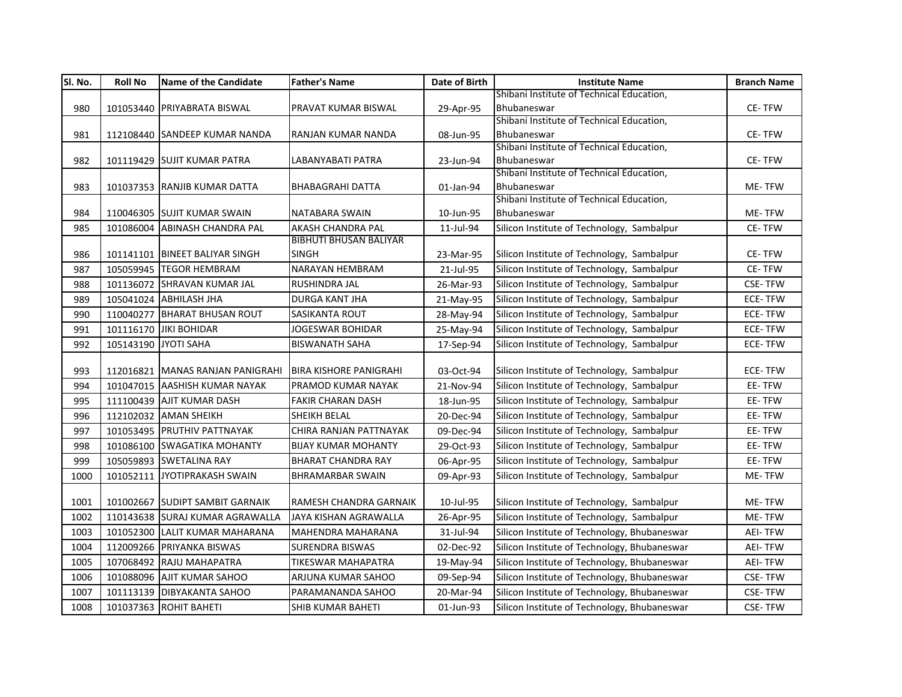| Sl. No. | Roll No | Name of the Candidate | Father's Name | Date of Birth | Institute Name | Branch Name |
|---|---|---|---|---|---|---|
| 980 | 101053440 | PRIYABRATA BISWAL | PRAVAT KUMAR BISWAL | 29-Apr-95 | Shibani Institute of Technical Education, Bhubaneswar | CE- TFW |
| 981 | 112108440 | SANDEEP KUMAR NANDA | RANJAN KUMAR NANDA | 08-Jun-95 | Shibani Institute of Technical Education, Bhubaneswar | CE- TFW |
| 982 | 101119429 | SUJIT KUMAR PATRA | LABANYABATI PATRA | 23-Jun-94 | Shibani Institute of Technical Education, Bhubaneswar | CE- TFW |
| 983 | 101037353 | RANJIB KUMAR DATTA | BHABAGRAHI DATTA | 01-Jan-94 | Shibani Institute of Technical Education, Bhubaneswar | ME- TFW |
| 984 | 110046305 | SUJIT KUMAR SWAIN | NATABARA SWAIN | 10-Jun-95 | Shibani Institute of Technical Education, Bhubaneswar | ME- TFW |
| 985 | 101086004 | ABINASH CHANDRA PAL | AKASH CHANDRA PAL | 11-Jul-94 | Silicon Institute of Technology, Sambalpur | CE- TFW |
| 986 | 101141101 | BINEET BALIYAR SINGH | BIBHUTI BHUSAN BALIYAR SINGH | 23-Mar-95 | Silicon Institute of Technology, Sambalpur | CE- TFW |
| 987 | 105059945 | TEGOR HEMBRAM | NARAYAN HEMBRAM | 21-Jul-95 | Silicon Institute of Technology, Sambalpur | CE- TFW |
| 988 | 101136072 | SHRAVAN KUMAR JAL | RUSHINDRA JAL | 26-Mar-93 | Silicon Institute of Technology, Sambalpur | CSE- TFW |
| 989 | 105041024 | ABHILASH JHA | DURGA KANT JHA | 21-May-95 | Silicon Institute of Technology, Sambalpur | ECE- TFW |
| 990 | 110040277 | BHARAT BHUSAN ROUT | SASIKANTA ROUT | 28-May-94 | Silicon Institute of Technology, Sambalpur | ECE- TFW |
| 991 | 101116170 | JIKI BOHIDAR | JOGESWAR BOHIDAR | 25-May-94 | Silicon Institute of Technology, Sambalpur | ECE- TFW |
| 992 | 105143190 | JYOTI SAHA | BISWANATH SAHA | 17-Sep-94 | Silicon Institute of Technology, Sambalpur | ECE- TFW |
| 993 | 112016821 | MANAS RANJAN PANIGRAHI | BIRA KISHORE PANIGRAHI | 03-Oct-94 | Silicon Institute of Technology, Sambalpur | ECE- TFW |
| 994 | 101047015 | AASHISH KUMAR NAYAK | PRAMOD KUMAR NAYAK | 21-Nov-94 | Silicon Institute of Technology, Sambalpur | EE- TFW |
| 995 | 111100439 | AJIT KUMAR DASH | FAKIR CHARAN DASH | 18-Jun-95 | Silicon Institute of Technology, Sambalpur | EE- TFW |
| 996 | 112102032 | AMAN SHEIKH | SHEIKH BELAL | 20-Dec-94 | Silicon Institute of Technology, Sambalpur | EE- TFW |
| 997 | 101053495 | PRUTHIV PATTNAYAK | CHIRA RANJAN PATTNAYAK | 09-Dec-94 | Silicon Institute of Technology, Sambalpur | EE- TFW |
| 998 | 101086100 | SWAGATIKA MOHANTY | BIJAY KUMAR MOHANTY | 29-Oct-93 | Silicon Institute of Technology, Sambalpur | EE- TFW |
| 999 | 105059893 | SWETALINA RAY | BHARAT CHANDRA RAY | 06-Apr-95 | Silicon Institute of Technology, Sambalpur | EE- TFW |
| 1000 | 101052111 | JYOTIPRAKASH SWAIN | BHRAMARBAR SWAIN | 09-Apr-93 | Silicon Institute of Technology, Sambalpur | ME- TFW |
| 1001 | 101002667 | SUDIPT SAMBIT GARNAIK | RAMESH CHANDRA GARNAIK | 10-Jul-95 | Silicon Institute of Technology, Sambalpur | ME- TFW |
| 1002 | 110143638 | SURAJ KUMAR AGRAWALLA | JAYA KISHAN AGRAWALLA | 26-Apr-95 | Silicon Institute of Technology, Sambalpur | ME- TFW |
| 1003 | 101052300 | LALIT KUMAR MAHARANA | MAHENDRA MAHARANA | 31-Jul-94 | Silicon Institute of Technology, Bhubaneswar | AEI- TFW |
| 1004 | 112009266 | PRIYANKA BISWAS | SURENDRA BISWAS | 02-Dec-92 | Silicon Institute of Technology, Bhubaneswar | AEI- TFW |
| 1005 | 107068492 | RAJU MAHAPATRA | TIKESWAR MAHAPATRA | 19-May-94 | Silicon Institute of Technology, Bhubaneswar | AEI- TFW |
| 1006 | 101088096 | AJIT KUMAR SAHOO | ARJUNA KUMAR SAHOO | 09-Sep-94 | Silicon Institute of Technology, Bhubaneswar | CSE- TFW |
| 1007 | 101113139 | DIBYAKANTA SAHOO | PARAMANANDA SAHOO | 20-Mar-94 | Silicon Institute of Technology, Bhubaneswar | CSE- TFW |
| 1008 | 101037363 | ROHIT BAHETI | SHIB KUMAR BAHETI | 01-Jun-93 | Silicon Institute of Technology, Bhubaneswar | CSE- TFW |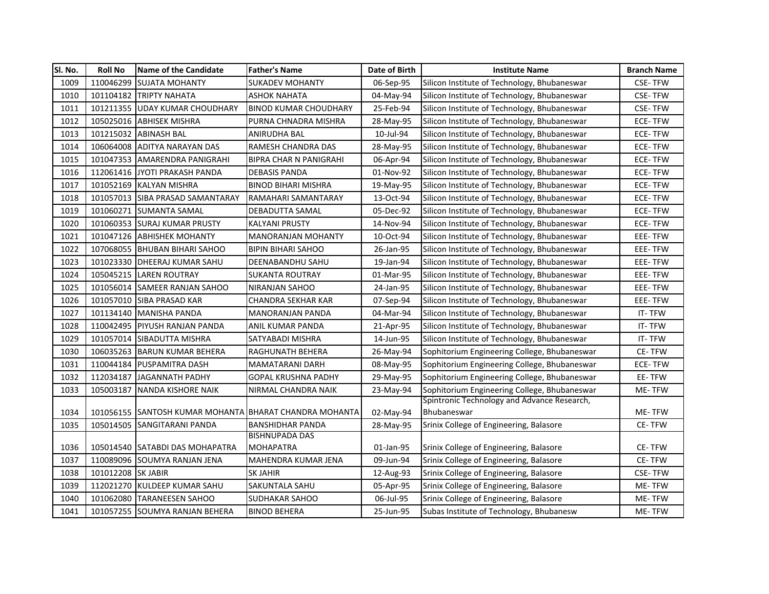| Sl. No. | Roll No | Name of the Candidate | Father's Name | Date of Birth | Institute Name | Branch Name |
|---|---|---|---|---|---|---|
| 1009 | 110046299 | SUJATA MOHANTY | SUKADEV MOHANTY | 06-Sep-95 | Silicon Institute of Technology, Bhubaneswar | CSE- TFW |
| 1010 | 101104182 | TRIPTY NAHATA | ASHOK NAHATA | 04-May-94 | Silicon Institute of Technology, Bhubaneswar | CSE- TFW |
| 1011 | 101211355 | UDAY KUMAR CHOUDHARY | BINOD KUMAR CHOUDHARY | 25-Feb-94 | Silicon Institute of Technology, Bhubaneswar | CSE- TFW |
| 1012 | 105025016 | ABHISEK MISHRA | PURNA CHNADRA MISHRA | 28-May-95 | Silicon Institute of Technology, Bhubaneswar | ECE- TFW |
| 1013 | 101215032 | ABINASH BAL | ANIRUDHA BAL | 10-Jul-94 | Silicon Institute of Technology, Bhubaneswar | ECE- TFW |
| 1014 | 106064008 | ADITYA NARAYAN DAS | RAMESH CHANDRA DAS | 28-May-95 | Silicon Institute of Technology, Bhubaneswar | ECE- TFW |
| 1015 | 101047353 | AMARENDRA PANIGRAHI | BIPRA CHAR N PANIGRAHI | 06-Apr-94 | Silicon Institute of Technology, Bhubaneswar | ECE- TFW |
| 1016 | 112061416 | JYOTI PRAKASH PANDA | DEBASIS PANDA | 01-Nov-92 | Silicon Institute of Technology, Bhubaneswar | ECE- TFW |
| 1017 | 101052169 | KALYAN MISHRA | BINOD BIHARI MISHRA | 19-May-95 | Silicon Institute of Technology, Bhubaneswar | ECE- TFW |
| 1018 | 101057013 | SIBA PRASAD SAMANTARAY | RAMAHARI SAMANTARAY | 13-Oct-94 | Silicon Institute of Technology, Bhubaneswar | ECE- TFW |
| 1019 | 101060271 | SUMANTA SAMAL | DEBADUTTA SAMAL | 05-Dec-92 | Silicon Institute of Technology, Bhubaneswar | ECE- TFW |
| 1020 | 101060353 | SURAJ KUMAR PRUSTY | KALYANI PRUSTY | 14-Nov-94 | Silicon Institute of Technology, Bhubaneswar | ECE- TFW |
| 1021 | 101047126 | ABHISHEK MOHANTY | MANORANJAN MOHANTY | 10-Oct-94 | Silicon Institute of Technology, Bhubaneswar | EEE- TFW |
| 1022 | 107068055 | BHUBAN BIHARI SAHOO | BIPIN BIHARI SAHOO | 26-Jan-95 | Silicon Institute of Technology, Bhubaneswar | EEE- TFW |
| 1023 | 101023330 | DHEERAJ KUMAR SAHU | DEENABANDHU SAHU | 19-Jan-94 | Silicon Institute of Technology, Bhubaneswar | EEE- TFW |
| 1024 | 105045215 | LAREN ROUTRAY | SUKANTA ROUTRAY | 01-Mar-95 | Silicon Institute of Technology, Bhubaneswar | EEE- TFW |
| 1025 | 101056014 | SAMEER RANJAN SAHOO | NIRANJAN SAHOO | 24-Jan-95 | Silicon Institute of Technology, Bhubaneswar | EEE- TFW |
| 1026 | 101057010 | SIBA PRASAD KAR | CHANDRA SEKHAR KAR | 07-Sep-94 | Silicon Institute of Technology, Bhubaneswar | EEE- TFW |
| 1027 | 101134140 | MANISHA PANDA | MANORANJAN PANDA | 04-Mar-94 | Silicon Institute of Technology, Bhubaneswar | IT- TFW |
| 1028 | 110042495 | PIYUSH RANJAN PANDA | ANIL KUMAR PANDA | 21-Apr-95 | Silicon Institute of Technology, Bhubaneswar | IT- TFW |
| 1029 | 101057014 | SIBADUTTA MISHRA | SATYABADI MISHRA | 14-Jun-95 | Silicon Institute of Technology, Bhubaneswar | IT- TFW |
| 1030 | 106035263 | BARUN KUMAR BEHERA | RAGHUNATH BEHERA | 26-May-94 | Sophitorium Engineering College, Bhubaneswar | CE- TFW |
| 1031 | 110044184 | PUSPAMITRA DASH | MAMATARANI DARH | 08-May-95 | Sophitorium Engineering College, Bhubaneswar | ECE- TFW |
| 1032 | 112034187 | JAGANNATH PADHY | GOPAL KRUSHNA PADHY | 29-May-95 | Sophitorium Engineering College, Bhubaneswar | EE- TFW |
| 1033 | 105003187 | NANDA KISHORE NAIK | NIRMAL CHANDRA NAIK | 23-May-94 | Sophitorium Engineering College, Bhubaneswar | ME- TFW |
| 1034 | 101056155 | SANTOSH KUMAR MOHANTA | BHARAT CHANDRA MOHANTA | 02-May-94 | Spintronic Technology and Advance Research, Bhubaneswar | ME- TFW |
| 1035 | 105014505 | SANGITARANI PANDA | BANSHIDHAR PANDA | 28-May-95 | Srinix College of Engineering, Balasore | CE- TFW |
| 1036 | 105014540 | SATABDI DAS MOHAPATRA | BISHNUPADA DAS MOHAPATRA | 01-Jan-95 | Srinix College of Engineering, Balasore | CE- TFW |
| 1037 | 110089096 | SOUMYA RANJAN JENA | MAHENDRA KUMAR JENA | 09-Jun-94 | Srinix College of Engineering, Balasore | CE- TFW |
| 1038 | 101012208 | SK JABIR | SK JAHIR | 12-Aug-93 | Srinix College of Engineering, Balasore | CSE- TFW |
| 1039 | 112021270 | KULDEEP KUMAR SAHU | SAKUNTALA SAHU | 05-Apr-95 | Srinix College of Engineering, Balasore | ME- TFW |
| 1040 | 101062080 | TARANEESEN SAHOO | SUDHAKAR SAHOO | 06-Jul-95 | Srinix College of Engineering, Balasore | ME- TFW |
| 1041 | 101057255 | SOUMYA RANJAN BEHERA | BINOD BEHERA | 25-Jun-95 | Subas Institute of Technology, Bhubanesw | ME- TFW |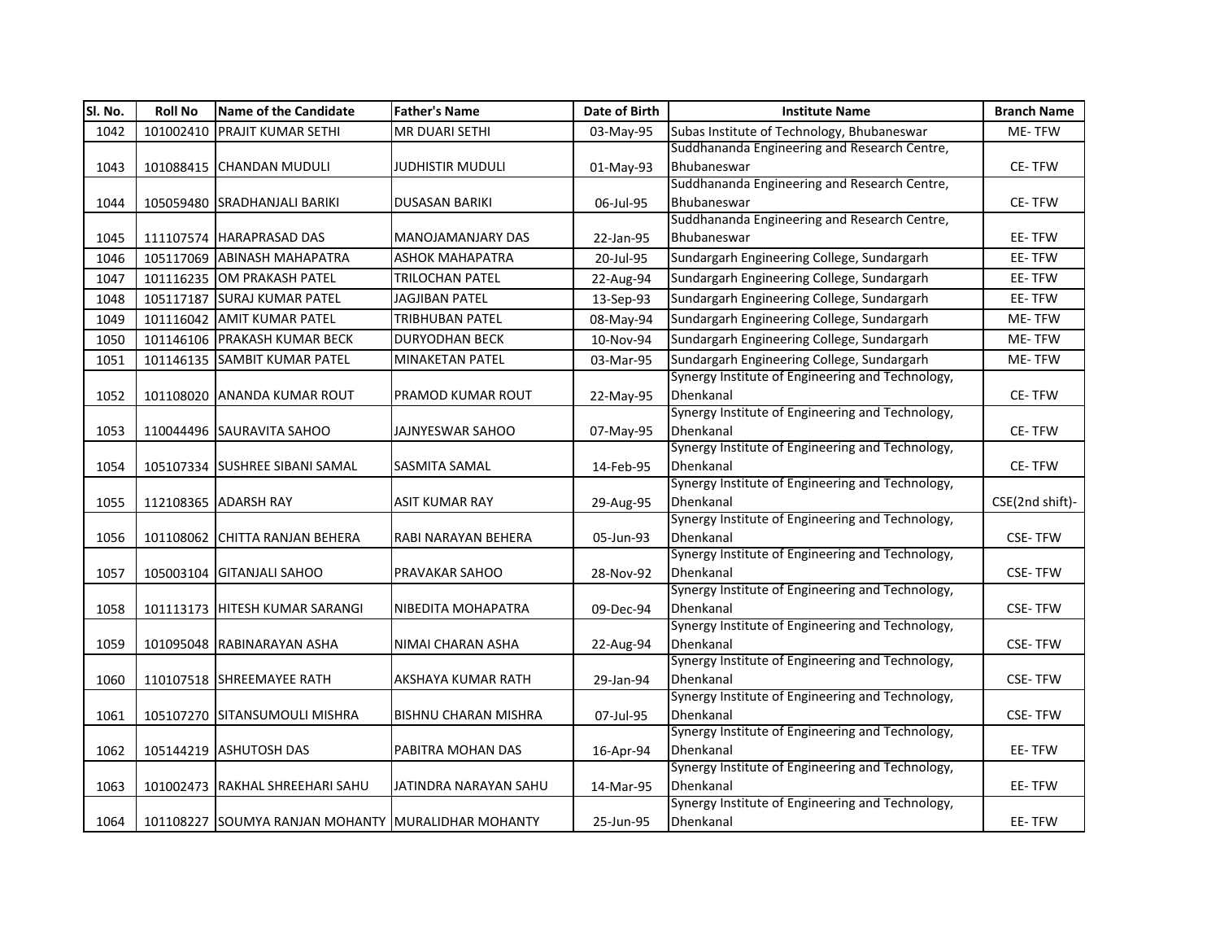| Sl. No. | Roll No | Name of the Candidate | Father's Name | Date of Birth | Institute Name | Branch Name |
|---|---|---|---|---|---|---|
| 1042 | 101002410 | PRAJIT KUMAR SETHI | MR DUARI SETHI | 03-May-95 | Subas Institute of Technology, Bhubaneswar | ME- TFW |
| 1043 | 101088415 | CHANDAN MUDULI | JUDHISTIR MUDULI | 01-May-93 | Suddhananda Engineering and Research Centre, Bhubaneswar | CE- TFW |
| 1044 | 105059480 | SRADHANJALI BARIKI | DUSASAN BARIKI | 06-Jul-95 | Suddhananda Engineering and Research Centre, Bhubaneswar | CE- TFW |
| 1045 | 111107574 | HARAPRASAD DAS | MANOJAMANJARY DAS | 22-Jan-95 | Suddhananda Engineering and Research Centre, Bhubaneswar | EE- TFW |
| 1046 | 105117069 | ABINASH MAHAPATRA | ASHOK MAHAPATRA | 20-Jul-95 | Sundargarh Engineering College, Sundargarh | EE- TFW |
| 1047 | 101116235 | OM PRAKASH PATEL | TRILOCHAN PATEL | 22-Aug-94 | Sundargarh Engineering College, Sundargarh | EE- TFW |
| 1048 | 105117187 | SURAJ KUMAR PATEL | JAGJIBAN PATEL | 13-Sep-93 | Sundargarh Engineering College, Sundargarh | EE- TFW |
| 1049 | 101116042 | AMIT KUMAR PATEL | TRIBHUBAN PATEL | 08-May-94 | Sundargarh Engineering College, Sundargarh | ME- TFW |
| 1050 | 101146106 | PRAKASH KUMAR BECK | DURYODHAN BECK | 10-Nov-94 | Sundargarh Engineering College, Sundargarh | ME- TFW |
| 1051 | 101146135 | SAMBIT KUMAR PATEL | MINAKETAN PATEL | 03-Mar-95 | Sundargarh Engineering College, Sundargarh | ME- TFW |
| 1052 | 101108020 | ANANDA KUMAR ROUT | PRAMOD KUMAR ROUT | 22-May-95 | Synergy Institute of Engineering and Technology, Dhenkanal | CE- TFW |
| 1053 | 110044496 | SAURAVITA SAHOO | JAJNYESWAR SAHOO | 07-May-95 | Synergy Institute of Engineering and Technology, Dhenkanal | CE- TFW |
| 1054 | 105107334 | SUSHREE SIBANI SAMAL | SASMITA SAMAL | 14-Feb-95 | Synergy Institute of Engineering and Technology, Dhenkanal | CE- TFW |
| 1055 | 112108365 | ADARSH RAY | ASIT KUMAR RAY | 29-Aug-95 | Synergy Institute of Engineering and Technology, Dhenkanal | CSE(2nd shift)- |
| 1056 | 101108062 | CHITTA RANJAN BEHERA | RABI NARAYAN BEHERA | 05-Jun-93 | Synergy Institute of Engineering and Technology, Dhenkanal | CSE- TFW |
| 1057 | 105003104 | GITANJALI SAHOO | PRAVAKAR SAHOO | 28-Nov-92 | Synergy Institute of Engineering and Technology, Dhenkanal | CSE- TFW |
| 1058 | 101113173 | HITESH KUMAR SARANGI | NIBEDITA MOHAPATRA | 09-Dec-94 | Synergy Institute of Engineering and Technology, Dhenkanal | CSE- TFW |
| 1059 | 101095048 | RABINARAYAN ASHA | NIMAI CHARAN ASHA | 22-Aug-94 | Synergy Institute of Engineering and Technology, Dhenkanal | CSE- TFW |
| 1060 | 110107518 | SHREEMAYEE RATH | AKSHAYA KUMAR RATH | 29-Jan-94 | Synergy Institute of Engineering and Technology, Dhenkanal | CSE- TFW |
| 1061 | 105107270 | SITANSUMOULI MISHRA | BISHNU CHARAN MISHRA | 07-Jul-95 | Synergy Institute of Engineering and Technology, Dhenkanal | CSE- TFW |
| 1062 | 105144219 | ASHUTOSH DAS | PABITRA MOHAN DAS | 16-Apr-94 | Synergy Institute of Engineering and Technology, Dhenkanal | EE- TFW |
| 1063 | 101002473 | RAKHAL SHREEHARI SAHU | JATINDRA NARAYAN SAHU | 14-Mar-95 | Synergy Institute of Engineering and Technology, Dhenkanal | EE- TFW |
| 1064 | 101108227 | SOUMYA RANJAN MOHANTY | MURALIDHAR MOHANTY | 25-Jun-95 | Synergy Institute of Engineering and Technology, Dhenkanal | EE- TFW |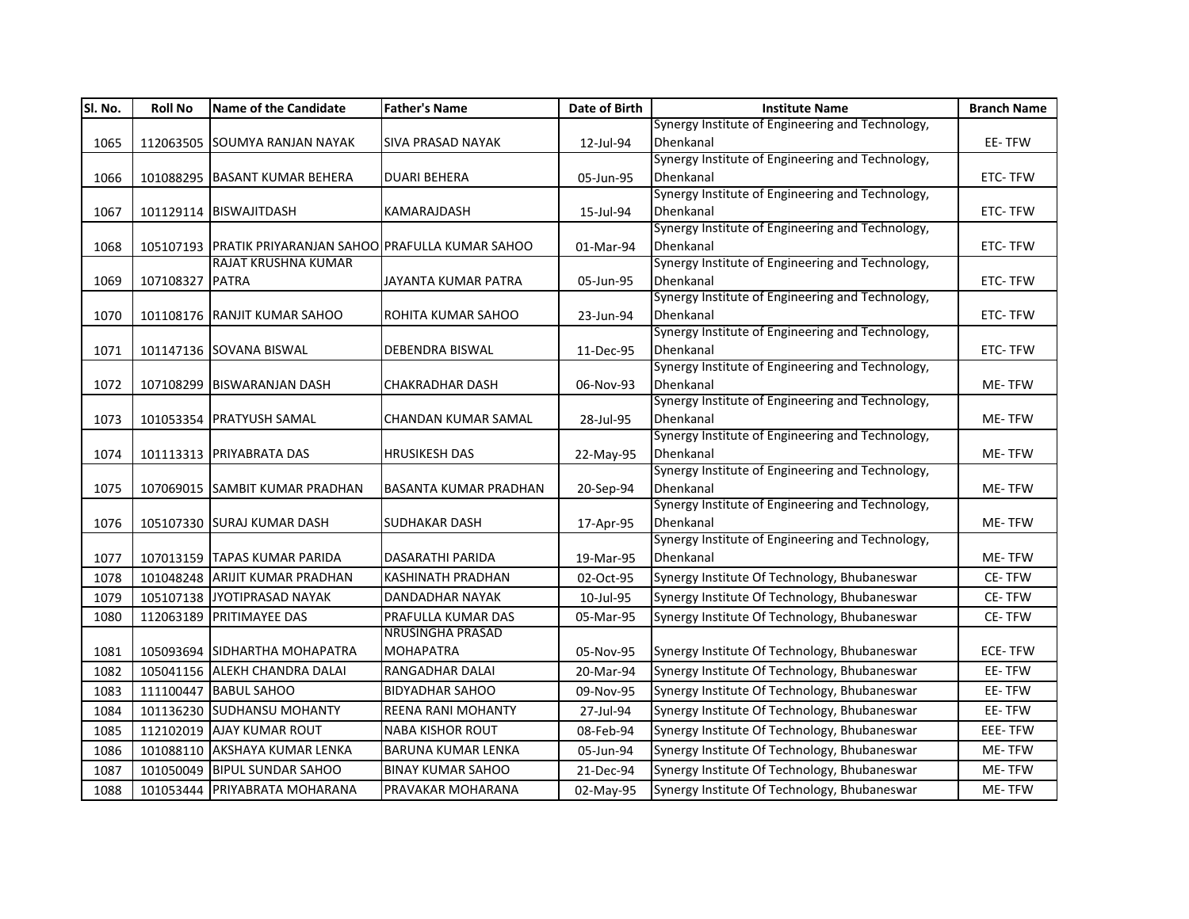| Sl. No. | Roll No | Name of the Candidate | Father's Name | Date of Birth | Institute Name | Branch Name |
|---|---|---|---|---|---|---|
| 1065 | 112063505 | SOUMYA RANJAN NAYAK | SIVA PRASAD NAYAK | 12-Jul-94 | Synergy Institute of Engineering and Technology, Dhenkanal | EE- TFW |
| 1066 | 101088295 | BASANT KUMAR BEHERA | DUARI BEHERA | 05-Jun-95 | Synergy Institute of Engineering and Technology, Dhenkanal | ETC- TFW |
| 1067 | 101129114 | BISWAJITDASH | KAMARAJDASH | 15-Jul-94 | Synergy Institute of Engineering and Technology, Dhenkanal | ETC- TFW |
| 1068 | 105107193 | PRATIK PRIYARANJAN SAHOO | PRAFULLA KUMAR SAHOO | 01-Mar-94 | Synergy Institute of Engineering and Technology, Dhenkanal | ETC- TFW |
| 1069 | 107108327 | RAJAT KRUSHNA KUMAR PATRA | JAYANTA KUMAR PATRA | 05-Jun-95 | Synergy Institute of Engineering and Technology, Dhenkanal | ETC- TFW |
| 1070 | 101108176 | RANJIT KUMAR SAHOO | ROHITA KUMAR SAHOO | 23-Jun-94 | Synergy Institute of Engineering and Technology, Dhenkanal | ETC- TFW |
| 1071 | 101147136 | SOVANA BISWAL | DEBENDRA BISWAL | 11-Dec-95 | Synergy Institute of Engineering and Technology, Dhenkanal | ETC- TFW |
| 1072 | 107108299 | BISWARANJAN DASH | CHAKRADHAR DASH | 06-Nov-93 | Synergy Institute of Engineering and Technology, Dhenkanal | ME- TFW |
| 1073 | 101053354 | PRATYUSH SAMAL | CHANDAN KUMAR SAMAL | 28-Jul-95 | Synergy Institute of Engineering and Technology, Dhenkanal | ME- TFW |
| 1074 | 101113313 | PRIYABRATA DAS | HRUSIKESH DAS | 22-May-95 | Synergy Institute of Engineering and Technology, Dhenkanal | ME- TFW |
| 1075 | 107069015 | SAMBIT KUMAR PRADHAN | BASANTA KUMAR PRADHAN | 20-Sep-94 | Synergy Institute of Engineering and Technology, Dhenkanal | ME- TFW |
| 1076 | 105107330 | SURAJ KUMAR DASH | SUDHAKAR DASH | 17-Apr-95 | Synergy Institute of Engineering and Technology, Dhenkanal | ME- TFW |
| 1077 | 107013159 | TAPAS KUMAR PARIDA | DASARATHI PARIDA | 19-Mar-95 | Synergy Institute of Engineering and Technology, Dhenkanal | ME- TFW |
| 1078 | 101048248 | ARIJIT KUMAR PRADHAN | KASHINATH PRADHAN | 02-Oct-95 | Synergy Institute Of Technology, Bhubaneswar | CE- TFW |
| 1079 | 105107138 | JYOTIPRASAD NAYAK | DANDADHAR NAYAK | 10-Jul-95 | Synergy Institute Of Technology, Bhubaneswar | CE- TFW |
| 1080 | 112063189 | PRITIMAYEE DAS | PRAFULLA KUMAR DAS | 05-Mar-95 | Synergy Institute Of Technology, Bhubaneswar | CE- TFW |
| 1081 | 105093694 | SIDHARTHA MOHAPATRA | NRUSINGHA PRASAD MOHAPATRA | 05-Nov-95 | Synergy Institute Of Technology, Bhubaneswar | ECE- TFW |
| 1082 | 105041156 | ALEKH CHANDRA DALAI | RANGADHAR DALAI | 20-Mar-94 | Synergy Institute Of Technology, Bhubaneswar | EE- TFW |
| 1083 | 111100447 | BABUL SAHOO | BIDYADHAR SAHOO | 09-Nov-95 | Synergy Institute Of Technology, Bhubaneswar | EE- TFW |
| 1084 | 101136230 | SUDHANSU MOHANTY | REENA RANI MOHANTY | 27-Jul-94 | Synergy Institute Of Technology, Bhubaneswar | EE- TFW |
| 1085 | 112102019 | AJAY KUMAR ROUT | NABA KISHOR ROUT | 08-Feb-94 | Synergy Institute Of Technology, Bhubaneswar | EEE- TFW |
| 1086 | 101088110 | AKSHAYA KUMAR LENKA | BARUNA KUMAR LENKA | 05-Jun-94 | Synergy Institute Of Technology, Bhubaneswar | ME- TFW |
| 1087 | 101050049 | BIPUL SUNDAR SAHOO | BINAY KUMAR SAHOO | 21-Dec-94 | Synergy Institute Of Technology, Bhubaneswar | ME- TFW |
| 1088 | 101053444 | PRIYABRATA MOHARANA | PRAVAKAR MOHARANA | 02-May-95 | Synergy Institute Of Technology, Bhubaneswar | ME- TFW |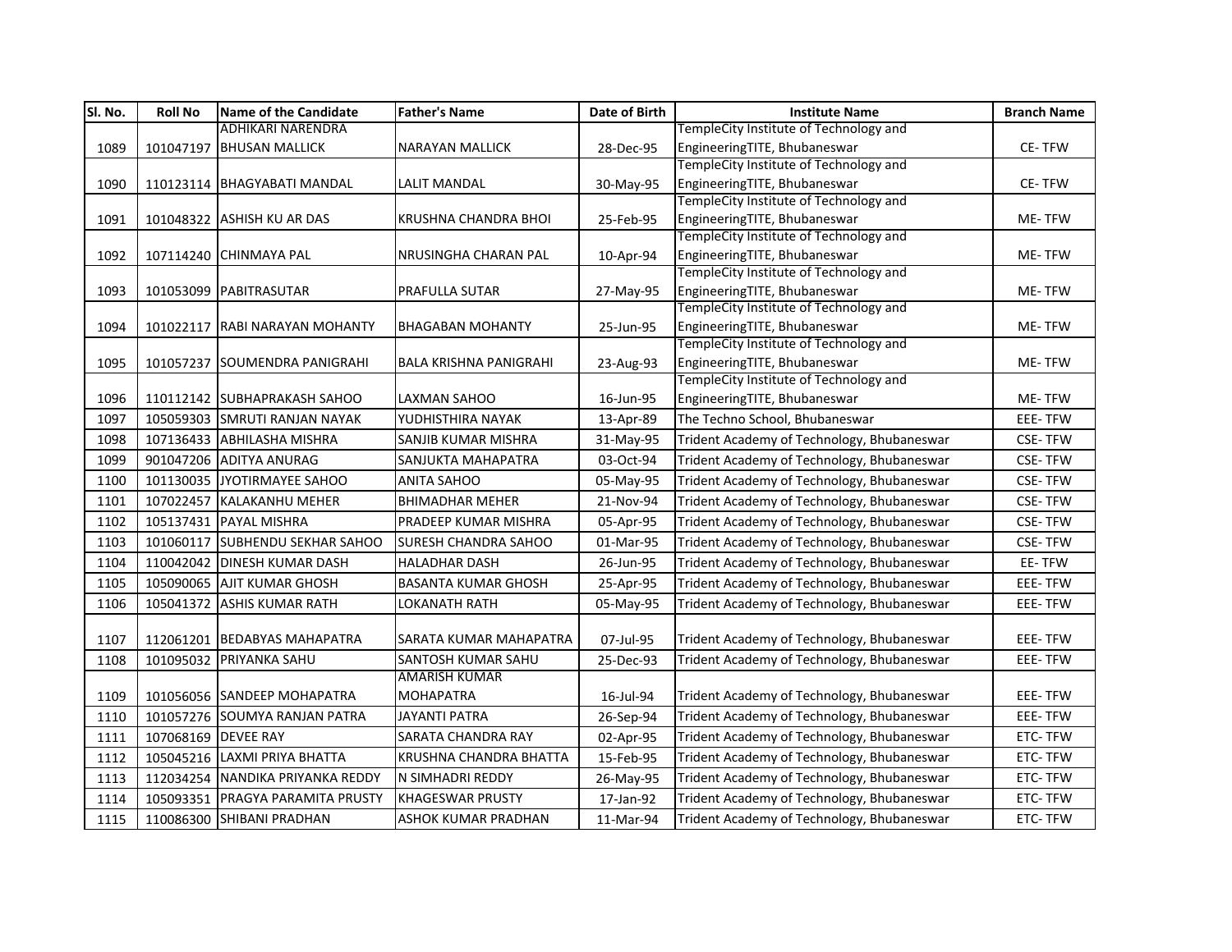| Sl. No. | Roll No | Name of the Candidate | Father's Name | Date of Birth | Institute Name | Branch Name |
|---|---|---|---|---|---|---|
| 1089 | 101047197 | ADHIKARI NARENDRA BHUSAN MALLICK | NARAYAN MALLICK | 28-Dec-95 | TempleCity Institute of Technology and EngineeringTITE, Bhubaneswar | CE- TFW |
| 1090 | 110123114 | BHAGYABATI MANDAL | LALIT MANDAL | 30-May-95 | TempleCity Institute of Technology and EngineeringTITE, Bhubaneswar | CE- TFW |
| 1091 | 101048322 | ASHISH KU AR DAS | KRUSHNA CHANDRA BHOI | 25-Feb-95 | TempleCity Institute of Technology and EngineeringTITE, Bhubaneswar | ME- TFW |
| 1092 | 107114240 | CHINMAYA PAL | NRUSINGHA CHARAN PAL | 10-Apr-94 | TempleCity Institute of Technology and EngineeringTITE, Bhubaneswar | ME- TFW |
| 1093 | 101053099 | PABITRASUTAR | PRAFULLA SUTAR | 27-May-95 | TempleCity Institute of Technology and EngineeringTITE, Bhubaneswar | ME- TFW |
| 1094 | 101022117 | RABI NARAYAN MOHANTY | BHAGABAN MOHANTY | 25-Jun-95 | TempleCity Institute of Technology and EngineeringTITE, Bhubaneswar | ME- TFW |
| 1095 | 101057237 | SOUMENDRA PANIGRAHI | BALA KRISHNA PANIGRAHI | 23-Aug-93 | TempleCity Institute of Technology and EngineeringTITE, Bhubaneswar | ME- TFW |
| 1096 | 110112142 | SUBHAPRAKASH SAHOO | LAXMAN SAHOO | 16-Jun-95 | TempleCity Institute of Technology and EngineeringTITE, Bhubaneswar | ME- TFW |
| 1097 | 105059303 | SMRUTI RANJAN NAYAK | YUDHISTHIRA NAYAK | 13-Apr-89 | The Techno School, Bhubaneswar | EEE- TFW |
| 1098 | 107136433 | ABHILASHA MISHRA | SANJIB KUMAR MISHRA | 31-May-95 | Trident Academy of Technology, Bhubaneswar | CSE- TFW |
| 1099 | 901047206 | ADITYA ANURAG | SANJUKTA MAHAPATRA | 03-Oct-94 | Trident Academy of Technology, Bhubaneswar | CSE- TFW |
| 1100 | 101130035 | JYOTIRMAYEE SAHOO | ANITA SAHOO | 05-May-95 | Trident Academy of Technology, Bhubaneswar | CSE- TFW |
| 1101 | 107022457 | KALAKANHU MEHER | BHIMADHAR MEHER | 21-Nov-94 | Trident Academy of Technology, Bhubaneswar | CSE- TFW |
| 1102 | 105137431 | PAYAL MISHRA | PRADEEP KUMAR MISHRA | 05-Apr-95 | Trident Academy of Technology, Bhubaneswar | CSE- TFW |
| 1103 | 101060117 | SUBHENDU SEKHAR SAHOO | SURESH CHANDRA SAHOO | 01-Mar-95 | Trident Academy of Technology, Bhubaneswar | CSE- TFW |
| 1104 | 110042042 | DINESH KUMAR DASH | HALADHAR DASH | 26-Jun-95 | Trident Academy of Technology, Bhubaneswar | EE- TFW |
| 1105 | 105090065 | AJIT KUMAR GHOSH | BASANTA KUMAR GHOSH | 25-Apr-95 | Trident Academy of Technology, Bhubaneswar | EEE- TFW |
| 1106 | 105041372 | ASHIS KUMAR RATH | LOKANATH RATH | 05-May-95 | Trident Academy of Technology, Bhubaneswar | EEE- TFW |
| 1107 | 112061201 | BEDABYAS MAHAPATRA | SARATA KUMAR MAHAPATRA | 07-Jul-95 | Trident Academy of Technology, Bhubaneswar | EEE- TFW |
| 1108 | 101095032 | PRIYANKA SAHU | SANTOSH KUMAR SAHU | 25-Dec-93 | Trident Academy of Technology, Bhubaneswar | EEE- TFW |
| 1109 | 101056056 | SANDEEP MOHAPATRA | AMARISH KUMAR MOHAPATRA | 16-Jul-94 | Trident Academy of Technology, Bhubaneswar | EEE- TFW |
| 1110 | 101057276 | SOUMYA RANJAN PATRA | JAYANTI PATRA | 26-Sep-94 | Trident Academy of Technology, Bhubaneswar | EEE- TFW |
| 1111 | 107068169 | DEVEE RAY | SARATA CHANDRA RAY | 02-Apr-95 | Trident Academy of Technology, Bhubaneswar | ETC- TFW |
| 1112 | 105045216 | LAXMI PRIYA BHATTA | KRUSHNA CHANDRA BHATTA | 15-Feb-95 | Trident Academy of Technology, Bhubaneswar | ETC- TFW |
| 1113 | 112034254 | NANDIKA PRIYANKA REDDY | N SIMHADRI REDDY | 26-May-95 | Trident Academy of Technology, Bhubaneswar | ETC- TFW |
| 1114 | 105093351 | PRAGYA PARAMITA PRUSTY | KHAGESWAR PRUSTY | 17-Jan-92 | Trident Academy of Technology, Bhubaneswar | ETC- TFW |
| 1115 | 110086300 | SHIBANI PRADHAN | ASHOK KUMAR PRADHAN | 11-Mar-94 | Trident Academy of Technology, Bhubaneswar | ETC- TFW |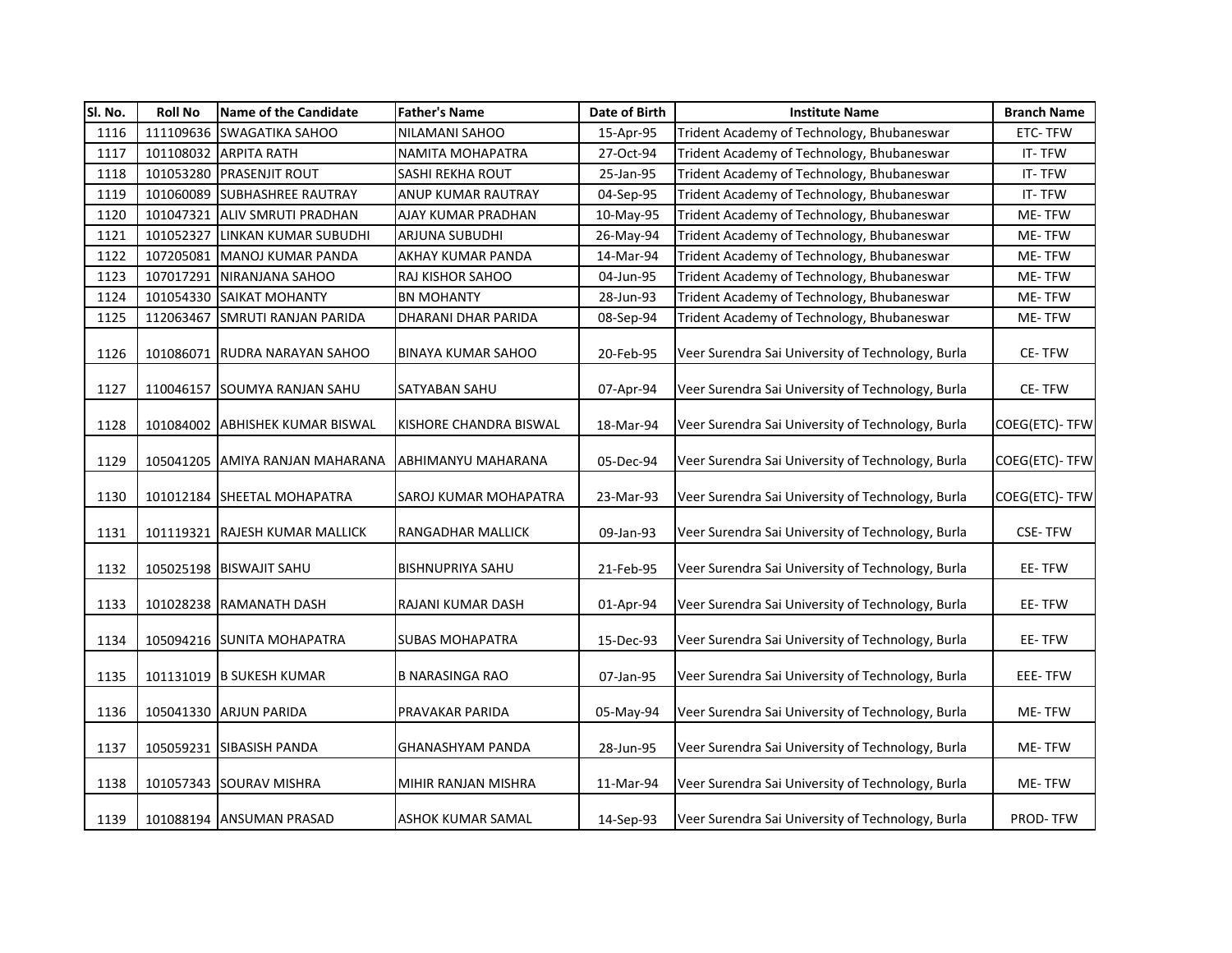| Sl. No. | Roll No | Name of the Candidate | Father's Name | Date of Birth | Institute Name | Branch Name |
|---|---|---|---|---|---|---|
| 1116 | 111109636 | SWAGATIKA SAHOO | NILAMANI SAHOO | 15-Apr-95 | Trident Academy of Technology, Bhubaneswar | ETC- TFW |
| 1117 | 101108032 | ARPITA RATH | NAMITA MOHAPATRA | 27-Oct-94 | Trident Academy of Technology, Bhubaneswar | IT- TFW |
| 1118 | 101053280 | PRASENJIT ROUT | SASHI REKHA ROUT | 25-Jan-95 | Trident Academy of Technology, Bhubaneswar | IT- TFW |
| 1119 | 101060089 | SUBHASHREE RAUTRAY | ANUP KUMAR RAUTRAY | 04-Sep-95 | Trident Academy of Technology, Bhubaneswar | IT- TFW |
| 1120 | 101047321 | ALIV SMRUTI PRADHAN | AJAY KUMAR PRADHAN | 10-May-95 | Trident Academy of Technology, Bhubaneswar | ME- TFW |
| 1121 | 101052327 | LINKAN KUMAR SUBUDHI | ARJUNA SUBUDHI | 26-May-94 | Trident Academy of Technology, Bhubaneswar | ME- TFW |
| 1122 | 107205081 | MANOJ KUMAR PANDA | AKHAY KUMAR PANDA | 14-Mar-94 | Trident Academy of Technology, Bhubaneswar | ME- TFW |
| 1123 | 107017291 | NIRANJANA SAHOO | RAJ KISHOR SAHOO | 04-Jun-95 | Trident Academy of Technology, Bhubaneswar | ME- TFW |
| 1124 | 101054330 | SAIKAT MOHANTY | BN MOHANTY | 28-Jun-93 | Trident Academy of Technology, Bhubaneswar | ME- TFW |
| 1125 | 112063467 | SMRUTI RANJAN PARIDA | DHARANI DHAR PARIDA | 08-Sep-94 | Trident Academy of Technology, Bhubaneswar | ME- TFW |
| 1126 | 101086071 | RUDRA NARAYAN SAHOO | BINAYA KUMAR SAHOO | 20-Feb-95 | Veer Surendra Sai University of Technology, Burla | CE- TFW |
| 1127 | 110046157 | SOUMYA RANJAN SAHU | SATYABAN SAHU | 07-Apr-94 | Veer Surendra Sai University of Technology, Burla | CE- TFW |
| 1128 | 101084002 | ABHISHEK KUMAR BISWAL | KISHORE CHANDRA BISWAL | 18-Mar-94 | Veer Surendra Sai University of Technology, Burla | COEG(ETC)- TFW |
| 1129 | 105041205 | AMIYA RANJAN MAHARANA | ABHIMANYU MAHARANA | 05-Dec-94 | Veer Surendra Sai University of Technology, Burla | COEG(ETC)- TFW |
| 1130 | 101012184 | SHEETAL MOHAPATRA | SAROJ KUMAR MOHAPATRA | 23-Mar-93 | Veer Surendra Sai University of Technology, Burla | COEG(ETC)- TFW |
| 1131 | 101119321 | RAJESH KUMAR MALLICK | RANGADHAR MALLICK | 09-Jan-93 | Veer Surendra Sai University of Technology, Burla | CSE- TFW |
| 1132 | 105025198 | BISWAJIT SAHU | BISHNUPRIYA SAHU | 21-Feb-95 | Veer Surendra Sai University of Technology, Burla | EE- TFW |
| 1133 | 101028238 | RAMANATH DASH | RAJANI KUMAR DASH | 01-Apr-94 | Veer Surendra Sai University of Technology, Burla | EE- TFW |
| 1134 | 105094216 | SUNITA MOHAPATRA | SUBAS MOHAPATRA | 15-Dec-93 | Veer Surendra Sai University of Technology, Burla | EE- TFW |
| 1135 | 101131019 | B SUKESH KUMAR | B NARASINGA RAO | 07-Jan-95 | Veer Surendra Sai University of Technology, Burla | EEE- TFW |
| 1136 | 105041330 | ARJUN PARIDA | PRAVAKAR PARIDA | 05-May-94 | Veer Surendra Sai University of Technology, Burla | ME- TFW |
| 1137 | 105059231 | SIBASISH PANDA | GHANASHYAM PANDA | 28-Jun-95 | Veer Surendra Sai University of Technology, Burla | ME- TFW |
| 1138 | 101057343 | SOURAV MISHRA | MIHIR RANJAN MISHRA | 11-Mar-94 | Veer Surendra Sai University of Technology, Burla | ME- TFW |
| 1139 | 101088194 | ANSUMAN PRASAD | ASHOK KUMAR SAMAL | 14-Sep-93 | Veer Surendra Sai University of Technology, Burla | PROD- TFW |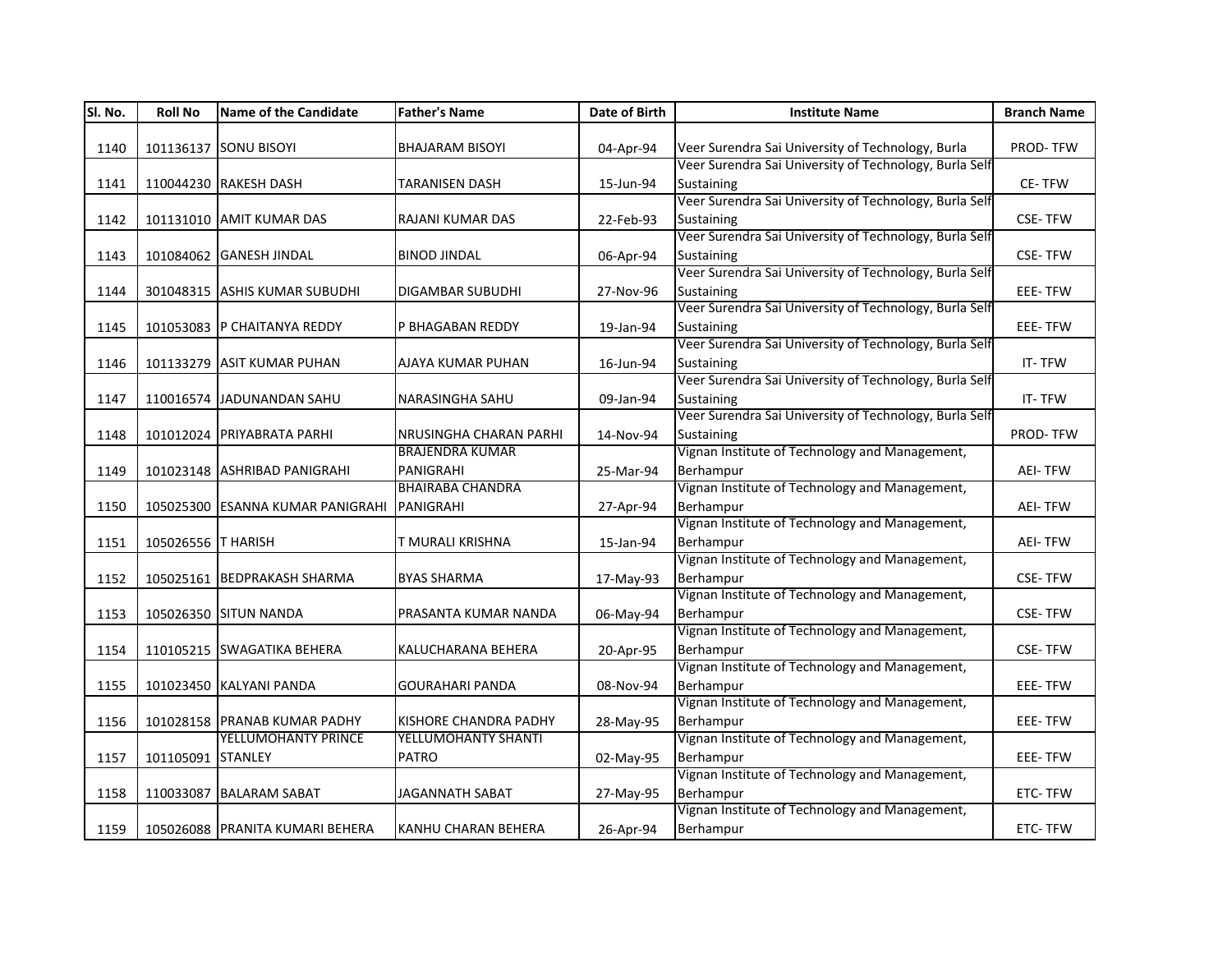| Sl. No. | Roll No | Name of the Candidate | Father's Name | Date of Birth | Institute Name | Branch Name |
|---|---|---|---|---|---|---|
| 1140 | 101136137 | SONU BISOYI | BHAJARAM BISOYI | 04-Apr-94 | Veer Surendra Sai University of Technology, Burla | PROD- TFW |
| 1141 | 110044230 | RAKESH DASH | TARANISEN DASH | 15-Jun-94 | Veer Surendra Sai University of Technology, Burla Self Sustaining | CE- TFW |
| 1142 | 101131010 | AMIT KUMAR DAS | RAJANI KUMAR DAS | 22-Feb-93 | Veer Surendra Sai University of Technology, Burla Self Sustaining | CSE- TFW |
| 1143 | 101084062 | GANESH JINDAL | BINOD JINDAL | 06-Apr-94 | Veer Surendra Sai University of Technology, Burla Self Sustaining | CSE- TFW |
| 1144 | 301048315 | ASHIS KUMAR SUBUDHI | DIGAMBAR SUBUDHI | 27-Nov-96 | Veer Surendra Sai University of Technology, Burla Self Sustaining | EEE- TFW |
| 1145 | 101053083 | P CHAITANYA REDDY | P BHAGABAN REDDY | 19-Jan-94 | Veer Surendra Sai University of Technology, Burla Self Sustaining | EEE- TFW |
| 1146 | 101133279 | ASIT KUMAR PUHAN | AJAYA KUMAR PUHAN | 16-Jun-94 | Veer Surendra Sai University of Technology, Burla Self Sustaining | IT- TFW |
| 1147 | 110016574 | JADUNANDAN SAHU | NARASINGHA SAHU | 09-Jan-94 | Veer Surendra Sai University of Technology, Burla Self Sustaining | IT- TFW |
| 1148 | 101012024 | PRIYABRATA PARHI | NRUSINGHA CHARAN PARHI | 14-Nov-94 | Veer Surendra Sai University of Technology, Burla Self Sustaining | PROD- TFW |
| 1149 | 101023148 | ASHRIBAD PANIGRAHI | BRAJENDRA KUMAR PANIGRAHI | 25-Mar-94 | Vignan Institute of Technology and Management, Berhampur | AEI- TFW |
| 1150 | 105025300 | ESANNA KUMAR PANIGRAHI | BHAIRABA CHANDRA PANIGRAHI | 27-Apr-94 | Vignan Institute of Technology and Management, Berhampur | AEI- TFW |
| 1151 | 105026556 | T HARISH | T MURALI KRISHNA | 15-Jan-94 | Vignan Institute of Technology and Management, Berhampur | AEI- TFW |
| 1152 | 105025161 | BEDPRAKASH SHARMA | BYAS SHARMA | 17-May-93 | Vignan Institute of Technology and Management, Berhampur | CSE- TFW |
| 1153 | 105026350 | SITUN NANDA | PRASANTA KUMAR NANDA | 06-May-94 | Vignan Institute of Technology and Management, Berhampur | CSE- TFW |
| 1154 | 110105215 | SWAGATIKA BEHERA | KALUCHARANA BEHERA | 20-Apr-95 | Vignan Institute of Technology and Management, Berhampur | CSE- TFW |
| 1155 | 101023450 | KALYANI PANDA | GOURAHARI PANDA | 08-Nov-94 | Vignan Institute of Technology and Management, Berhampur | EEE- TFW |
| 1156 | 101028158 | PRANAB KUMAR PADHY | KISHORE CHANDRA PADHY | 28-May-95 | Vignan Institute of Technology and Management, Berhampur | EEE- TFW |
| 1157 | 101105091 | YELLUMOHANTY PRINCE STANLEY | YELLUMOHANTY SHANTI PATRO | 02-May-95 | Vignan Institute of Technology and Management, Berhampur | EEE- TFW |
| 1158 | 110033087 | BALARAM SABAT | JAGANNATH SABAT | 27-May-95 | Vignan Institute of Technology and Management, Berhampur | ETC- TFW |
| 1159 | 105026088 | PRANITA KUMARI BEHERA | KANHU CHARAN BEHERA | 26-Apr-94 | Vignan Institute of Technology and Management, Berhampur | ETC- TFW |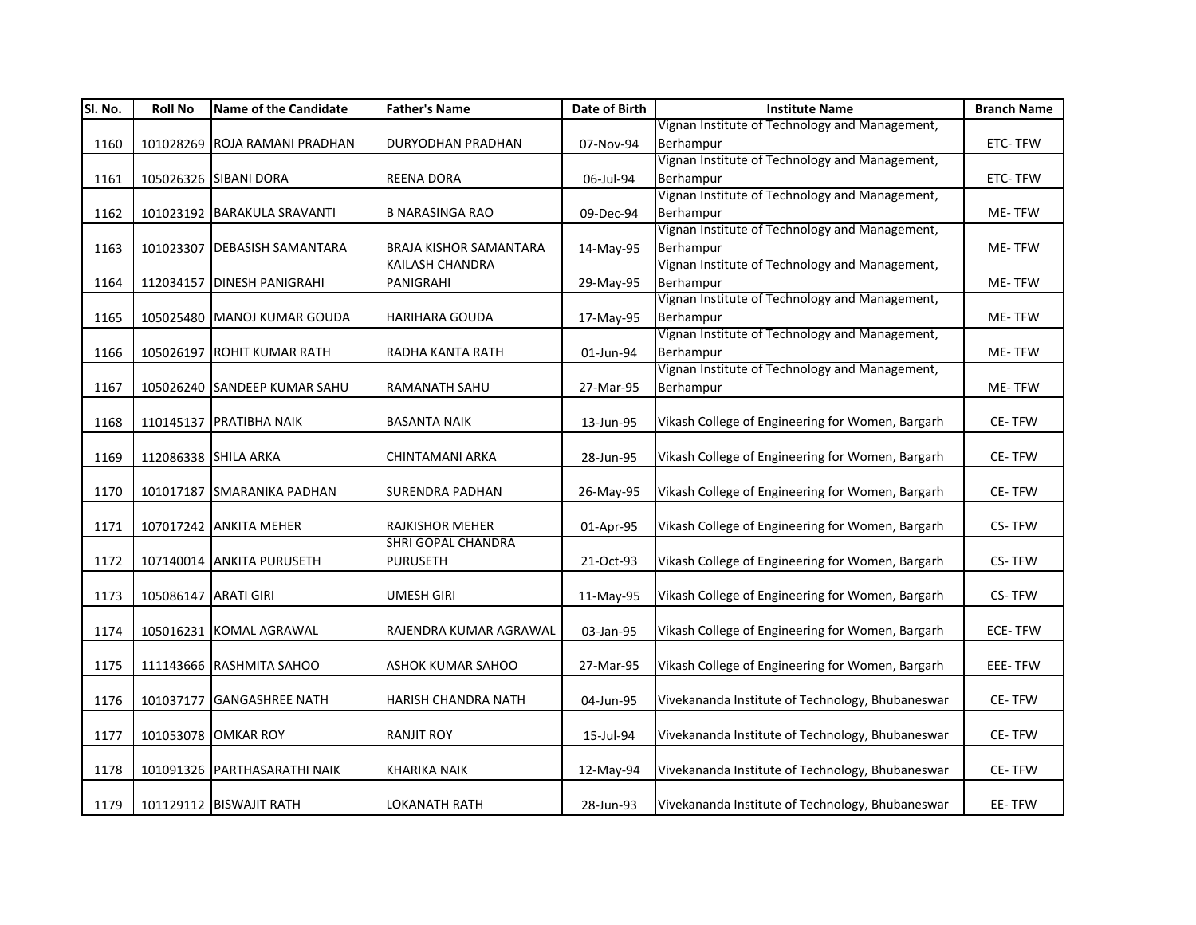| Sl. No. | Roll No | Name of the Candidate | Father's Name | Date of Birth | Institute Name | Branch Name |
|---|---|---|---|---|---|---|
| 1160 | 101028269 | ROJA RAMANI PRADHAN | DURYODHAN PRADHAN | 07-Nov-94 | Vignan Institute of Technology and Management, Berhampur | ETC- TFW |
| 1161 | 105026326 | SIBANI DORA | REENA DORA | 06-Jul-94 | Vignan Institute of Technology and Management, Berhampur | ETC- TFW |
| 1162 | 101023192 | BARAKULA SRAVANTI | B NARASINGA RAO | 09-Dec-94 | Vignan Institute of Technology and Management, Berhampur | ME- TFW |
| 1163 | 101023307 | DEBASISH SAMANTARA | BRAJA KISHOR SAMANTARA | 14-May-95 | Vignan Institute of Technology and Management, Berhampur | ME- TFW |
| 1164 | 112034157 | DINESH PANIGRAHI | KAILASH CHANDRA PANIGRAHI | 29-May-95 | Vignan Institute of Technology and Management, Berhampur | ME- TFW |
| 1165 | 105025480 | MANOJ KUMAR GOUDA | HARIHARA GOUDA | 17-May-95 | Vignan Institute of Technology and Management, Berhampur | ME- TFW |
| 1166 | 105026197 | ROHIT KUMAR RATH | RADHA KANTA RATH | 01-Jun-94 | Vignan Institute of Technology and Management, Berhampur | ME- TFW |
| 1167 | 105026240 | SANDEEP KUMAR SAHU | RAMANATH SAHU | 27-Mar-95 | Vignan Institute of Technology and Management, Berhampur | ME- TFW |
| 1168 | 110145137 | PRATIBHA NAIK | BASANTA NAIK | 13-Jun-95 | Vikash College of Engineering for Women, Bargarh | CE- TFW |
| 1169 | 112086338 | SHILA ARKA | CHINTAMANI ARKA | 28-Jun-95 | Vikash College of Engineering for Women, Bargarh | CE- TFW |
| 1170 | 101017187 | SMARANIKA PADHAN | SURENDRA PADHAN | 26-May-95 | Vikash College of Engineering for Women, Bargarh | CE- TFW |
| 1171 | 107017242 | ANKITA MEHER | RAJKISHOR MEHER | 01-Apr-95 | Vikash College of Engineering for Women, Bargarh | CS- TFW |
| 1172 | 107140014 | ANKITA PURUSETH | SHRI GOPAL CHANDRA PURUSETH | 21-Oct-93 | Vikash College of Engineering for Women, Bargarh | CS- TFW |
| 1173 | 105086147 | ARATI GIRI | UMESH GIRI | 11-May-95 | Vikash College of Engineering for Women, Bargarh | CS- TFW |
| 1174 | 105016231 | KOMAL AGRAWAL | RAJENDRA KUMAR AGRAWAL | 03-Jan-95 | Vikash College of Engineering for Women, Bargarh | ECE- TFW |
| 1175 | 111143666 | RASHMITA SAHOO | ASHOK KUMAR SAHOO | 27-Mar-95 | Vikash College of Engineering for Women, Bargarh | EEE- TFW |
| 1176 | 101037177 | GANGASHREE NATH | HARISH CHANDRA NATH | 04-Jun-95 | Vivekananda Institute of Technology, Bhubaneswar | CE- TFW |
| 1177 | 101053078 | OMKAR ROY | RANJIT ROY | 15-Jul-94 | Vivekananda Institute of Technology, Bhubaneswar | CE- TFW |
| 1178 | 101091326 | PARTHASARATHI NAIK | KHARIKA NAIK | 12-May-94 | Vivekananda Institute of Technology, Bhubaneswar | CE- TFW |
| 1179 | 101129112 | BISWAJIT RATH | LOKANATH RATH | 28-Jun-93 | Vivekananda Institute of Technology, Bhubaneswar | EE- TFW |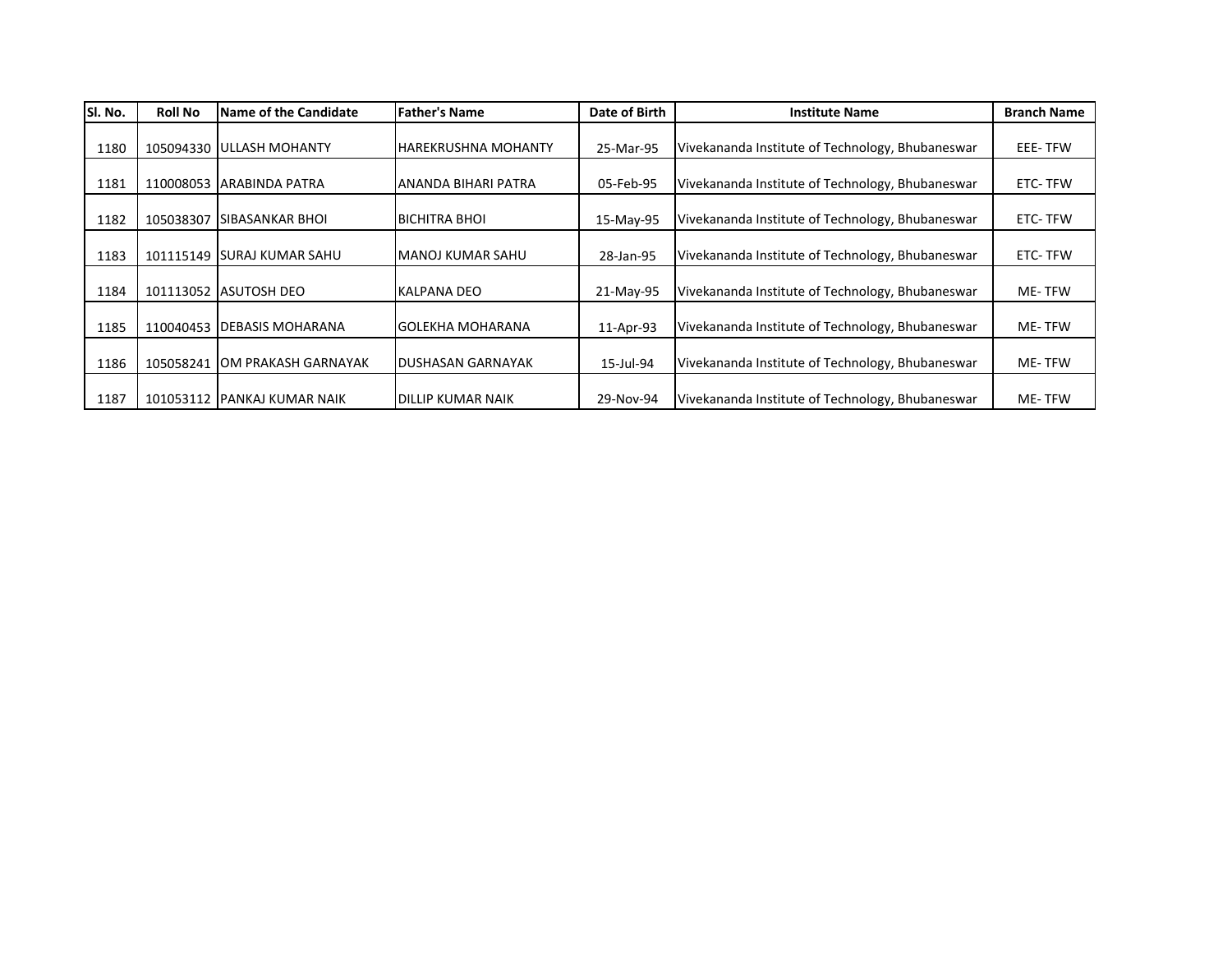| Sl. No. | Roll No | Name of the Candidate | Father's Name | Date of Birth | Institute Name | Branch Name |
|---|---|---|---|---|---|---|
| 1180 | 105094330 | ULLASH MOHANTY | HAREKRUSHNA MOHANTY | 25-Mar-95 | Vivekananda Institute of Technology, Bhubaneswar | EEE- TFW |
| 1181 | 110008053 | ARABINDA PATRA | ANANDA BIHARI PATRA | 05-Feb-95 | Vivekananda Institute of Technology, Bhubaneswar | ETC- TFW |
| 1182 | 105038307 | SIBASANKAR BHOI | BICHITRA BHOI | 15-May-95 | Vivekananda Institute of Technology, Bhubaneswar | ETC- TFW |
| 1183 | 101115149 | SURAJ KUMAR SAHU | MANOJ KUMAR SAHU | 28-Jan-95 | Vivekananda Institute of Technology, Bhubaneswar | ETC- TFW |
| 1184 | 101113052 | ASUTOSH DEO | KALPANA DEO | 21-May-95 | Vivekananda Institute of Technology, Bhubaneswar | ME- TFW |
| 1185 | 110040453 | DEBASIS MOHARANA | GOLEKHA MOHARANA | 11-Apr-93 | Vivekananda Institute of Technology, Bhubaneswar | ME- TFW |
| 1186 | 105058241 | OM PRAKASH GARNAYAK | DUSHASAN GARNAYAK | 15-Jul-94 | Vivekananda Institute of Technology, Bhubaneswar | ME- TFW |
| 1187 | 101053112 | PANKAJ KUMAR NAIK | DILLIP KUMAR NAIK | 29-Nov-94 | Vivekananda Institute of Technology, Bhubaneswar | ME- TFW |